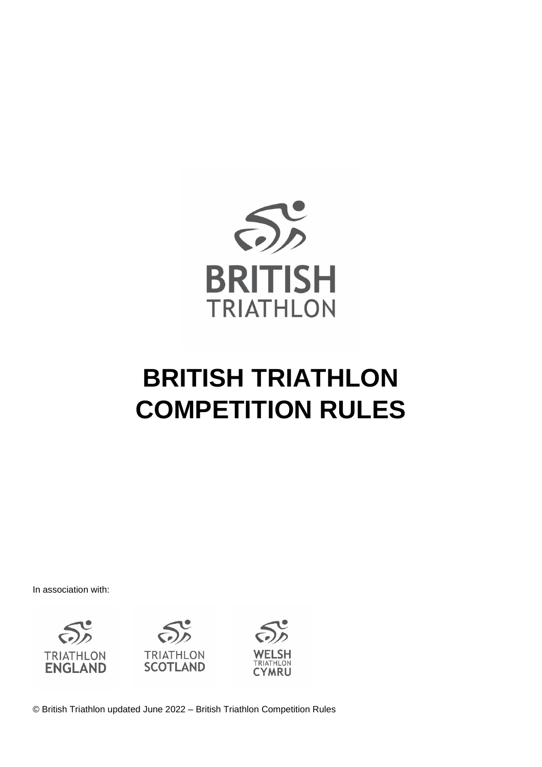# BRITISH TRIATHLON COMPETITION RULES

In association with:

© British Triathlon updated June 2022 – British Triathlon Competition Rules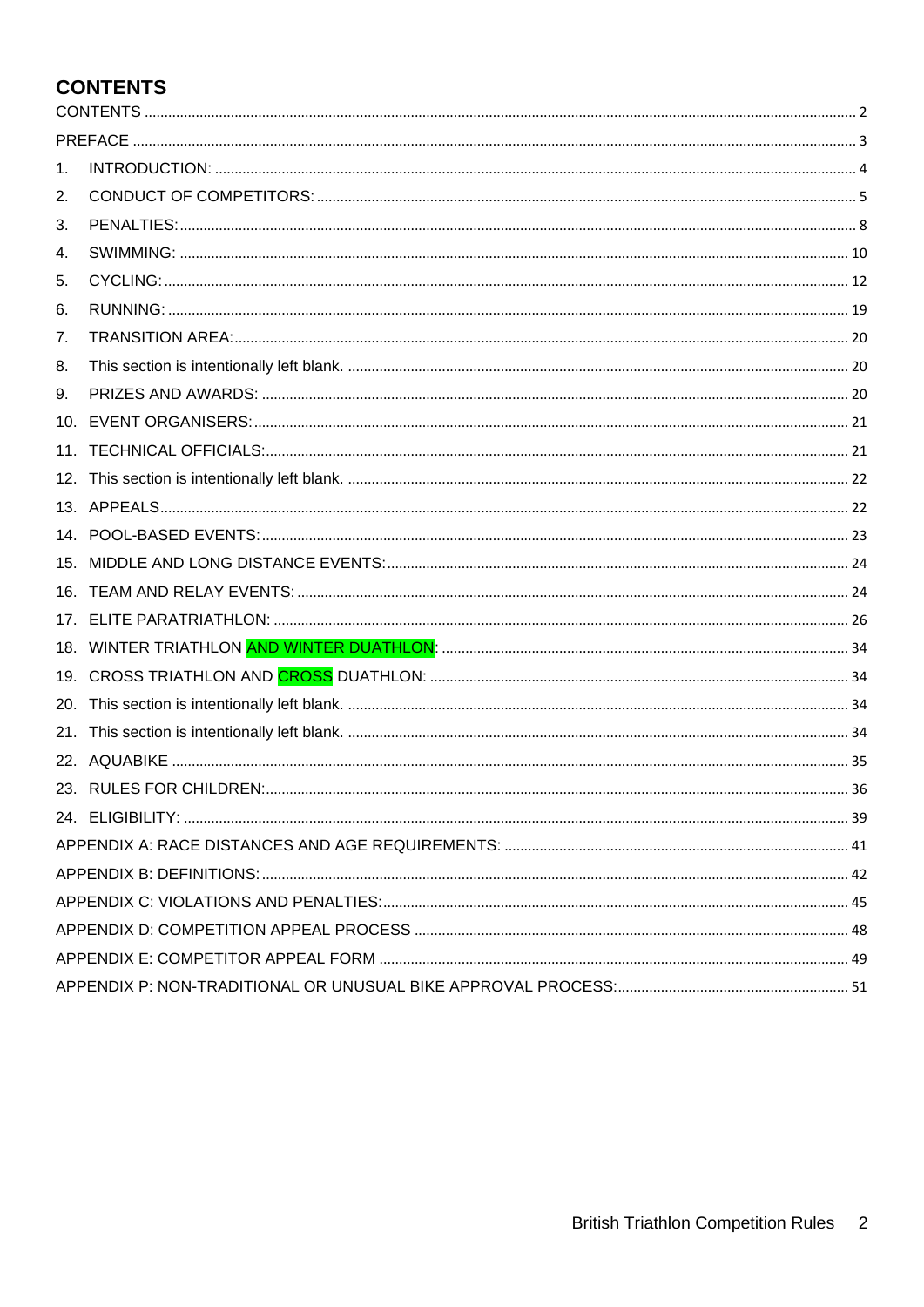# CONTENTS

CONTENTS ..... 2
PREFACE ..... 3
1. INTRODUCTION: ..... 4
2. CONDUCT OF COMPETITORS: ..... 5
3. PENALTIES: ..... 8
4. SWIMMING: ..... 10
5. CYCLING: ..... 12
6. RUNNING: ..... 19
7. TRANSITION AREA: ..... 20
8. This section is intentionally left blank. ..... 20
9. PRIZES AND AWARDS: ..... 20
10. EVENT ORGANISERS: ..... 21
11. TECHNICAL OFFICIALS: ..... 21
12. This section is intentionally left blank. ..... 22
13. APPEALS ..... 22
14. POOL-BASED EVENTS: ..... 23
15. MIDDLE AND LONG DISTANCE EVENTS: ..... 24
16. TEAM AND RELAY EVENTS: ..... 24
17. ELITE PARATRIATHLON: ..... 26
18. WINTER TRIATHLON AND WINTER DUATHLON: ..... 34
19. CROSS TRIATHLON AND CROSS DUATHLON: ..... 34
20. This section is intentionally left blank. ..... 34
21. This section is intentionally left blank. ..... 34
22. AQUABIKE ..... 35
23. RULES FOR CHILDREN: ..... 36
24. ELIGIBILITY: ..... 39

APPENDIX A: RACE DISTANCES AND AGE REQUIREMENTS: ..... 41
APPENDIX B: DEFINITIONS: ..... 42
APPENDIX C: VIOLATIONS AND PENALTIES: ..... 45
APPENDIX D: COMPETITION APPEAL PROCESS ..... 48
APPENDIX E: COMPETITOR APPEAL FORM ..... 49
APPENDIX P: NON-TRADITIONAL OR UNUSUAL BIKE APPROVAL PROCESS: ..... 51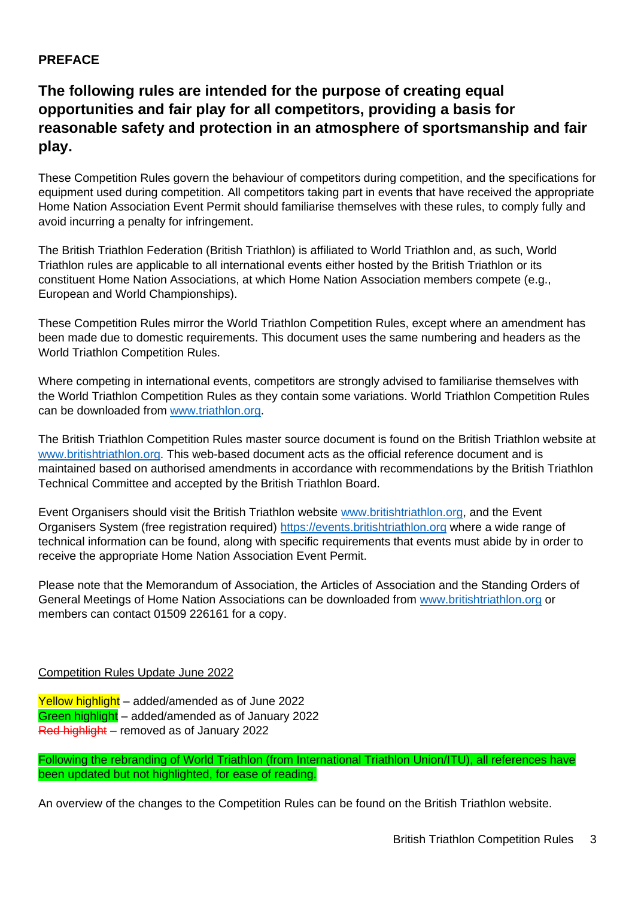**PREFACE**

## The following rules are intended for the purpose of creating equal opportunities and fair play for all competitors, providing a basis for reasonable safety and protection in an atmosphere of sportsmanship and fair play.

These Competition Rules govern the behaviour of competitors during competition, and the specifications for equipment used during competition. All competitors taking part in events that have received the appropriate Home Nation Association Event Permit should familiarise themselves with these rules, to comply fully and avoid incurring a penalty for infringement.

The British Triathlon Federation (British Triathlon) is affiliated to World Triathlon and, as such, World Triathlon rules are applicable to all international events either hosted by the British Triathlon or its constituent Home Nation Associations, at which Home Nation Association members compete (e.g., European and World Championships).

These Competition Rules mirror the World Triathlon Competition Rules, except where an amendment has been made due to domestic requirements. This document uses the same numbering and headers as the World Triathlon Competition Rules.

Where competing in international events, competitors are strongly advised to familiarise themselves with the World Triathlon Competition Rules as they contain some variations. World Triathlon Competition Rules can be downloaded from [www.triathlon.org](www.triathlon.org).

The British Triathlon Competition Rules master source document is found on the British Triathlon website at [www.britishtriathlon.org](www.britishtriathlon.org). This web-based document acts as the official reference document and is maintained based on authorised amendments in accordance with recommendations by the British Triathlon Technical Committee and accepted by the British Triathlon Board.

Event Organisers should visit the British Triathlon website [www.britishtriathlon.org](www.britishtriathlon.org), and the Event Organisers System (free registration required) [https://events.britishtriathlon.org](https://events.britishtriathlon.org) where a wide range of technical information can be found, along with specific requirements that events must abide by in order to receive the appropriate Home Nation Association Event Permit.

Please note that the Memorandum of Association, the Articles of Association and the Standing Orders of General Meetings of Home Nation Associations can be downloaded from [www.britishtriathlon.org](www.britishtriathlon.org) or members can contact 01509 226161 for a copy.

Competition Rules Update June 2022

Yellow highlight – added/amended as of June 2022
Green highlight – added/amended as of January 2022
~~Red highlight~~ – removed as of January 2022

Following the rebranding of World Triathlon (from International Triathlon Union/ITU), all references have been updated but not highlighted, for ease of reading.

An overview of the changes to the Competition Rules can be found on the British Triathlon website.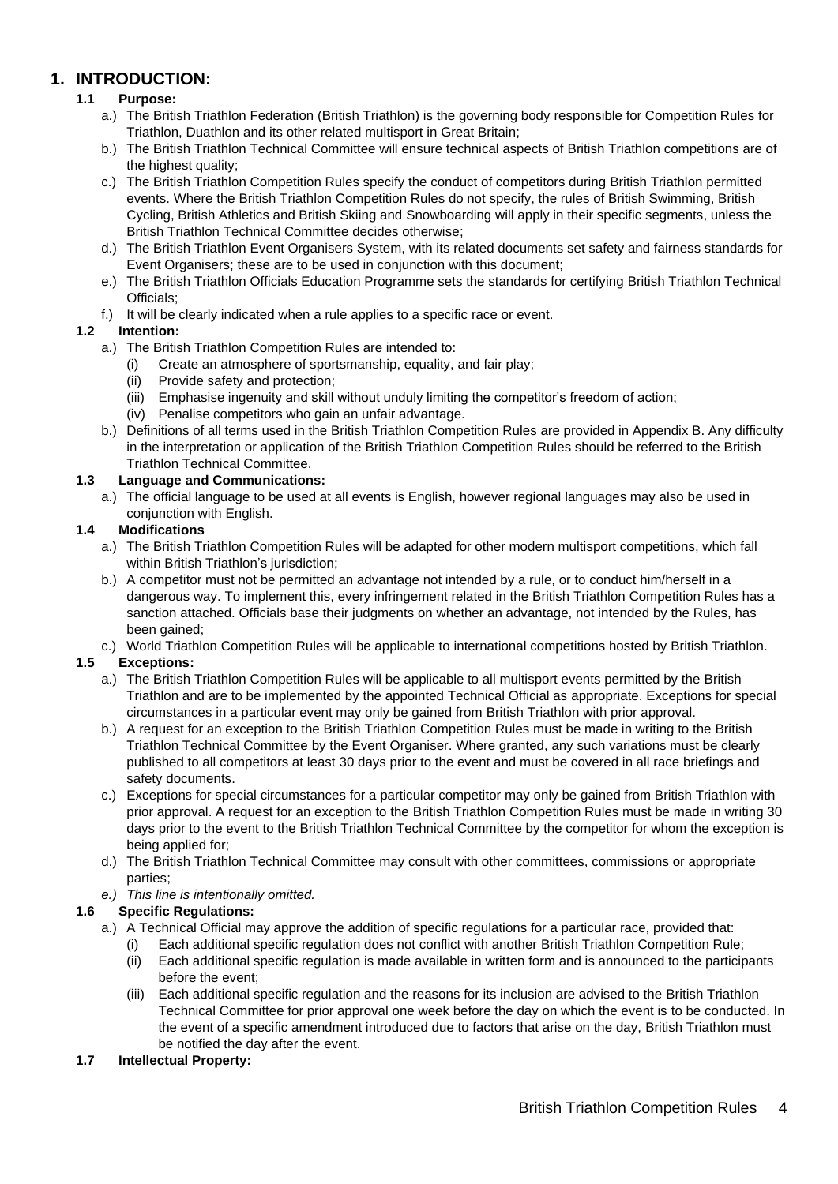# 1. INTRODUCTION:

### 1.1 Purpose:

a.) The British Triathlon Federation (British Triathlon) is the governing body responsible for Competition Rules for Triathlon, Duathlon and its other related multisport in Great Britain;

b.) The British Triathlon Technical Committee will ensure technical aspects of British Triathlon competitions are of the highest quality;

c.) The British Triathlon Competition Rules specify the conduct of competitors during British Triathlon permitted events. Where the British Triathlon Competition Rules do not specify, the rules of British Swimming, British Cycling, British Athletics and British Skiing and Snowboarding will apply in their specific segments, unless the British Triathlon Technical Committee decides otherwise;

d.) The British Triathlon Event Organisers System, with its related documents set safety and fairness standards for Event Organisers; these are to be used in conjunction with this document;

e.) The British Triathlon Officials Education Programme sets the standards for certifying British Triathlon Technical Officials;

f.) It will be clearly indicated when a rule applies to a specific race or event.

### 1.2 Intention:

a.) The British Triathlon Competition Rules are intended to:

- (i) Create an atmosphere of sportsmanship, equality, and fair play;
- (ii) Provide safety and protection;
- (iii) Emphasise ingenuity and skill without unduly limiting the competitor's freedom of action;
- (iv) Penalise competitors who gain an unfair advantage.

b.) Definitions of all terms used in the British Triathlon Competition Rules are provided in Appendix B. Any difficulty in the interpretation or application of the British Triathlon Competition Rules should be referred to the British Triathlon Technical Committee.

### 1.3 Language and Communications:

a.) The official language to be used at all events is English, however regional languages may also be used in conjunction with English.

### 1.4 Modifications

a.) The British Triathlon Competition Rules will be adapted for other modern multisport competitions, which fall within British Triathlon's jurisdiction;

b.) A competitor must not be permitted an advantage not intended by a rule, or to conduct him/herself in a dangerous way. To implement this, every infringement related in the British Triathlon Competition Rules has a sanction attached. Officials base their judgments on whether an advantage, not intended by the Rules, has been gained;

c.) World Triathlon Competition Rules will be applicable to international competitions hosted by British Triathlon.

### 1.5 Exceptions:

a.) The British Triathlon Competition Rules will be applicable to all multisport events permitted by the British Triathlon and are to be implemented by the appointed Technical Official as appropriate. Exceptions for special circumstances in a particular event may only be gained from British Triathlon with prior approval.

b.) A request for an exception to the British Triathlon Competition Rules must be made in writing to the British Triathlon Technical Committee by the Event Organiser. Where granted, any such variations must be clearly published to all competitors at least 30 days prior to the event and must be covered in all race briefings and safety documents.

c.) Exceptions for special circumstances for a particular competitor may only be gained from British Triathlon with prior approval. A request for an exception to the British Triathlon Competition Rules must be made in writing 30 days prior to the event to the British Triathlon Technical Committee by the competitor for whom the exception is being applied for;

d.) The British Triathlon Technical Committee may consult with other committees, commissions or appropriate parties;

*e.) This line is intentionally omitted.*

### 1.6 Specific Regulations:

a.) A Technical Official may approve the addition of specific regulations for a particular race, provided that:

- (i) Each additional specific regulation does not conflict with another British Triathlon Competition Rule;
- (ii) Each additional specific regulation is made available in written form and is announced to the participants before the event;
- (iii) Each additional specific regulation and the reasons for its inclusion are advised to the British Triathlon Technical Committee for prior approval one week before the day on which the event is to be conducted. In the event of a specific amendment introduced due to factors that arise on the day, British Triathlon must be notified the day after the event.

### 1.7 Intellectual Property: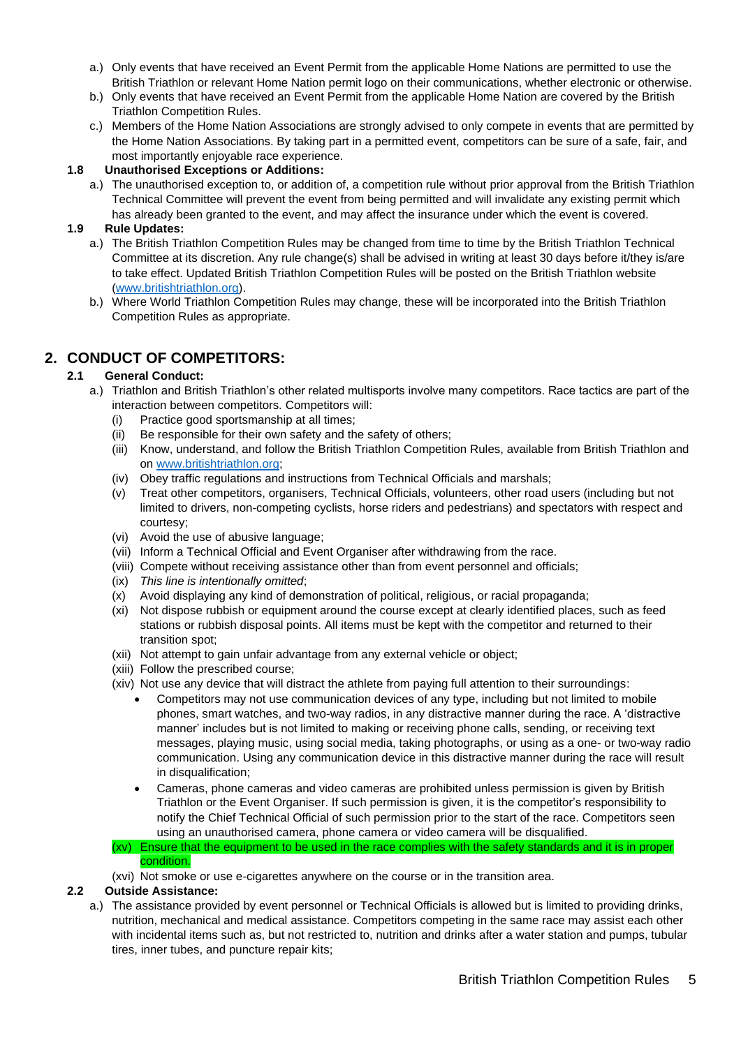a.) Only events that have received an Event Permit from the applicable Home Nations are permitted to use the British Triathlon or relevant Home Nation permit logo on their communications, whether electronic or otherwise.

b.) Only events that have received an Event Permit from the applicable Home Nation are covered by the British Triathlon Competition Rules.

c.) Members of the Home Nation Associations are strongly advised to only compete in events that are permitted by the Home Nation Associations. By taking part in a permitted event, competitors can be sure of a safe, fair, and most importantly enjoyable race experience.

**1.8 Unauthorised Exceptions or Additions:**

a.) The unauthorised exception to, or addition of, a competition rule without prior approval from the British Triathlon Technical Committee will prevent the event from being permitted and will invalidate any existing permit which has already been granted to the event, and may affect the insurance under which the event is covered.

**1.9 Rule Updates:**

a.) The British Triathlon Competition Rules may be changed from time to time by the British Triathlon Technical Committee at its discretion. Any rule change(s) shall be advised in writing at least 30 days before it/they is/are to take effect. Updated British Triathlon Competition Rules will be posted on the British Triathlon website (www.britishtriathlon.org).

b.) Where World Triathlon Competition Rules may change, these will be incorporated into the British Triathlon Competition Rules as appropriate.

## 2. CONDUCT OF COMPETITORS:

**2.1 General Conduct:**

a.) Triathlon and British Triathlon's other related multisports involve many competitors. Race tactics are part of the interaction between competitors. Competitors will:

(i) Practice good sportsmanship at all times;

(ii) Be responsible for their own safety and the safety of others;

(iii) Know, understand, and follow the British Triathlon Competition Rules, available from British Triathlon and on www.britishtriathlon.org;

(iv) Obey traffic regulations and instructions from Technical Officials and marshals;

(v) Treat other competitors, organisers, Technical Officials, volunteers, other road users (including but not limited to drivers, non-competing cyclists, horse riders and pedestrians) and spectators with respect and courtesy;

(vi) Avoid the use of abusive language;

(vii) Inform a Technical Official and Event Organiser after withdrawing from the race.

(viii) Compete without receiving assistance other than from event personnel and officials;

(ix) *This line is intentionally omitted*;

(x) Avoid displaying any kind of demonstration of political, religious, or racial propaganda;

(xi) Not dispose rubbish or equipment around the course except at clearly identified places, such as feed stations or rubbish disposal points. All items must be kept with the competitor and returned to their transition spot;

(xii) Not attempt to gain unfair advantage from any external vehicle or object;

(xiii) Follow the prescribed course;

(xiv) Not use any device that will distract the athlete from paying full attention to their surroundings:

- Competitors may not use communication devices of any type, including but not limited to mobile phones, smart watches, and two-way radios, in any distractive manner during the race. A 'distractive manner' includes but is not limited to making or receiving phone calls, sending, or receiving text messages, playing music, using social media, taking photographs, or using as a one- or two-way radio communication. Using any communication device in this distractive manner during the race will result in disqualification;
- Cameras, phone cameras and video cameras are prohibited unless permission is given by British Triathlon or the Event Organiser. If such permission is given, it is the competitor's responsibility to notify the Chief Technical Official of such permission prior to the start of the race. Competitors seen using an unauthorised camera, phone camera or video camera will be disqualified.

(xv) Ensure that the equipment to be used in the race complies with the safety standards and it is in proper condition.

(xvi) Not smoke or use e-cigarettes anywhere on the course or in the transition area.

**2.2 Outside Assistance:**

a.) The assistance provided by event personnel or Technical Officials is allowed but is limited to providing drinks, nutrition, mechanical and medical assistance. Competitors competing in the same race may assist each other with incidental items such as, but not restricted to, nutrition and drinks after a water station and pumps, tubular tires, inner tubes, and puncture repair kits;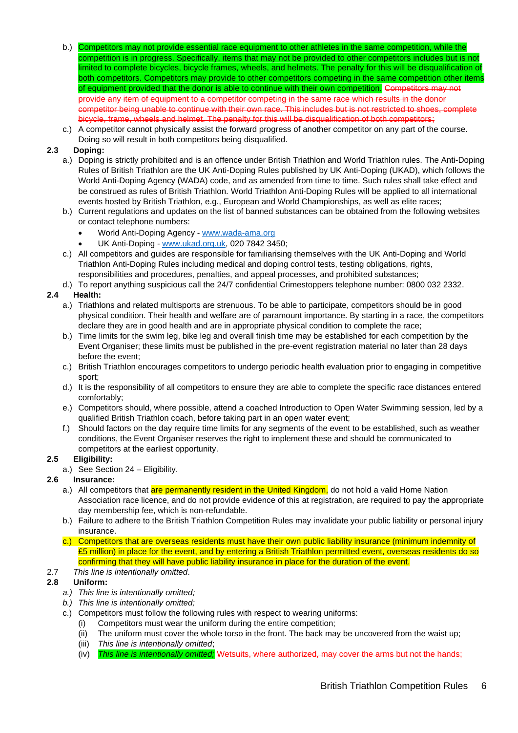b.) Competitors may not provide essential race equipment to other athletes in the same competition, while the competition is in progress. Specifically, items that may not be provided to other competitors includes but is not limited to complete bicycles, bicycle frames, wheels, and helmets. The penalty for this will be disqualification of both competitors. Competitors may provide to other competitors competing in the same competition other items of equipment provided that the donor is able to continue with their own competition. ~~Competitors may not provide any item of equipment to a competitor competing in the same race which results in the donor competitor being unable to continue with their own race. This includes but is not restricted to shoes, complete bicycle, frame, wheels and helmet. The penalty for this will be disqualification of both competitors;~~

c.) A competitor cannot physically assist the forward progress of another competitor on any part of the course. Doing so will result in both competitors being disqualified.

**2.3 Doping:**

a.) Doping is strictly prohibited and is an offence under British Triathlon and World Triathlon rules. The Anti-Doping Rules of British Triathlon are the UK Anti-Doping Rules published by UK Anti-Doping (UKAD), which follows the World Anti-Doping Agency (WADA) code, and as amended from time to time. Such rules shall take effect and be construed as rules of British Triathlon. World Triathlon Anti-Doping Rules will be applied to all international events hosted by British Triathlon, e.g., European and World Championships, as well as elite races;

b.) Current regulations and updates on the list of banned substances can be obtained from the following websites or contact telephone numbers:

- World Anti-Doping Agency - www.wada-ama.org
- UK Anti-Doping - www.ukad.org.uk, 020 7842 3450;

c.) All competitors and guides are responsible for familiarising themselves with the UK Anti-Doping and World Triathlon Anti-Doping Rules including medical and doping control tests, testing obligations, rights, responsibilities and procedures, penalties, and appeal processes, and prohibited substances;

d.) To report anything suspicious call the 24/7 confidential Crimestoppers telephone number: 0800 032 2332.

**2.4 Health:**

a.) Triathlons and related multisports are strenuous. To be able to participate, competitors should be in good physical condition. Their health and welfare are of paramount importance. By starting in a race, the competitors declare they are in good health and are in appropriate physical condition to complete the race;

b.) Time limits for the swim leg, bike leg and overall finish time may be established for each competition by the Event Organiser; these limits must be published in the pre-event registration material no later than 28 days before the event;

c.) British Triathlon encourages competitors to undergo periodic health evaluation prior to engaging in competitive sport;

d.) It is the responsibility of all competitors to ensure they are able to complete the specific race distances entered comfortably;

e.) Competitors should, where possible, attend a coached Introduction to Open Water Swimming session, led by a qualified British Triathlon coach, before taking part in an open water event;

f.) Should factors on the day require time limits for any segments of the event to be established, such as weather conditions, the Event Organiser reserves the right to implement these and should be communicated to competitors at the earliest opportunity.

**2.5 Eligibility:**

a.) See Section 24 – Eligibility.

**2.6 Insurance:**

a.) All competitors that are permanently resident in the United Kingdom, do not hold a valid Home Nation Association race licence, and do not provide evidence of this at registration, are required to pay the appropriate day membership fee, which is non-refundable.

b.) Failure to adhere to the British Triathlon Competition Rules may invalidate your public liability or personal injury insurance.

c.) Competitors that are overseas residents must have their own public liability insurance (minimum indemnity of £5 million) in place for the event, and by entering a British Triathlon permitted event, overseas residents do so confirming that they will have public liability insurance in place for the duration of the event.

2.7 *This line is intentionally omitted*.

**2.8 Uniform:**

*a.) This line is intentionally omitted;*

*b.) This line is intentionally omitted;*

c.) Competitors must follow the following rules with respect to wearing uniforms:

(i) Competitors must wear the uniform during the entire competition;

(ii) The uniform must cover the whole torso in the front. The back may be uncovered from the waist up;

(iii) *This line is intentionally omitted*;

(iv) *This line is intentionally omitted;* ~~Wetsuits, where authorized, may cover the arms but not the hands;~~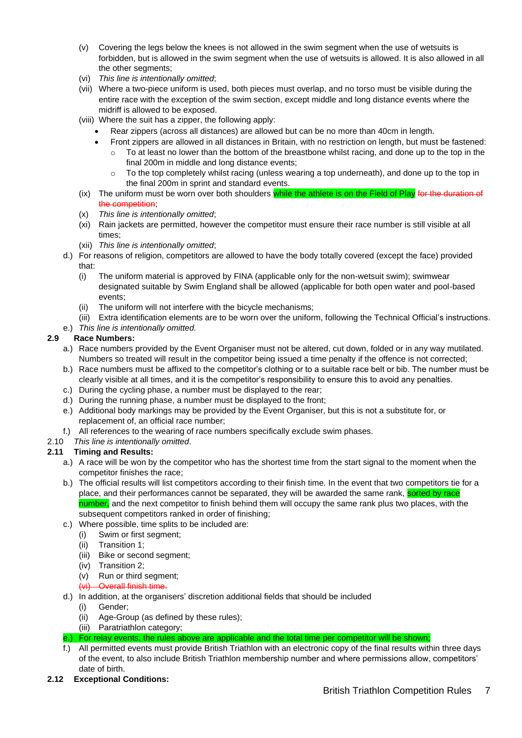(v) Covering the legs below the knees is not allowed in the swim segment when the use of wetsuits is forbidden, but is allowed in the swim segment when the use of wetsuits is allowed. It is also allowed in all the other segments;

(vi) *This line is intentionally omitted*;

(vii) Where a two-piece uniform is used, both pieces must overlap, and no torso must be visible during the entire race with the exception of the swim section, except middle and long distance events where the midriff is allowed to be exposed.

(viii) Where the suit has a zipper, the following apply:

- Rear zippers (across all distances) are allowed but can be no more than 40cm in length.
- Front zippers are allowed in all distances in Britain, with no restriction on length, but must be fastened:
  - To at least no lower than the bottom of the breastbone whilst racing, and done up to the top in the final 200m in middle and long distance events;
  - To the top completely whilst racing (unless wearing a top underneath), and done up to the top in the final 200m in sprint and standard events.

(ix) The uniform must be worn over both shoulders while the athlete is on the Field of Play ~~for the duration of the competition~~;

(x) *This line is intentionally omitted*;

(xi) Rain jackets are permitted, however the competitor must ensure their race number is still visible at all times;

(xii) *This line is intentionally omitted*;

d.) For reasons of religion, competitors are allowed to have the body totally covered (except the face) provided that:

(i) The uniform material is approved by FINA (applicable only for the non-wetsuit swim); swimwear designated suitable by Swim England shall be allowed (applicable for both open water and pool-based events;

(ii) The uniform will not interfere with the bicycle mechanisms;

(iii) Extra identification elements are to be worn over the uniform, following the Technical Official's instructions.

e.) *This line is intentionally omitted.*

**2.9 Race Numbers:**

a.) Race numbers provided by the Event Organiser must not be altered, cut down, folded or in any way mutilated. Numbers so treated will result in the competitor being issued a time penalty if the offence is not corrected;

b.) Race numbers must be affixed to the competitor's clothing or to a suitable race belt or bib. The number must be clearly visible at all times, and it is the competitor's responsibility to ensure this to avoid any penalties.

c.) During the cycling phase, a number must be displayed to the rear;

d.) During the running phase, a number must be displayed to the front;

e.) Additional body markings may be provided by the Event Organiser, but this is not a substitute for, or replacement of, an official race number;

f.) All references to the wearing of race numbers specifically exclude swim phases.

2.10 *This line is intentionally omitted*.

**2.11 Timing and Results:**

a.) A race will be won by the competitor who has the shortest time from the start signal to the moment when the competitor finishes the race;

b.) The official results will list competitors according to their finish time. In the event that two competitors tie for a place, and their performances cannot be separated, they will be awarded the same rank, sorted by race number, and the next competitor to finish behind them will occupy the same rank plus two places, with the subsequent competitors ranked in order of finishing;

c.) Where possible, time splits to be included are:

(i) Swim or first segment;

(ii) Transition 1;

(iii) Bike or second segment;

(iv) Transition 2;

(v) Run or third segment;

~~(vi) Overall finish time.~~

d.) In addition, at the organisers' discretion additional fields that should be included

(i) Gender;

(ii) Age-Group (as defined by these rules);

(iii) Paratriathlon category;

e.) For relay events, the rules above are applicable and the total time per competitor will be shown;

f.) All permitted events must provide British Triathlon with an electronic copy of the final results within three days of the event, to also include British Triathlon membership number and where permissions allow, competitors' date of birth.

**2.12 Exceptional Conditions:**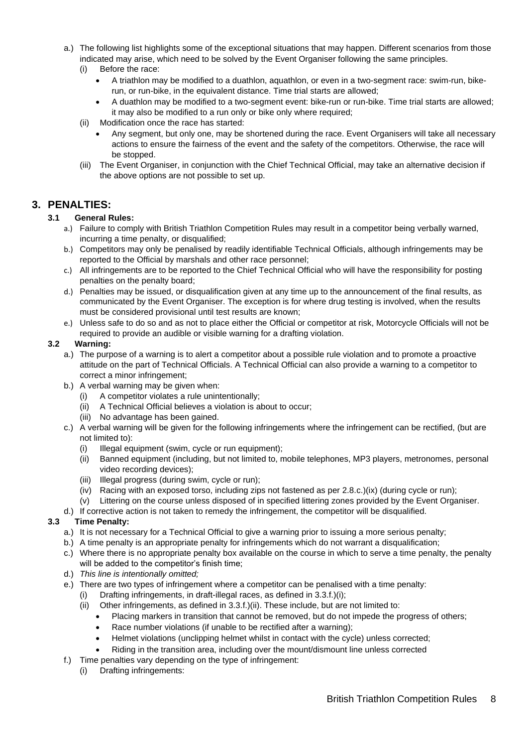a.) The following list highlights some of the exceptional situations that may happen. Different scenarios from those indicated may arise, which need to be solved by the Event Organiser following the same principles.
   (i) Before the race:
      - A triathlon may be modified to a duathlon, aquathlon, or even in a two-segment race: swim-run, bike-run, or run-bike, in the equivalent distance. Time trial starts are allowed;
      - A duathlon may be modified to a two-segment event: bike-run or run-bike. Time trial starts are allowed; it may also be modified to a run only or bike only where required;
   (ii) Modification once the race has started:
      - Any segment, but only one, may be shortened during the race. Event Organisers will take all necessary actions to ensure the fairness of the event and the safety of the competitors. Otherwise, the race will be stopped.
   (iii) The Event Organiser, in conjunction with the Chief Technical Official, may take an alternative decision if the above options are not possible to set up.

## 3. PENALTIES:

### 3.1 General Rules:

a.) Failure to comply with British Triathlon Competition Rules may result in a competitor being verbally warned, incurring a time penalty, or disqualified;

b.) Competitors may only be penalised by readily identifiable Technical Officials, although infringements may be reported to the Official by marshals and other race personnel;

c.) All infringements are to be reported to the Chief Technical Official who will have the responsibility for posting penalties on the penalty board;

d.) Penalties may be issued, or disqualification given at any time up to the announcement of the final results, as communicated by the Event Organiser. The exception is for where drug testing is involved, when the results must be considered provisional until test results are known;

e.) Unless safe to do so and as not to place either the Official or competitor at risk, Motorcycle Officials will not be required to provide an audible or visible warning for a drafting violation.

### 3.2 Warning:

a.) The purpose of a warning is to alert a competitor about a possible rule violation and to promote a proactive attitude on the part of Technical Officials. A Technical Official can also provide a warning to a competitor to correct a minor infringement;

b.) A verbal warning may be given when:
   (i) A competitor violates a rule unintentionally;
   (ii) A Technical Official believes a violation is about to occur;
   (iii) No advantage has been gained.

c.) A verbal warning will be given for the following infringements where the infringement can be rectified, (but are not limited to):
   (i) Illegal equipment (swim, cycle or run equipment);
   (ii) Banned equipment (including, but not limited to, mobile telephones, MP3 players, metronomes, personal video recording devices);
   (iii) Illegal progress (during swim, cycle or run);
   (iv) Racing with an exposed torso, including zips not fastened as per 2.8.c.)(ix) (during cycle or run);
   (v) Littering on the course unless disposed of in specified littering zones provided by the Event Organiser.

d.) If corrective action is not taken to remedy the infringement, the competitor will be disqualified.

### 3.3 Time Penalty:

a.) It is not necessary for a Technical Official to give a warning prior to issuing a more serious penalty;

b.) A time penalty is an appropriate penalty for infringements which do not warrant a disqualification;

c.) Where there is no appropriate penalty box available on the course in which to serve a time penalty, the penalty will be added to the competitor's finish time;

d.) *This line is intentionally omitted;*

e.) There are two types of infringement where a competitor can be penalised with a time penalty:
   (i) Drafting infringements, in draft-illegal races, as defined in 3.3.f.)(i);
   (ii) Other infringements, as defined in 3.3.f.)(ii). These include, but are not limited to:
      - Placing markers in transition that cannot be removed, but do not impede the progress of others;
      - Race number violations (if unable to be rectified after a warning);
      - Helmet violations (unclipping helmet whilst in contact with the cycle) unless corrected;
      - Riding in the transition area, including over the mount/dismount line unless corrected

f.) Time penalties vary depending on the type of infringement:
   (i) Drafting infringements: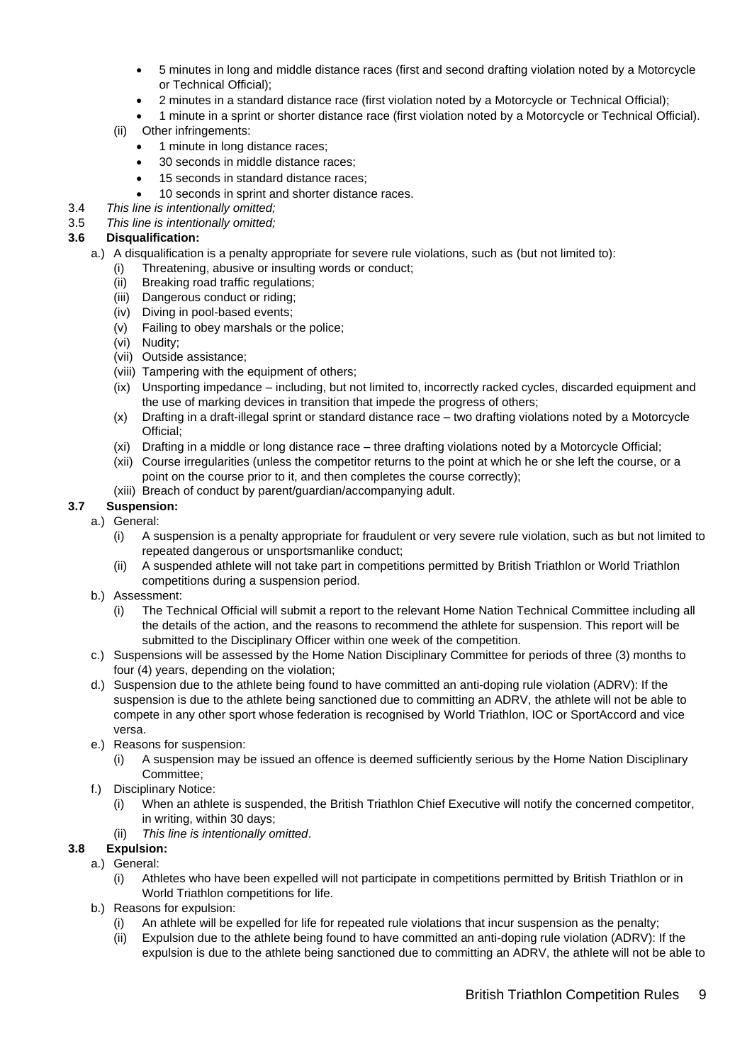- 5 minutes in long and middle distance races (first and second drafting violation noted by a Motorcycle or Technical Official);
- 2 minutes in a standard distance race (first violation noted by a Motorcycle or Technical Official);
- 1 minute in a sprint or shorter distance race (first violation noted by a Motorcycle or Technical Official).

(ii) Other infringements:

- 1 minute in long distance races;
- 30 seconds in middle distance races;
- 15 seconds in standard distance races;
- 10 seconds in sprint and shorter distance races.

3.4 *This line is intentionally omitted;*

3.5 *This line is intentionally omitted;*

**3.6 Disqualification:**

a.) A disqualification is a penalty appropriate for severe rule violations, such as (but not limited to):

(i) Threatening, abusive or insulting words or conduct;
(ii) Breaking road traffic regulations;
(iii) Dangerous conduct or riding;
(iv) Diving in pool-based events;
(v) Failing to obey marshals or the police;
(vi) Nudity;
(vii) Outside assistance;
(viii) Tampering with the equipment of others;
(ix) Unsporting impedance – including, but not limited to, incorrectly racked cycles, discarded equipment and the use of marking devices in transition that impede the progress of others;
(x) Drafting in a draft-illegal sprint or standard distance race – two drafting violations noted by a Motorcycle Official;
(xi) Drafting in a middle or long distance race – three drafting violations noted by a Motorcycle Official;
(xii) Course irregularities (unless the competitor returns to the point at which he or she left the course, or a point on the course prior to it, and then completes the course correctly);
(xiii) Breach of conduct by parent/guardian/accompanying adult.

**3.7 Suspension:**

a.) General:

(i) A suspension is a penalty appropriate for fraudulent or very severe rule violation, such as but not limited to repeated dangerous or unsportsmanlike conduct;
(ii) A suspended athlete will not take part in competitions permitted by British Triathlon or World Triathlon competitions during a suspension period.

b.) Assessment:

(i) The Technical Official will submit a report to the relevant Home Nation Technical Committee including all the details of the action, and the reasons to recommend the athlete for suspension. This report will be submitted to the Disciplinary Officer within one week of the competition.

c.) Suspensions will be assessed by the Home Nation Disciplinary Committee for periods of three (3) months to four (4) years, depending on the violation;

d.) Suspension due to the athlete being found to have committed an anti-doping rule violation (ADRV): If the suspension is due to the athlete being sanctioned due to committing an ADRV, the athlete will not be able to compete in any other sport whose federation is recognised by World Triathlon, IOC or SportAccord and vice versa.

e.) Reasons for suspension:

(i) A suspension may be issued an offence is deemed sufficiently serious by the Home Nation Disciplinary Committee;

f.) Disciplinary Notice:

(i) When an athlete is suspended, the British Triathlon Chief Executive will notify the concerned competitor, in writing, within 30 days;
(ii) *This line is intentionally omitted*.

**3.8 Expulsion:**

a.) General:

(i) Athletes who have been expelled will not participate in competitions permitted by British Triathlon or in World Triathlon competitions for life.

b.) Reasons for expulsion:

(i) An athlete will be expelled for life for repeated rule violations that incur suspension as the penalty;
(ii) Expulsion due to the athlete being found to have committed an anti-doping rule violation (ADRV): If the expulsion is due to the athlete being sanctioned due to committing an ADRV, the athlete will not be able to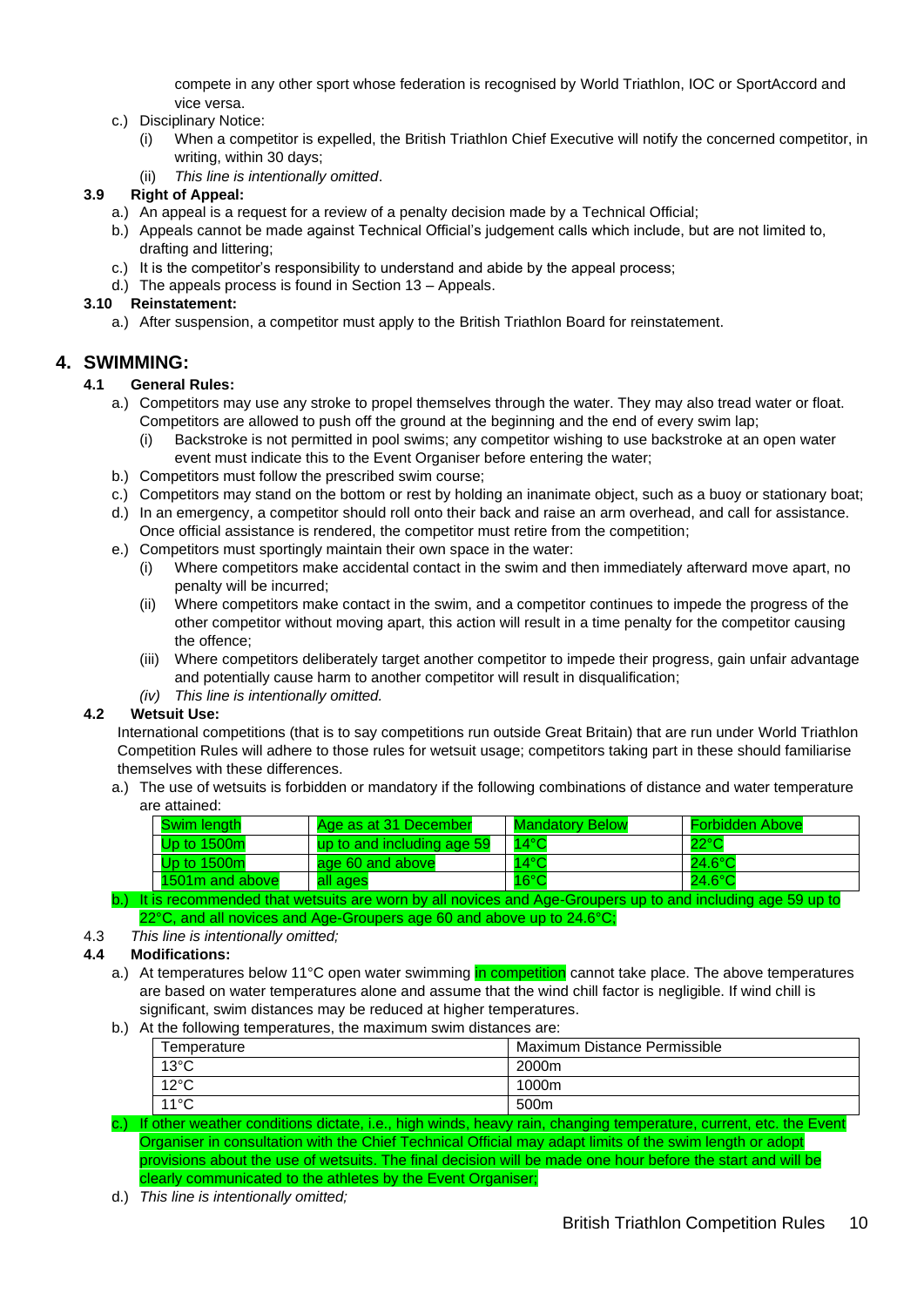compete in any other sport whose federation is recognised by World Triathlon, IOC or SportAccord and vice versa.

c.) Disciplinary Notice:
   (i) When a competitor is expelled, the British Triathlon Chief Executive will notify the concerned competitor, in writing, within 30 days;
   (ii) *This line is intentionally omitted*.

**3.9 Right of Appeal:**

a.) An appeal is a request for a review of a penalty decision made by a Technical Official;
b.) Appeals cannot be made against Technical Official's judgement calls which include, but are not limited to, drafting and littering;
c.) It is the competitor's responsibility to understand and abide by the appeal process;
d.) The appeals process is found in Section 13 – Appeals.

**3.10 Reinstatement:**

a.) After suspension, a competitor must apply to the British Triathlon Board for reinstatement.

## 4. SWIMMING:

**4.1 General Rules:**

a.) Competitors may use any stroke to propel themselves through the water. They may also tread water or float. Competitors are allowed to push off the ground at the beginning and the end of every swim lap;
   (i) Backstroke is not permitted in pool swims; any competitor wishing to use backstroke at an open water event must indicate this to the Event Organiser before entering the water;
b.) Competitors must follow the prescribed swim course;
c.) Competitors may stand on the bottom or rest by holding an inanimate object, such as a buoy or stationary boat;
d.) In an emergency, a competitor should roll onto their back and raise an arm overhead, and call for assistance. Once official assistance is rendered, the competitor must retire from the competition;
e.) Competitors must sportingly maintain their own space in the water:
   (i) Where competitors make accidental contact in the swim and then immediately afterward move apart, no penalty will be incurred;
   (ii) Where competitors make contact in the swim, and a competitor continues to impede the progress of the other competitor without moving apart, this action will result in a time penalty for the competitor causing the offence;
   (iii) Where competitors deliberately target another competitor to impede their progress, gain unfair advantage and potentially cause harm to another competitor will result in disqualification;
   *(iv) This line is intentionally omitted.*

**4.2 Wetsuit Use:**

International competitions (that is to say competitions run outside Great Britain) that are run under World Triathlon Competition Rules will adhere to those rules for wetsuit usage; competitors taking part in these should familiarise themselves with these differences.

a.) The use of wetsuits is forbidden or mandatory if the following combinations of distance and water temperature are attained:

| Swim length | Age as at 31 December | Mandatory Below | Forbidden Above |
|---|---|---|---|
| Up to 1500m | up to and including age 59 | 14°C | 22°C |
| Up to 1500m | age 60 and above | 14°C | 24.6°C |
| 1501m and above | all ages | 16°C | 24.6°C |

b.) It is recommended that wetsuits are worn by all novices and Age-Groupers up to and including age 59 up to 22°C, and all novices and Age-Groupers age 60 and above up to 24.6°C;

4.3 *This line is intentionally omitted;*

**4.4 Modifications:**

a.) At temperatures below 11°C open water swimming in competition cannot take place. The above temperatures are based on water temperatures alone and assume that the wind chill factor is negligible. If wind chill is significant, swim distances may be reduced at higher temperatures.
b.) At the following temperatures, the maximum swim distances are:

| Temperature | Maximum Distance Permissible |
|---|---|
| 13°C | 2000m |
| 12°C | 1000m |
| 11°C | 500m |

c.) If other weather conditions dictate, i.e., high winds, heavy rain, changing temperature, current, etc. the Event Organiser in consultation with the Chief Technical Official may adapt limits of the swim length or adopt provisions about the use of wetsuits. The final decision will be made one hour before the start and will be clearly communicated to the athletes by the Event Organiser;
d.) *This line is intentionally omitted;*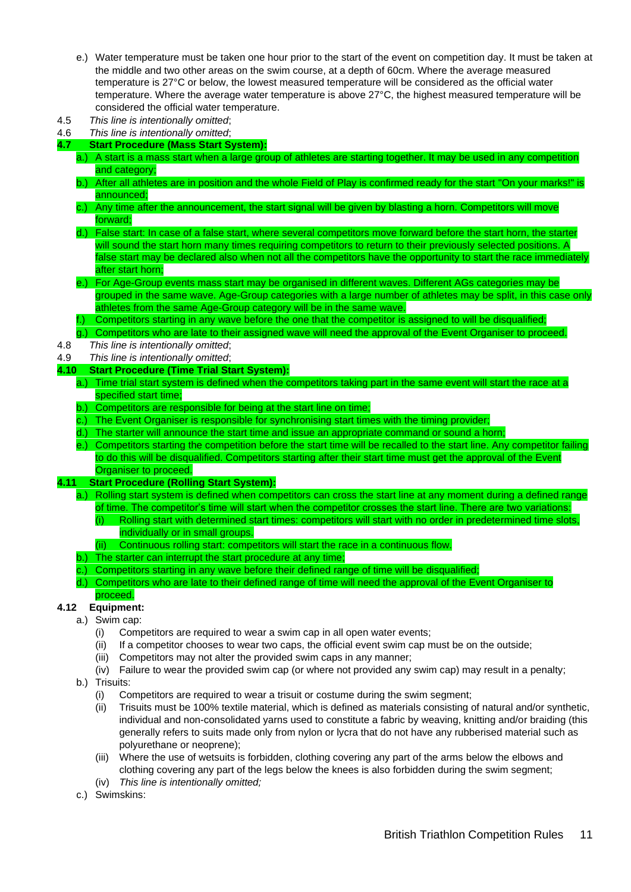e.) Water temperature must be taken one hour prior to the start of the event on competition day. It must be taken at the middle and two other areas on the swim course, at a depth of 60cm. Where the average measured temperature is 27°C or below, the lowest measured temperature will be considered as the official water temperature. Where the average water temperature is above 27°C, the highest measured temperature will be considered the official water temperature.

4.5 *This line is intentionally omitted*;

4.6 *This line is intentionally omitted*;

**4.7 Start Procedure (Mass Start System):**

a.) A start is a mass start when a large group of athletes are starting together. It may be used in any competition and category;

b.) After all athletes are in position and the whole Field of Play is confirmed ready for the start "On your marks!" is announced;

c.) Any time after the announcement, the start signal will be given by blasting a horn. Competitors will move forward;

d.) False start: In case of a false start, where several competitors move forward before the start horn, the starter will sound the start horn many times requiring competitors to return to their previously selected positions. A false start may be declared also when not all the competitors have the opportunity to start the race immediately after start horn;

e.) For Age-Group events mass start may be organised in different waves. Different AGs categories may be grouped in the same wave. Age-Group categories with a large number of athletes may be split, in this case only athletes from the same Age-Group category will be in the same wave.

f.) Competitors starting in any wave before the one that the competitor is assigned to will be disqualified;

g.) Competitors who are late to their assigned wave will need the approval of the Event Organiser to proceed.

4.8 *This line is intentionally omitted*;

4.9 *This line is intentionally omitted*;

**4.10 Start Procedure (Time Trial Start System):**

a.) Time trial start system is defined when the competitors taking part in the same event will start the race at a specified start time;

b.) Competitors are responsible for being at the start line on time;

c.) The Event Organiser is responsible for synchronising start times with the timing provider;

d.) The starter will announce the start time and issue an appropriate command or sound a horn;

e.) Competitors starting the competition before the start time will be recalled to the start line. Any competitor failing to do this will be disqualified. Competitors starting after their start time must get the approval of the Event Organiser to proceed.

**4.11 Start Procedure (Rolling Start System):**

a.) Rolling start system is defined when competitors can cross the start line at any moment during a defined range of time. The competitor's time will start when the competitor crosses the start line. There are two variations:
   (i) Rolling start with determined start times: competitors will start with no order in predetermined time slots, individually or in small groups.
   (ii) Continuous rolling start: competitors will start the race in a continuous flow.

b.) The starter can interrupt the start procedure at any time;

c.) Competitors starting in any wave before their defined range of time will be disqualified;

d.) Competitors who are late to their defined range of time will need the approval of the Event Organiser to proceed.

**4.12 Equipment:**

a.) Swim cap:
   (i) Competitors are required to wear a swim cap in all open water events;
   (ii) If a competitor chooses to wear two caps, the official event swim cap must be on the outside;
   (iii) Competitors may not alter the provided swim caps in any manner;
   (iv) Failure to wear the provided swim cap (or where not provided any swim cap) may result in a penalty;

b.) Trisuits:
   (i) Competitors are required to wear a trisuit or costume during the swim segment;
   (ii) Trisuits must be 100% textile material, which is defined as materials consisting of natural and/or synthetic, individual and non-consolidated yarns used to constitute a fabric by weaving, knitting and/or braiding (this generally refers to suits made only from nylon or lycra that do not have any rubberised material such as polyurethane or neoprene);
   (iii) Where the use of wetsuits is forbidden, clothing covering any part of the arms below the elbows and clothing covering any part of the legs below the knees is also forbidden during the swim segment;
   (iv) *This line is intentionally omitted;*

c.) Swimskins: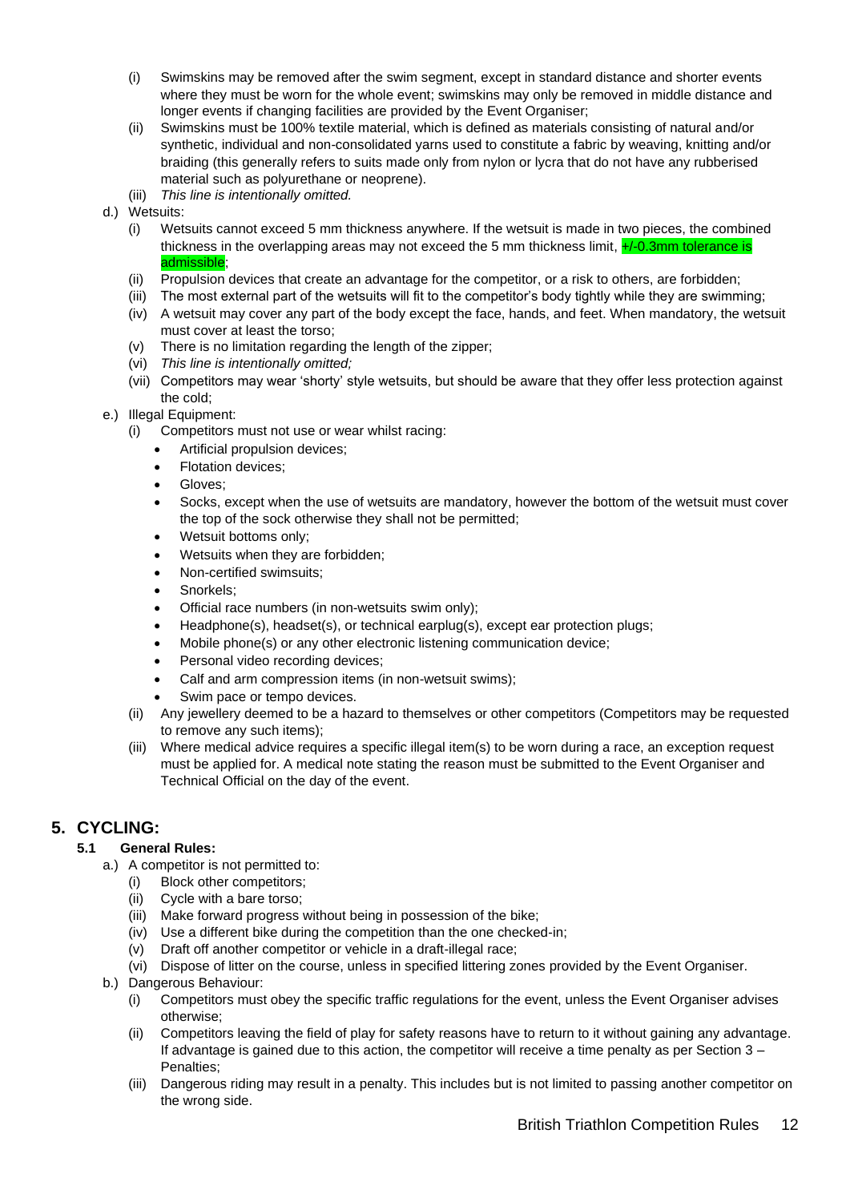(i) Swimskins may be removed after the swim segment, except in standard distance and shorter events where they must be worn for the whole event; swimskins may only be removed in middle distance and longer events if changing facilities are provided by the Event Organiser;

(ii) Swimskins must be 100% textile material, which is defined as materials consisting of natural and/or synthetic, individual and non-consolidated yarns used to constitute a fabric by weaving, knitting and/or braiding (this generally refers to suits made only from nylon or lycra that do not have any rubberised material such as polyurethane or neoprene).

(iii) *This line is intentionally omitted.*

d.) Wetsuits:

(i) Wetsuits cannot exceed 5 mm thickness anywhere. If the wetsuit is made in two pieces, the combined thickness in the overlapping areas may not exceed the 5 mm thickness limit, +/-0.3mm tolerance is admissible;

(ii) Propulsion devices that create an advantage for the competitor, or a risk to others, are forbidden;

(iii) The most external part of the wetsuits will fit to the competitor's body tightly while they are swimming;

(iv) A wetsuit may cover any part of the body except the face, hands, and feet. When mandatory, the wetsuit must cover at least the torso;

(v) There is no limitation regarding the length of the zipper;

(vi) *This line is intentionally omitted;*

(vii) Competitors may wear 'shorty' style wetsuits, but should be aware that they offer less protection against the cold;

e.) Illegal Equipment:

(i) Competitors must not use or wear whilst racing:

- Artificial propulsion devices;
- Flotation devices;
- Gloves;
- Socks, except when the use of wetsuits are mandatory, however the bottom of the wetsuit must cover the top of the sock otherwise they shall not be permitted;
- Wetsuit bottoms only;
- Wetsuits when they are forbidden;
- Non-certified swimsuits;
- Snorkels;
- Official race numbers (in non-wetsuits swim only);
- Headphone(s), headset(s), or technical earplug(s), except ear protection plugs;
- Mobile phone(s) or any other electronic listening communication device;
- Personal video recording devices;
- Calf and arm compression items (in non-wetsuit swims);
- Swim pace or tempo devices.

(ii) Any jewellery deemed to be a hazard to themselves or other competitors (Competitors may be requested to remove any such items);

(iii) Where medical advice requires a specific illegal item(s) to be worn during a race, an exception request must be applied for. A medical note stating the reason must be submitted to the Event Organiser and Technical Official on the day of the event.

## 5. CYCLING:

### 5.1 General Rules:

a.) A competitor is not permitted to:

(i) Block other competitors;

(ii) Cycle with a bare torso;

(iii) Make forward progress without being in possession of the bike;

(iv) Use a different bike during the competition than the one checked-in;

(v) Draft off another competitor or vehicle in a draft-illegal race;

(vi) Dispose of litter on the course, unless in specified littering zones provided by the Event Organiser.

b.) Dangerous Behaviour:

(i) Competitors must obey the specific traffic regulations for the event, unless the Event Organiser advises otherwise;

(ii) Competitors leaving the field of play for safety reasons have to return to it without gaining any advantage. If advantage is gained due to this action, the competitor will receive a time penalty as per Section 3 – Penalties;

(iii) Dangerous riding may result in a penalty. This includes but is not limited to passing another competitor on the wrong side.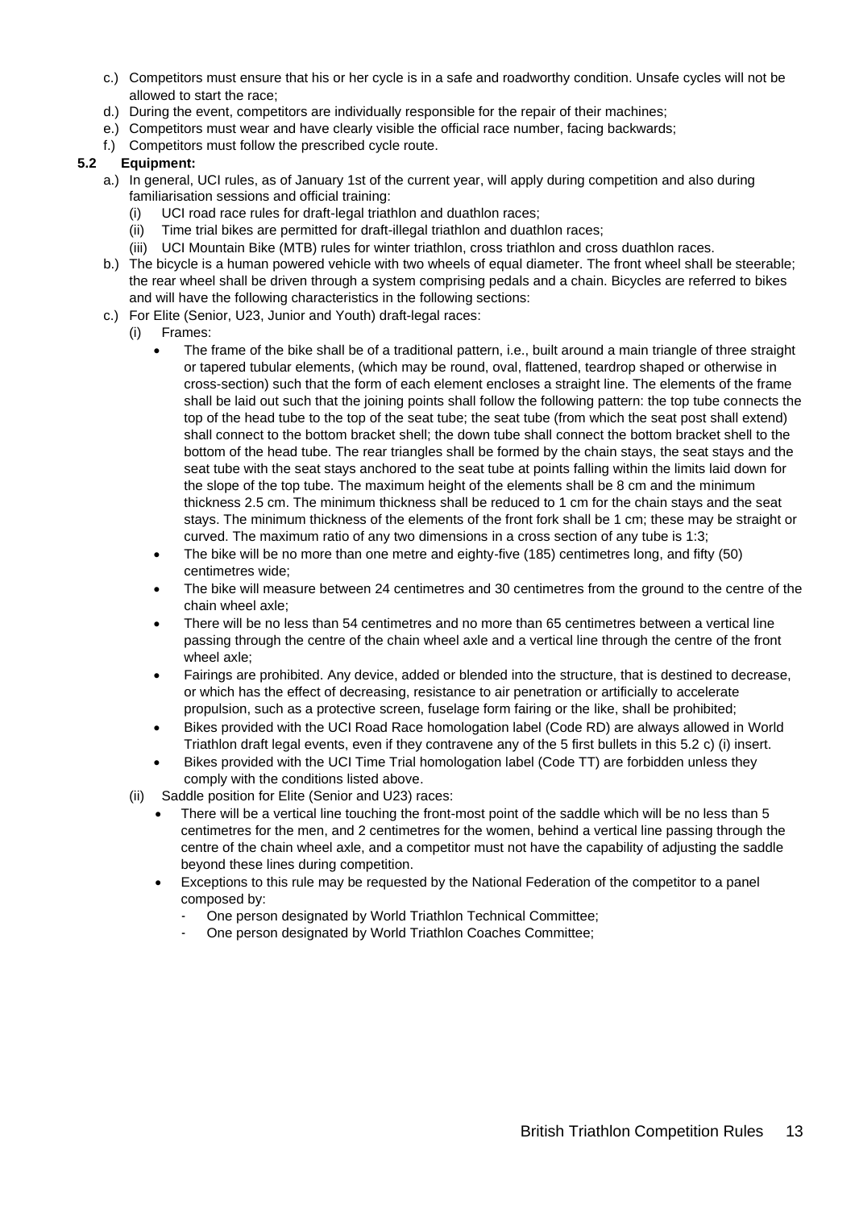c.) Competitors must ensure that his or her cycle is in a safe and roadworthy condition. Unsafe cycles will not be allowed to start the race;

d.) During the event, competitors are individually responsible for the repair of their machines;

e.) Competitors must wear and have clearly visible the official race number, facing backwards;

f.) Competitors must follow the prescribed cycle route.

**5.2 Equipment:**

a.) In general, UCI rules, as of January 1st of the current year, will apply during competition and also during familiarisation sessions and official training:

- (i) UCI road race rules for draft-legal triathlon and duathlon races;
- (ii) Time trial bikes are permitted for draft-illegal triathlon and duathlon races;
- (iii) UCI Mountain Bike (MTB) rules for winter triathlon, cross triathlon and cross duathlon races.

b.) The bicycle is a human powered vehicle with two wheels of equal diameter. The front wheel shall be steerable; the rear wheel shall be driven through a system comprising pedals and a chain. Bicycles are referred to bikes and will have the following characteristics in the following sections:

c.) For Elite (Senior, U23, Junior and Youth) draft-legal races:

(i) Frames:

- The frame of the bike shall be of a traditional pattern, i.e., built around a main triangle of three straight or tapered tubular elements, (which may be round, oval, flattened, teardrop shaped or otherwise in cross-section) such that the form of each element encloses a straight line. The elements of the frame shall be laid out such that the joining points shall follow the following pattern: the top tube connects the top of the head tube to the top of the seat tube; the seat tube (from which the seat post shall extend) shall connect to the bottom bracket shell; the down tube shall connect the bottom bracket shell to the bottom of the head tube. The rear triangles shall be formed by the chain stays, the seat stays and the seat tube with the seat stays anchored to the seat tube at points falling within the limits laid down for the slope of the top tube. The maximum height of the elements shall be 8 cm and the minimum thickness 2.5 cm. The minimum thickness shall be reduced to 1 cm for the chain stays and the seat stays. The minimum thickness of the elements of the front fork shall be 1 cm; these may be straight or curved. The maximum ratio of any two dimensions in a cross section of any tube is 1:3;
- The bike will be no more than one metre and eighty-five (185) centimetres long, and fifty (50) centimetres wide;
- The bike will measure between 24 centimetres and 30 centimetres from the ground to the centre of the chain wheel axle;
- There will be no less than 54 centimetres and no more than 65 centimetres between a vertical line passing through the centre of the chain wheel axle and a vertical line through the centre of the front wheel axle;
- Fairings are prohibited. Any device, added or blended into the structure, that is destined to decrease, or which has the effect of decreasing, resistance to air penetration or artificially to accelerate propulsion, such as a protective screen, fuselage form fairing or the like, shall be prohibited;
- Bikes provided with the UCI Road Race homologation label (Code RD) are always allowed in World Triathlon draft legal events, even if they contravene any of the 5 first bullets in this 5.2 c) (i) insert.
- Bikes provided with the UCI Time Trial homologation label (Code TT) are forbidden unless they comply with the conditions listed above.

(ii) Saddle position for Elite (Senior and U23) races:

- There will be a vertical line touching the front-most point of the saddle which will be no less than 5 centimetres for the men, and 2 centimetres for the women, behind a vertical line passing through the centre of the chain wheel axle, and a competitor must not have the capability of adjusting the saddle beyond these lines during competition.
- Exceptions to this rule may be requested by the National Federation of the competitor to a panel composed by:
  - One person designated by World Triathlon Technical Committee;
  - One person designated by World Triathlon Coaches Committee;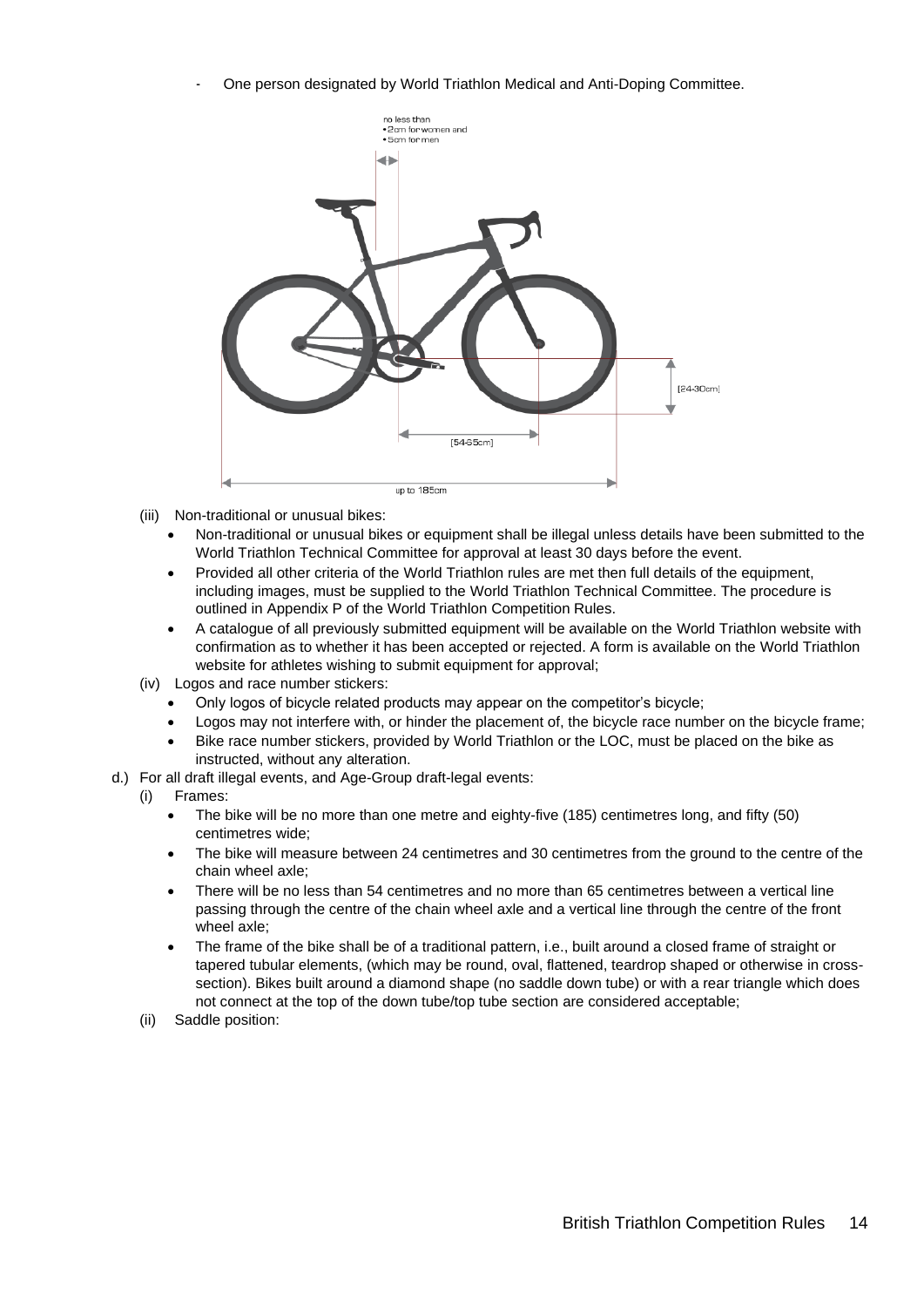- One person designated by World Triathlon Medical and Anti-Doping Committee.

(iii) Non-traditional or unusual bikes:

- Non-traditional or unusual bikes or equipment shall be illegal unless details have been submitted to the World Triathlon Technical Committee for approval at least 30 days before the event.
- Provided all other criteria of the World Triathlon rules are met then full details of the equipment, including images, must be supplied to the World Triathlon Technical Committee. The procedure is outlined in Appendix P of the World Triathlon Competition Rules.
- A catalogue of all previously submitted equipment will be available on the World Triathlon website with confirmation as to whether it has been accepted or rejected. A form is available on the World Triathlon website for athletes wishing to submit equipment for approval;

(iv) Logos and race number stickers:

- Only logos of bicycle related products may appear on the competitor's bicycle;
- Logos may not interfere with, or hinder the placement of, the bicycle race number on the bicycle frame;
- Bike race number stickers, provided by World Triathlon or the LOC, must be placed on the bike as instructed, without any alteration.

d.) For all draft illegal events, and Age-Group draft-legal events:

(i) Frames:

- The bike will be no more than one metre and eighty-five (185) centimetres long, and fifty (50) centimetres wide;
- The bike will measure between 24 centimetres and 30 centimetres from the ground to the centre of the chain wheel axle;
- There will be no less than 54 centimetres and no more than 65 centimetres between a vertical line passing through the centre of the chain wheel axle and a vertical line through the centre of the front wheel axle;
- The frame of the bike shall be of a traditional pattern, i.e., built around a closed frame of straight or tapered tubular elements, (which may be round, oval, flattened, teardrop shaped or otherwise in cross-section). Bikes built around a diamond shape (no saddle down tube) or with a rear triangle which does not connect at the top of the down tube/top tube section are considered acceptable;

(ii) Saddle position: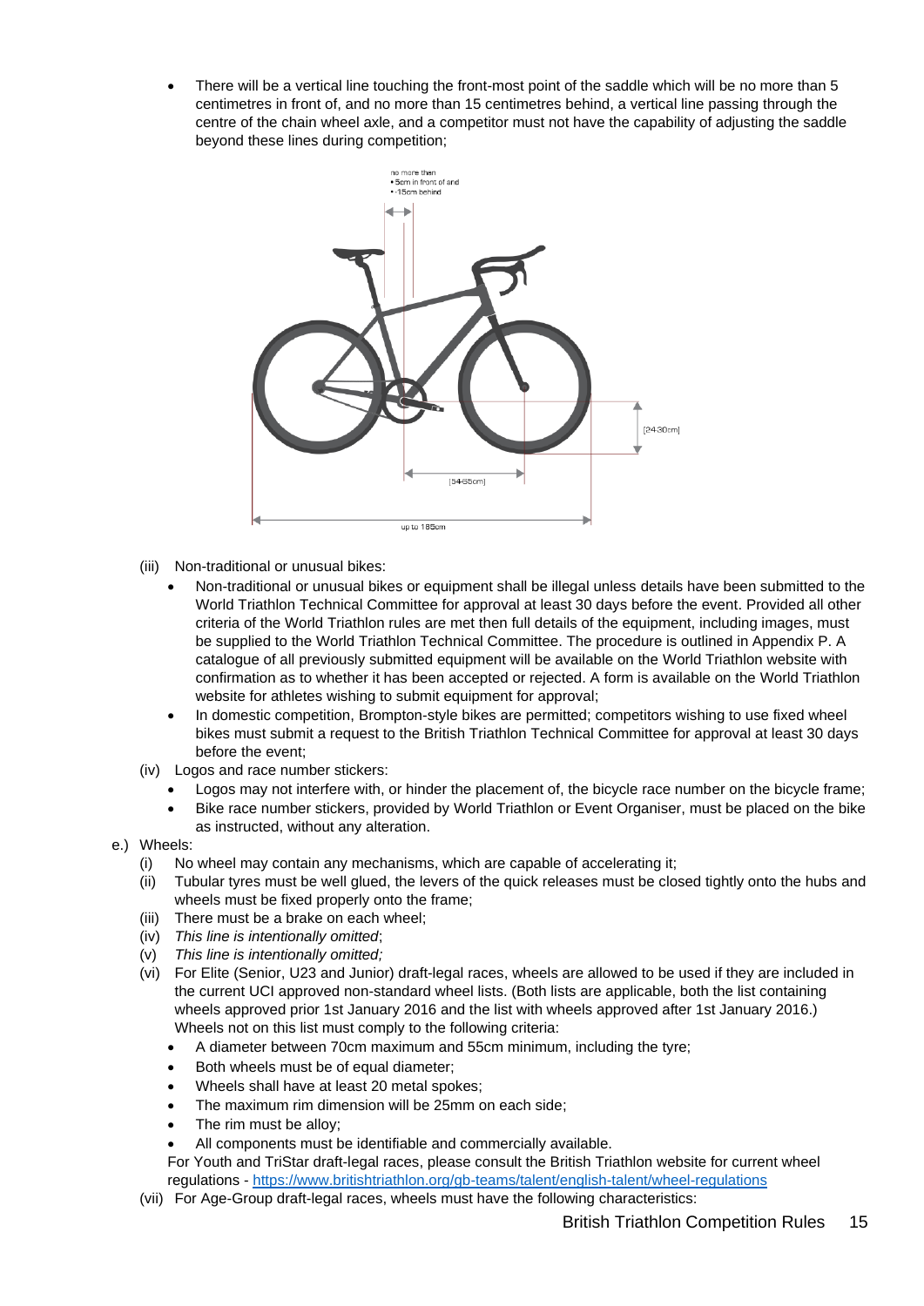- There will be a vertical line touching the front-most point of the saddle which will be no more than 5 centimetres in front of, and no more than 15 centimetres behind, a vertical line passing through the centre of the chain wheel axle, and a competitor must not have the capability of adjusting the saddle beyond these lines during competition;

(iii) Non-traditional or unusual bikes:

- Non-traditional or unusual bikes or equipment shall be illegal unless details have been submitted to the World Triathlon Technical Committee for approval at least 30 days before the event. Provided all other criteria of the World Triathlon rules are met then full details of the equipment, including images, must be supplied to the World Triathlon Technical Committee. The procedure is outlined in Appendix P. A catalogue of all previously submitted equipment will be available on the World Triathlon website with confirmation as to whether it has been accepted or rejected. A form is available on the World Triathlon website for athletes wishing to submit equipment for approval;
- In domestic competition, Brompton-style bikes are permitted; competitors wishing to use fixed wheel bikes must submit a request to the British Triathlon Technical Committee for approval at least 30 days before the event;

(iv) Logos and race number stickers:

- Logos may not interfere with, or hinder the placement of, the bicycle race number on the bicycle frame;
- Bike race number stickers, provided by World Triathlon or Event Organiser, must be placed on the bike as instructed, without any alteration.

e.) Wheels:

(i) No wheel may contain any mechanisms, which are capable of accelerating it;
(ii) Tubular tyres must be well glued, the levers of the quick releases must be closed tightly onto the hubs and wheels must be fixed properly onto the frame;
(iii) There must be a brake on each wheel;
(iv) *This line is intentionally omitted*;
(v) *This line is intentionally omitted;*
(vi) For Elite (Senior, U23 and Junior) draft-legal races, wheels are allowed to be used if they are included in the current UCI approved non-standard wheel lists. (Both lists are applicable, both the list containing wheels approved prior 1st January 2016 and the list with wheels approved after 1st January 2016.) Wheels not on this list must comply to the following criteria:

- A diameter between 70cm maximum and 55cm minimum, including the tyre;
- Both wheels must be of equal diameter;
- Wheels shall have at least 20 metal spokes;
- The maximum rim dimension will be 25mm on each side;
- The rim must be alloy;
- All components must be identifiable and commercially available.

For Youth and TriStar draft-legal races, please consult the British Triathlon website for current wheel regulations - https://www.britishtriathlon.org/gb-teams/talent/english-talent/wheel-regulations

(vii) For Age-Group draft-legal races, wheels must have the following characteristics: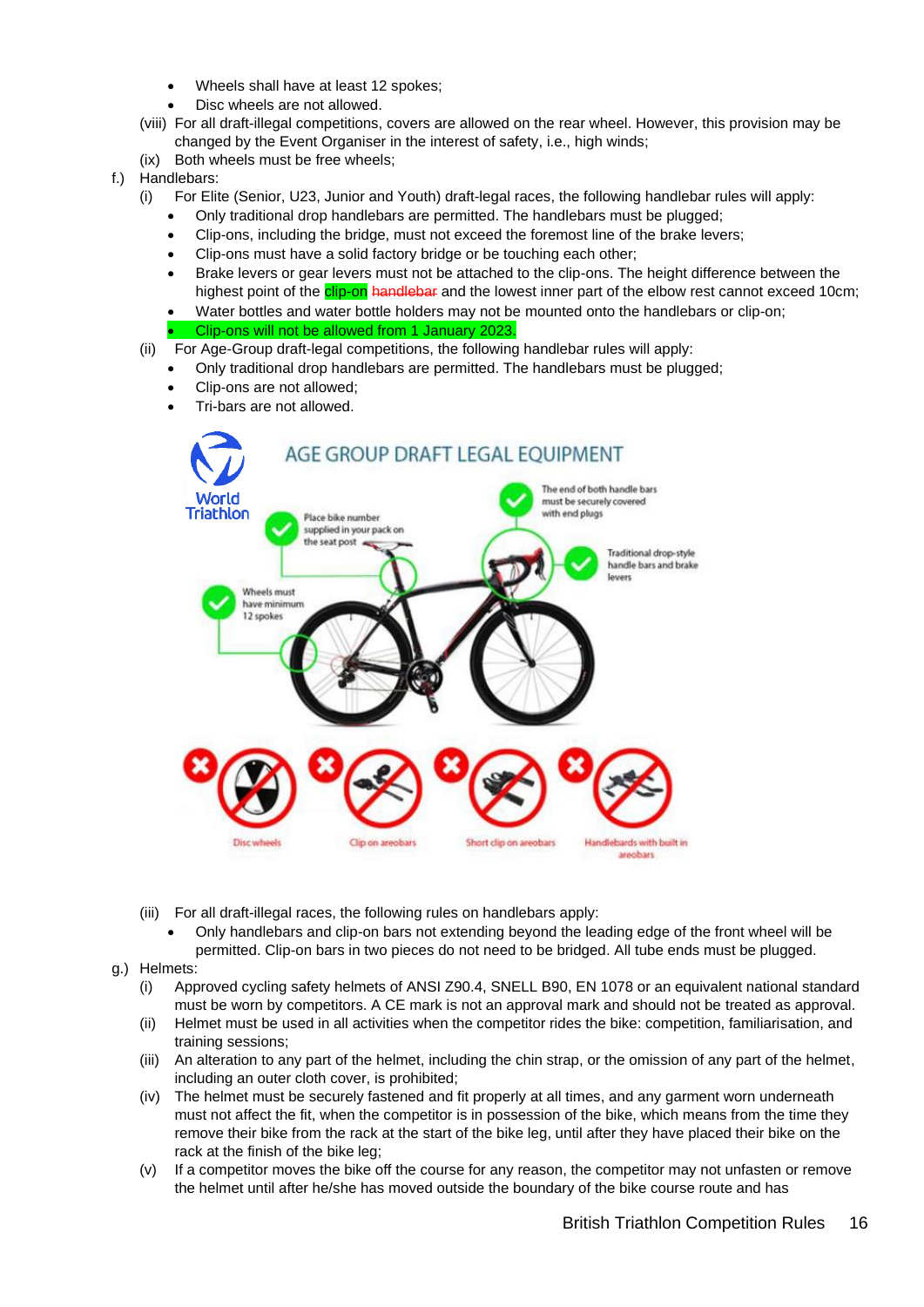- Wheels shall have at least 12 spokes;
- Disc wheels are not allowed.

(viii) For all draft-illegal competitions, covers are allowed on the rear wheel. However, this provision may be changed by the Event Organiser in the interest of safety, i.e., high winds;

(ix) Both wheels must be free wheels;

f.) Handlebars:

(i) For Elite (Senior, U23, Junior and Youth) draft-legal races, the following handlebar rules will apply:

- Only traditional drop handlebars are permitted. The handlebars must be plugged;
- Clip-ons, including the bridge, must not exceed the foremost line of the brake levers;
- Clip-ons must have a solid factory bridge or be touching each other;
- Brake levers or gear levers must not be attached to the clip-ons. The height difference between the highest point of the clip-on ~~handlebar~~ and the lowest inner part of the elbow rest cannot exceed 10cm;
- Water bottles and water bottle holders may not be mounted onto the handlebars or clip-on;
- Clip-ons will not be allowed from 1 January 2023.

(ii) For Age-Group draft-legal competitions, the following handlebar rules will apply:

- Only traditional drop handlebars are permitted. The handlebars must be plugged;
- Clip-ons are not allowed;
- Tri-bars are not allowed.

AGE GROUP DRAFT LEGAL EQUIPMENT

World Triathlon

- The end of both handle bars must be securely covered with end plugs
- Place bike number supplied in your pack on the seat post
- Traditional drop-style handle bars and brake levers
- Wheels must have minimum 12 spokes

Disc wheels | Clip on aerobars | Short clip on aerobars | Handlebards with built in aerobars

(iii) For all draft-illegal races, the following rules on handlebars apply:

- Only handlebars and clip-on bars not extending beyond the leading edge of the front wheel will be permitted. Clip-on bars in two pieces do not need to be bridged. All tube ends must be plugged.

g.) Helmets:

(i) Approved cycling safety helmets of ANSI Z90.4, SNELL B90, EN 1078 or an equivalent national standard must be worn by competitors. A CE mark is not an approval mark and should not be treated as approval.

(ii) Helmet must be used in all activities when the competitor rides the bike: competition, familiarisation, and training sessions;

(iii) An alteration to any part of the helmet, including the chin strap, or the omission of any part of the helmet, including an outer cloth cover, is prohibited;

(iv) The helmet must be securely fastened and fit properly at all times, and any garment worn underneath must not affect the fit, when the competitor is in possession of the bike, which means from the time they remove their bike from the rack at the start of the bike leg, until after they have placed their bike on the rack at the finish of the bike leg;

(v) If a competitor moves the bike off the course for any reason, the competitor may not unfasten or remove the helmet until after he/she has moved outside the boundary of the bike course route and has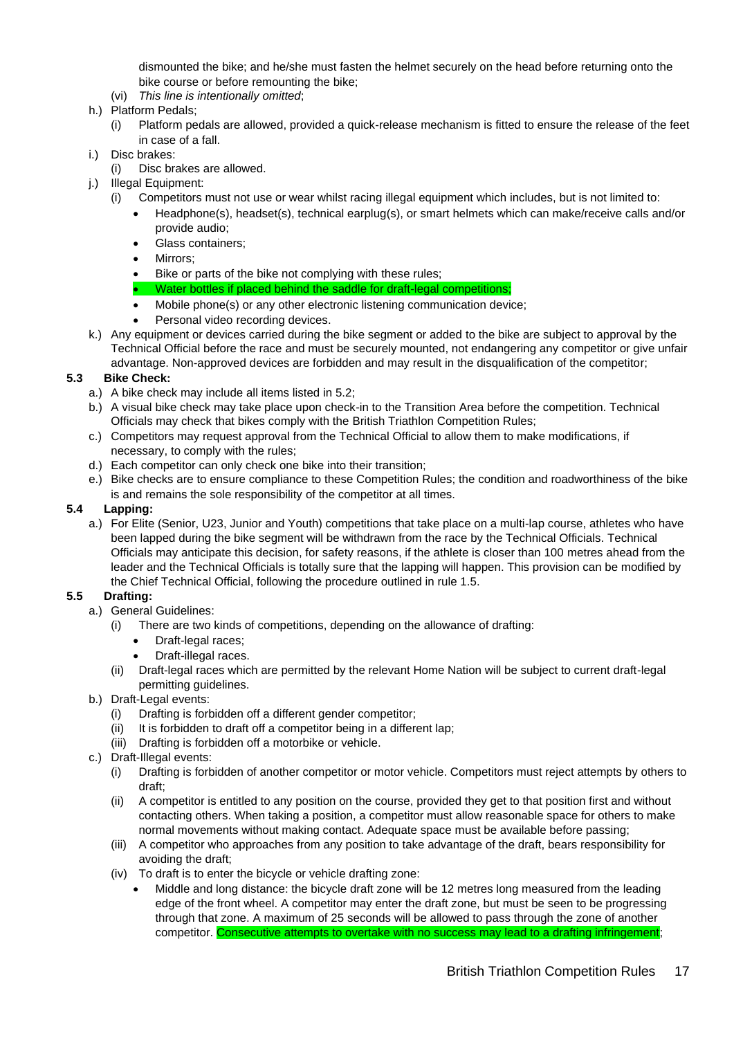dismounted the bike; and he/she must fasten the helmet securely on the head before returning onto the bike course or before remounting the bike;

(vi) *This line is intentionally omitted*;

h.) Platform Pedals;

(i) Platform pedals are allowed, provided a quick-release mechanism is fitted to ensure the release of the feet in case of a fall.

i.) Disc brakes:

(i) Disc brakes are allowed.

j.) Illegal Equipment:

(i) Competitors must not use or wear whilst racing illegal equipment which includes, but is not limited to:

- Headphone(s), headset(s), technical earplug(s), or smart helmets which can make/receive calls and/or provide audio;
- Glass containers;
- Mirrors;
- Bike or parts of the bike not complying with these rules;
- Water bottles if placed behind the saddle for draft-legal competitions;
- Mobile phone(s) or any other electronic listening communication device;
- Personal video recording devices.

k.) Any equipment or devices carried during the bike segment or added to the bike are subject to approval by the Technical Official before the race and must be securely mounted, not endangering any competitor or give unfair advantage. Non-approved devices are forbidden and may result in the disqualification of the competitor;

### 5.3 Bike Check:

a.) A bike check may include all items listed in 5.2;

b.) A visual bike check may take place upon check-in to the Transition Area before the competition. Technical Officials may check that bikes comply with the British Triathlon Competition Rules;

c.) Competitors may request approval from the Technical Official to allow them to make modifications, if necessary, to comply with the rules;

d.) Each competitor can only check one bike into their transition;

e.) Bike checks are to ensure compliance to these Competition Rules; the condition and roadworthiness of the bike is and remains the sole responsibility of the competitor at all times.

### 5.4 Lapping:

a.) For Elite (Senior, U23, Junior and Youth) competitions that take place on a multi-lap course, athletes who have been lapped during the bike segment will be withdrawn from the race by the Technical Officials. Technical Officials may anticipate this decision, for safety reasons, if the athlete is closer than 100 metres ahead from the leader and the Technical Officials is totally sure that the lapping will happen. This provision can be modified by the Chief Technical Official, following the procedure outlined in rule 1.5.

### 5.5 Drafting:

a.) General Guidelines:

(i) There are two kinds of competitions, depending on the allowance of drafting:

- Draft-legal races;
- Draft-illegal races.

(ii) Draft-legal races which are permitted by the relevant Home Nation will be subject to current draft-legal permitting guidelines.

b.) Draft-Legal events:

(i) Drafting is forbidden off a different gender competitor;

(ii) It is forbidden to draft off a competitor being in a different lap;

(iii) Drafting is forbidden off a motorbike or vehicle.

c.) Draft-Illegal events:

(i) Drafting is forbidden of another competitor or motor vehicle. Competitors must reject attempts by others to draft;

(ii) A competitor is entitled to any position on the course, provided they get to that position first and without contacting others. When taking a position, a competitor must allow reasonable space for others to make normal movements without making contact. Adequate space must be available before passing;

(iii) A competitor who approaches from any position to take advantage of the draft, bears responsibility for avoiding the draft;

(iv) To draft is to enter the bicycle or vehicle drafting zone:

- Middle and long distance: the bicycle draft zone will be 12 metres long measured from the leading edge of the front wheel. A competitor may enter the draft zone, but must be seen to be progressing through that zone. A maximum of 25 seconds will be allowed to pass through the zone of another competitor. Consecutive attempts to overtake with no success may lead to a drafting infringement;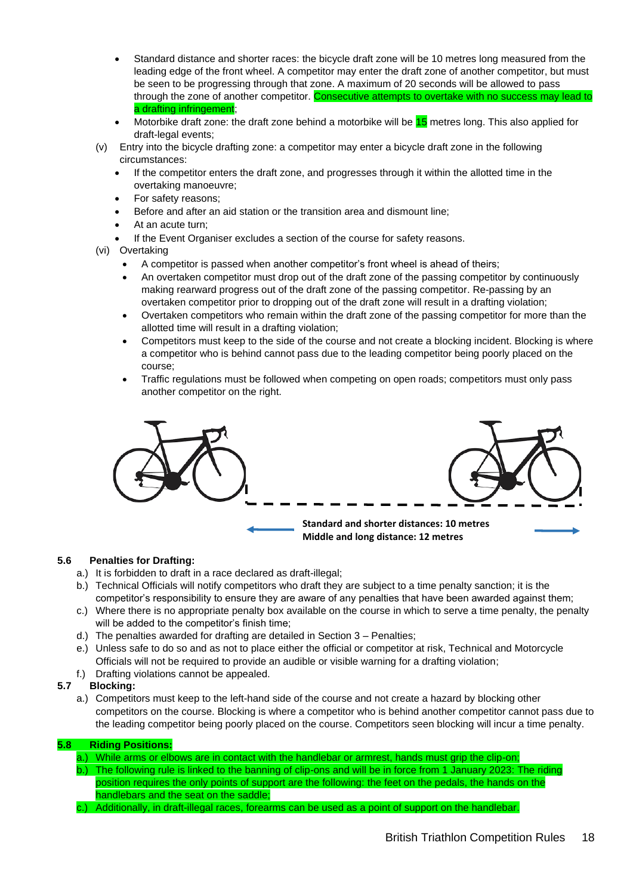- Standard distance and shorter races: the bicycle draft zone will be 10 metres long measured from the leading edge of the front wheel. A competitor may enter the draft zone of another competitor, but must be seen to be progressing through that zone. A maximum of 20 seconds will be allowed to pass through the zone of another competitor. Consecutive attempts to overtake with no success may lead to a drafting infringement;
- Motorbike draft zone: the draft zone behind a motorbike will be 15 metres long. This also applied for draft-legal events;

(v) Entry into the bicycle drafting zone: a competitor may enter a bicycle draft zone in the following circumstances:

- If the competitor enters the draft zone, and progresses through it within the allotted time in the overtaking manoeuvre;
- For safety reasons;
- Before and after an aid station or the transition area and dismount line;
- At an acute turn;
- If the Event Organiser excludes a section of the course for safety reasons.

(vi) Overtaking

- A competitor is passed when another competitor's front wheel is ahead of theirs;
- An overtaken competitor must drop out of the draft zone of the passing competitor by continuously making rearward progress out of the draft zone of the passing competitor. Re-passing by an overtaken competitor prior to dropping out of the draft zone will result in a drafting violation;
- Overtaken competitors who remain within the draft zone of the passing competitor for more than the allotted time will result in a drafting violation;
- Competitors must keep to the side of the course and not create a blocking incident. Blocking is where a competitor who is behind cannot pass due to the leading competitor being poorly placed on the course;
- Traffic regulations must be followed when competing on open roads; competitors must only pass another competitor on the right.

**Standard and shorter distances: 10 metres**
**Middle and long distance: 12 metres**

### 5.6 Penalties for Drafting:

a.) It is forbidden to draft in a race declared as draft-illegal;
b.) Technical Officials will notify competitors who draft they are subject to a time penalty sanction; it is the competitor's responsibility to ensure they are aware of any penalties that have been awarded against them;
c.) Where there is no appropriate penalty box available on the course in which to serve a time penalty, the penalty will be added to the competitor's finish time;
d.) The penalties awarded for drafting are detailed in Section 3 – Penalties;
e.) Unless safe to do so and as not to place either the official or competitor at risk, Technical and Motorcycle Officials will not be required to provide an audible or visible warning for a drafting violation;
f.) Drafting violations cannot be appealed.

### 5.7 Blocking:

a.) Competitors must keep to the left-hand side of the course and not create a hazard by blocking other competitors on the course. Blocking is where a competitor who is behind another competitor cannot pass due to the leading competitor being poorly placed on the course. Competitors seen blocking will incur a time penalty.

### 5.8 Riding Positions:

a.) While arms or elbows are in contact with the handlebar or armrest, hands must grip the clip-on;
b.) The following rule is linked to the banning of clip-ons and will be in force from 1 January 2023: The riding position requires the only points of support are the following: the feet on the pedals, the hands on the handlebars and the seat on the saddle;
c.) Additionally, in draft-illegal races, forearms can be used as a point of support on the handlebar.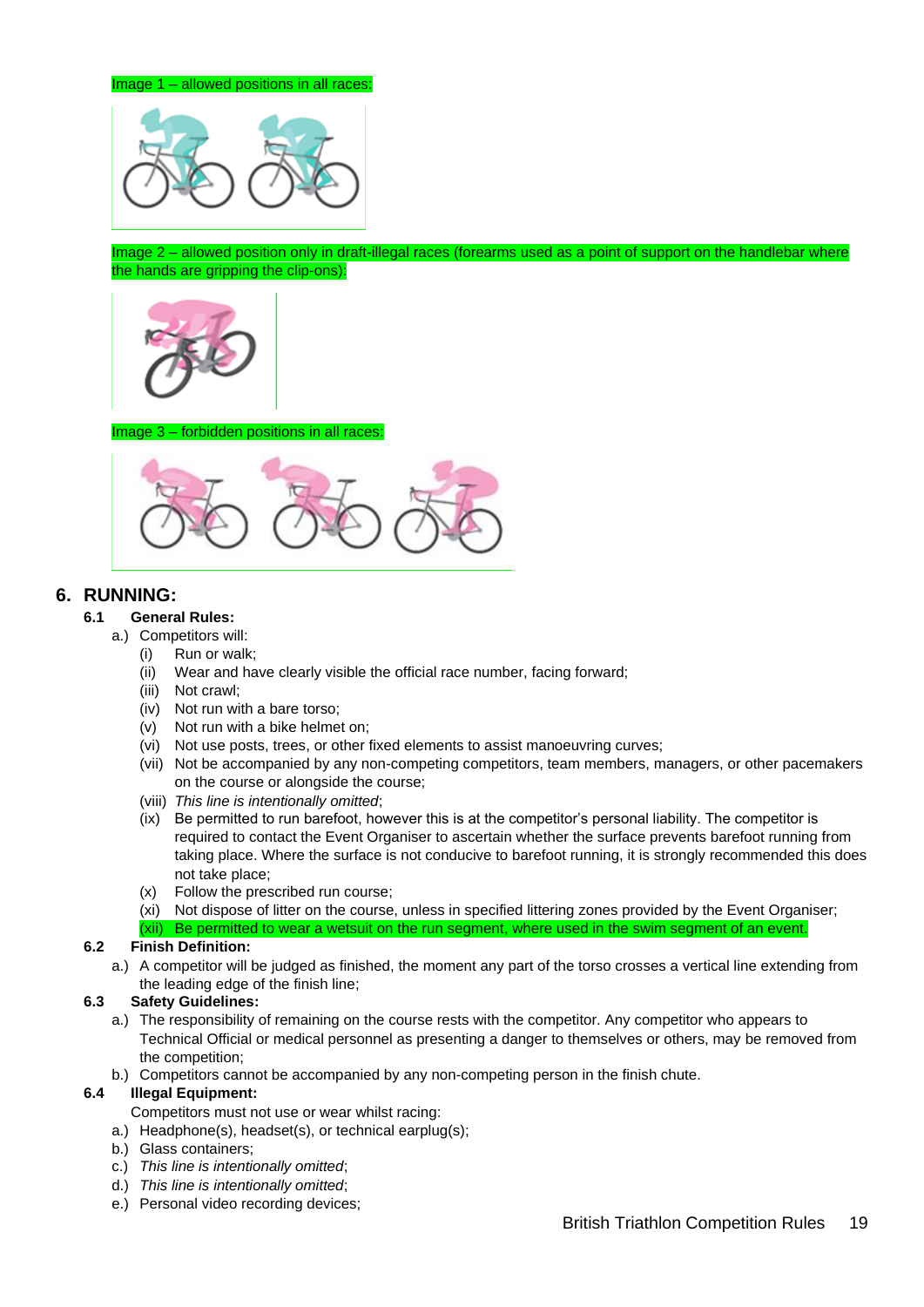Image 1 – allowed positions in all races:

Image 2 – allowed position only in draft-illegal races (forearms used as a point of support on the handlebar where the hands are gripping the clip-ons):

Image 3 – forbidden positions in all races:

# 6. RUNNING:

## 6.1 General Rules:

a.) Competitors will:

- (i) Run or walk;
- (ii) Wear and have clearly visible the official race number, facing forward;
- (iii) Not crawl;
- (iv) Not run with a bare torso;
- (v) Not run with a bike helmet on;
- (vi) Not use posts, trees, or other fixed elements to assist manoeuvring curves;
- (vii) Not be accompanied by any non-competing competitors, team members, managers, or other pacemakers on the course or alongside the course;
- (viii) *This line is intentionally omitted*;
- (ix) Be permitted to run barefoot, however this is at the competitor's personal liability. The competitor is required to contact the Event Organiser to ascertain whether the surface prevents barefoot running from taking place. Where the surface is not conducive to barefoot running, it is strongly recommended this does not take place;
- (x) Follow the prescribed run course;
- (xi) Not dispose of litter on the course, unless in specified littering zones provided by the Event Organiser;
- (xii) Be permitted to wear a wetsuit on the run segment, where used in the swim segment of an event.

## 6.2 Finish Definition:

a.) A competitor will be judged as finished, the moment any part of the torso crosses a vertical line extending from the leading edge of the finish line;

## 6.3 Safety Guidelines:

a.) The responsibility of remaining on the course rests with the competitor. Any competitor who appears to Technical Official or medical personnel as presenting a danger to themselves or others, may be removed from the competition;

b.) Competitors cannot be accompanied by any non-competing person in the finish chute.

## 6.4 Illegal Equipment:

Competitors must not use or wear whilst racing:

a.) Headphone(s), headset(s), or technical earplug(s);

b.) Glass containers;

c.) *This line is intentionally omitted*;

d.) *This line is intentionally omitted*;

e.) Personal video recording devices;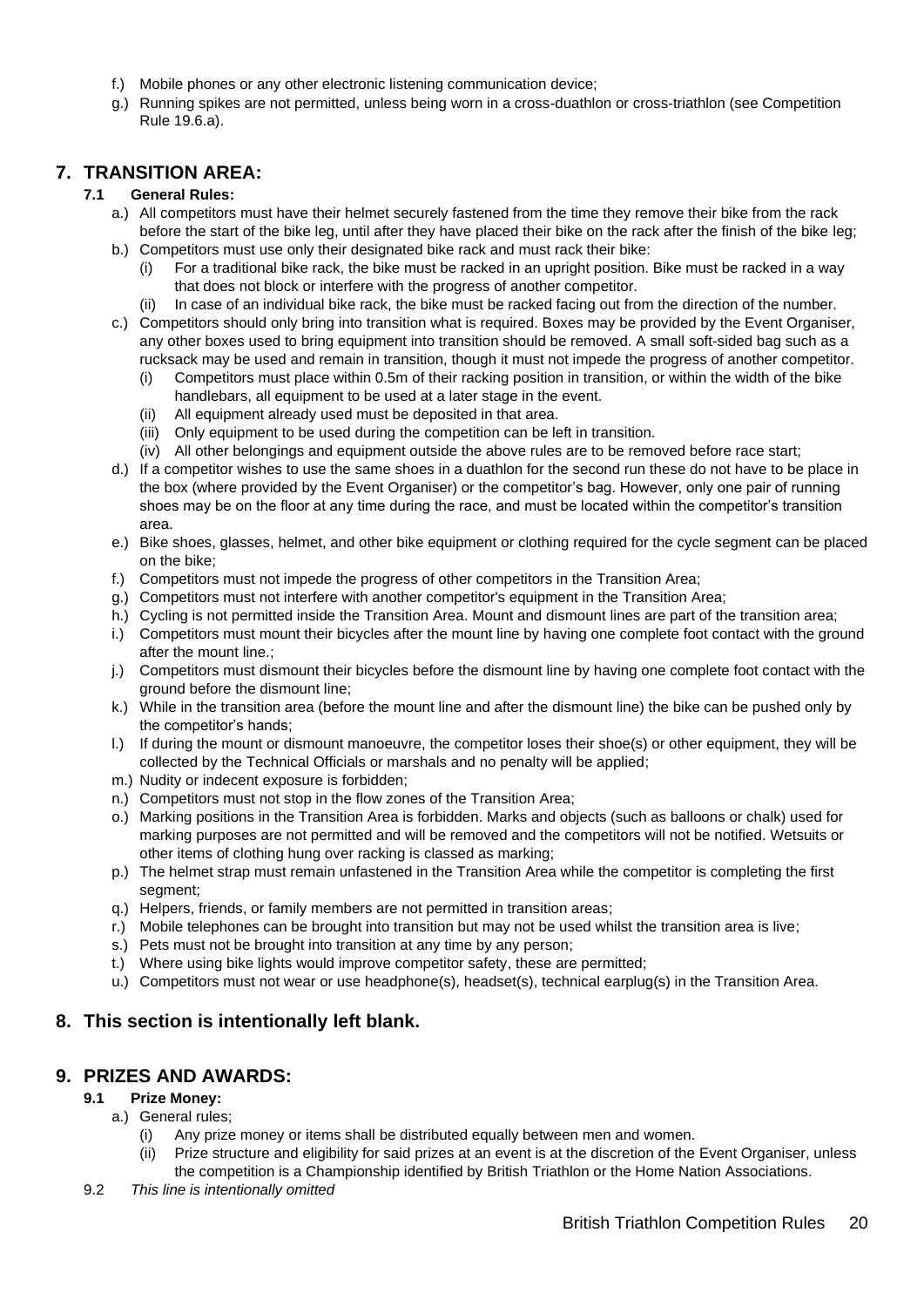f.) Mobile phones or any other electronic listening communication device;

g.) Running spikes are not permitted, unless being worn in a cross-duathlon or cross-triathlon (see Competition Rule 19.6.a).

## 7. TRANSITION AREA:

### 7.1 General Rules:

a.) All competitors must have their helmet securely fastened from the time they remove their bike from the rack before the start of the bike leg, until after they have placed their bike on the rack after the finish of the bike leg;

b.) Competitors must use only their designated bike rack and must rack their bike:

- (i) For a traditional bike rack, the bike must be racked in an upright position. Bike must be racked in a way that does not block or interfere with the progress of another competitor.
- (ii) In case of an individual bike rack, the bike must be racked facing out from the direction of the number.

c.) Competitors should only bring into transition what is required. Boxes may be provided by the Event Organiser, any other boxes used to bring equipment into transition should be removed. A small soft-sided bag such as a rucksack may be used and remain in transition, though it must not impede the progress of another competitor.

- (i) Competitors must place within 0.5m of their racking position in transition, or within the width of the bike handlebars, all equipment to be used at a later stage in the event.
- (ii) All equipment already used must be deposited in that area.
- (iii) Only equipment to be used during the competition can be left in transition.
- (iv) All other belongings and equipment outside the above rules are to be removed before race start;

d.) If a competitor wishes to use the same shoes in a duathlon for the second run these do not have to be place in the box (where provided by the Event Organiser) or the competitor's bag. However, only one pair of running shoes may be on the floor at any time during the race, and must be located within the competitor's transition area.

e.) Bike shoes, glasses, helmet, and other bike equipment or clothing required for the cycle segment can be placed on the bike;

f.) Competitors must not impede the progress of other competitors in the Transition Area;

g.) Competitors must not interfere with another competitor's equipment in the Transition Area;

h.) Cycling is not permitted inside the Transition Area. Mount and dismount lines are part of the transition area;

i.) Competitors must mount their bicycles after the mount line by having one complete foot contact with the ground after the mount line.;

j.) Competitors must dismount their bicycles before the dismount line by having one complete foot contact with the ground before the dismount line;

k.) While in the transition area (before the mount line and after the dismount line) the bike can be pushed only by the competitor's hands;

l.) If during the mount or dismount manoeuvre, the competitor loses their shoe(s) or other equipment, they will be collected by the Technical Officials or marshals and no penalty will be applied;

m.) Nudity or indecent exposure is forbidden;

n.) Competitors must not stop in the flow zones of the Transition Area;

o.) Marking positions in the Transition Area is forbidden. Marks and objects (such as balloons or chalk) used for marking purposes are not permitted and will be removed and the competitors will not be notified. Wetsuits or other items of clothing hung over racking is classed as marking;

p.) The helmet strap must remain unfastened in the Transition Area while the competitor is completing the first segment;

q.) Helpers, friends, or family members are not permitted in transition areas;

r.) Mobile telephones can be brought into transition but may not be used whilst the transition area is live;

s.) Pets must not be brought into transition at any time by any person;

t.) Where using bike lights would improve competitor safety, these are permitted;

u.) Competitors must not wear or use headphone(s), headset(s), technical earplug(s) in the Transition Area.

## 8. This section is intentionally left blank.

## 9. PRIZES AND AWARDS:

### 9.1 Prize Money:

a.) General rules;

- (i) Any prize money or items shall be distributed equally between men and women.
- (ii) Prize structure and eligibility for said prizes at an event is at the discretion of the Event Organiser, unless the competition is a Championship identified by British Triathlon or the Home Nation Associations.

9.2 *This line is intentionally omitted*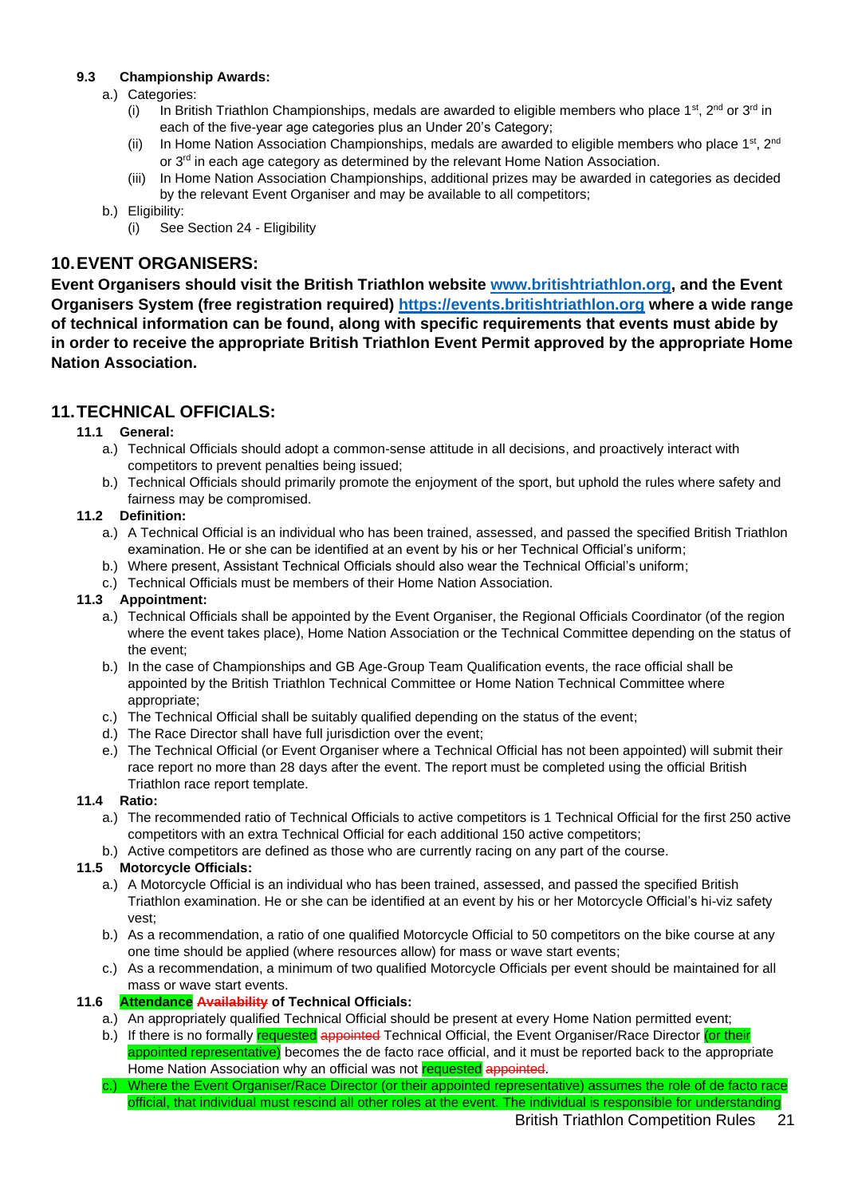### 9.3 Championship Awards:

a.) Categories:

(i) In British Triathlon Championships, medals are awarded to eligible members who place 1st, 2nd or 3rd in each of the five-year age categories plus an Under 20's Category;

(ii) In Home Nation Association Championships, medals are awarded to eligible members who place 1st, 2nd or 3rd in each age category as determined by the relevant Home Nation Association.

(iii) In Home Nation Association Championships, additional prizes may be awarded in categories as decided by the relevant Event Organiser and may be available to all competitors;

b.) Eligibility:

(i) See Section 24 - Eligibility

## 10. EVENT ORGANISERS:

**Event Organisers should visit the British Triathlon website [www.britishtriathlon.org](http://www.britishtriathlon.org), and the Event Organisers System (free registration required) [https://events.britishtriathlon.org](https://events.britishtriathlon.org) where a wide range of technical information can be found, along with specific requirements that events must abide by in order to receive the appropriate British Triathlon Event Permit approved by the appropriate Home Nation Association.**

## 11. TECHNICAL OFFICIALS:

### 11.1 General:

a.) Technical Officials should adopt a common-sense attitude in all decisions, and proactively interact with competitors to prevent penalties being issued;

b.) Technical Officials should primarily promote the enjoyment of the sport, but uphold the rules where safety and fairness may be compromised.

### 11.2 Definition:

a.) A Technical Official is an individual who has been trained, assessed, and passed the specified British Triathlon examination. He or she can be identified at an event by his or her Technical Official's uniform;

b.) Where present, Assistant Technical Officials should also wear the Technical Official's uniform;

c.) Technical Officials must be members of their Home Nation Association.

### 11.3 Appointment:

a.) Technical Officials shall be appointed by the Event Organiser, the Regional Officials Coordinator (of the region where the event takes place), Home Nation Association or the Technical Committee depending on the status of the event;

b.) In the case of Championships and GB Age-Group Team Qualification events, the race official shall be appointed by the British Triathlon Technical Committee or Home Nation Technical Committee where appropriate;

c.) The Technical Official shall be suitably qualified depending on the status of the event;

d.) The Race Director shall have full jurisdiction over the event;

e.) The Technical Official (or Event Organiser where a Technical Official has not been appointed) will submit their race report no more than 28 days after the event. The report must be completed using the official British Triathlon race report template.

### 11.4 Ratio:

a.) The recommended ratio of Technical Officials to active competitors is 1 Technical Official for the first 250 active competitors with an extra Technical Official for each additional 150 active competitors;

b.) Active competitors are defined as those who are currently racing on any part of the course.

### 11.5 Motorcycle Officials:

a.) A Motorcycle Official is an individual who has been trained, assessed, and passed the specified British Triathlon examination. He or she can be identified at an event by his or her Motorcycle Official's hi-viz safety vest;

b.) As a recommendation, a ratio of one qualified Motorcycle Official to 50 competitors on the bike course at any one time should be applied (where resources allow) for mass or wave start events;

c.) As a recommendation, a minimum of two qualified Motorcycle Officials per event should be maintained for all mass or wave start events.

### 11.6 Attendance ~~Availability~~ of Technical Officials:

a.) An appropriately qualified Technical Official should be present at every Home Nation permitted event;

b.) If there is no formally requested ~~appointed~~ Technical Official, the Event Organiser/Race Director (or their appointed representative) becomes the de facto race official, and it must be reported back to the appropriate Home Nation Association why an official was not requested ~~appointed~~.

c.) Where the Event Organiser/Race Director (or their appointed representative) assumes the role of de facto race official, that individual must rescind all other roles at the event. The individual is responsible for understanding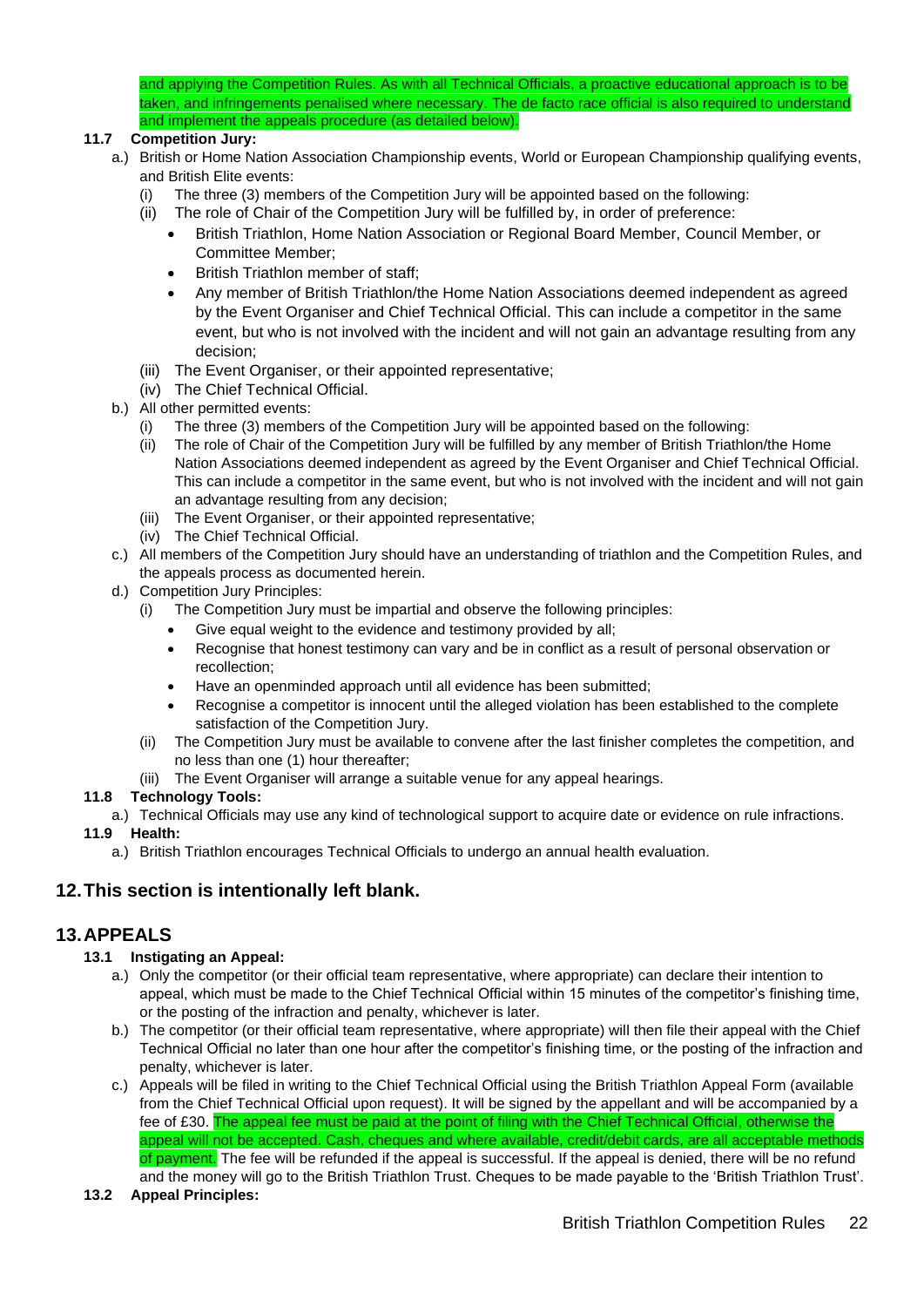and applying the Competition Rules. As with all Technical Officials, a proactive educational approach is to be taken, and infringements penalised where necessary. The de facto race official is also required to understand and implement the appeals procedure (as detailed below).

**11.7 Competition Jury:**

a.) British or Home Nation Association Championship events, World or European Championship qualifying events, and British Elite events:
  - (i) The three (3) members of the Competition Jury will be appointed based on the following:
  - (ii) The role of Chair of the Competition Jury will be fulfilled by, in order of preference:
    - British Triathlon, Home Nation Association or Regional Board Member, Council Member, or Committee Member;
    - British Triathlon member of staff;
    - Any member of British Triathlon/the Home Nation Associations deemed independent as agreed by the Event Organiser and Chief Technical Official. This can include a competitor in the same event, but who is not involved with the incident and will not gain an advantage resulting from any decision;
  - (iii) The Event Organiser, or their appointed representative;
  - (iv) The Chief Technical Official.

b.) All other permitted events:
  - (i) The three (3) members of the Competition Jury will be appointed based on the following:
  - (ii) The role of Chair of the Competition Jury will be fulfilled by any member of British Triathlon/the Home Nation Associations deemed independent as agreed by the Event Organiser and Chief Technical Official. This can include a competitor in the same event, but who is not involved with the incident and will not gain an advantage resulting from any decision;
  - (iii) The Event Organiser, or their appointed representative;
  - (iv) The Chief Technical Official.

c.) All members of the Competition Jury should have an understanding of triathlon and the Competition Rules, and the appeals process as documented herein.

d.) Competition Jury Principles:
  - (i) The Competition Jury must be impartial and observe the following principles:
    - Give equal weight to the evidence and testimony provided by all;
    - Recognise that honest testimony can vary and be in conflict as a result of personal observation or recollection;
    - Have an openminded approach until all evidence has been submitted;
    - Recognise a competitor is innocent until the alleged violation has been established to the complete satisfaction of the Competition Jury.
  - (ii) The Competition Jury must be available to convene after the last finisher completes the competition, and no less than one (1) hour thereafter;
  - (iii) The Event Organiser will arrange a suitable venue for any appeal hearings.

**11.8 Technology Tools:**

a.) Technical Officials may use any kind of technological support to acquire date or evidence on rule infractions.

**11.9 Health:**

a.) British Triathlon encourages Technical Officials to undergo an annual health evaluation.

## 12. This section is intentionally left blank.

## 13. APPEALS

**13.1 Instigating an Appeal:**

a.) Only the competitor (or their official team representative, where appropriate) can declare their intention to appeal, which must be made to the Chief Technical Official within 15 minutes of the competitor's finishing time, or the posting of the infraction and penalty, whichever is later.

b.) The competitor (or their official team representative, where appropriate) will then file their appeal with the Chief Technical Official no later than one hour after the competitor's finishing time, or the posting of the infraction and penalty, whichever is later.

c.) Appeals will be filed in writing to the Chief Technical Official using the British Triathlon Appeal Form (available from the Chief Technical Official upon request). It will be signed by the appellant and will be accompanied by a fee of £30. The appeal fee must be paid at the point of filing with the Chief Technical Official, otherwise the appeal will not be accepted. Cash, cheques and where available, credit/debit cards, are all acceptable methods of payment. The fee will be refunded if the appeal is successful. If the appeal is denied, there will be no refund and the money will go to the British Triathlon Trust. Cheques to be made payable to the 'British Triathlon Trust'.

**13.2 Appeal Principles:**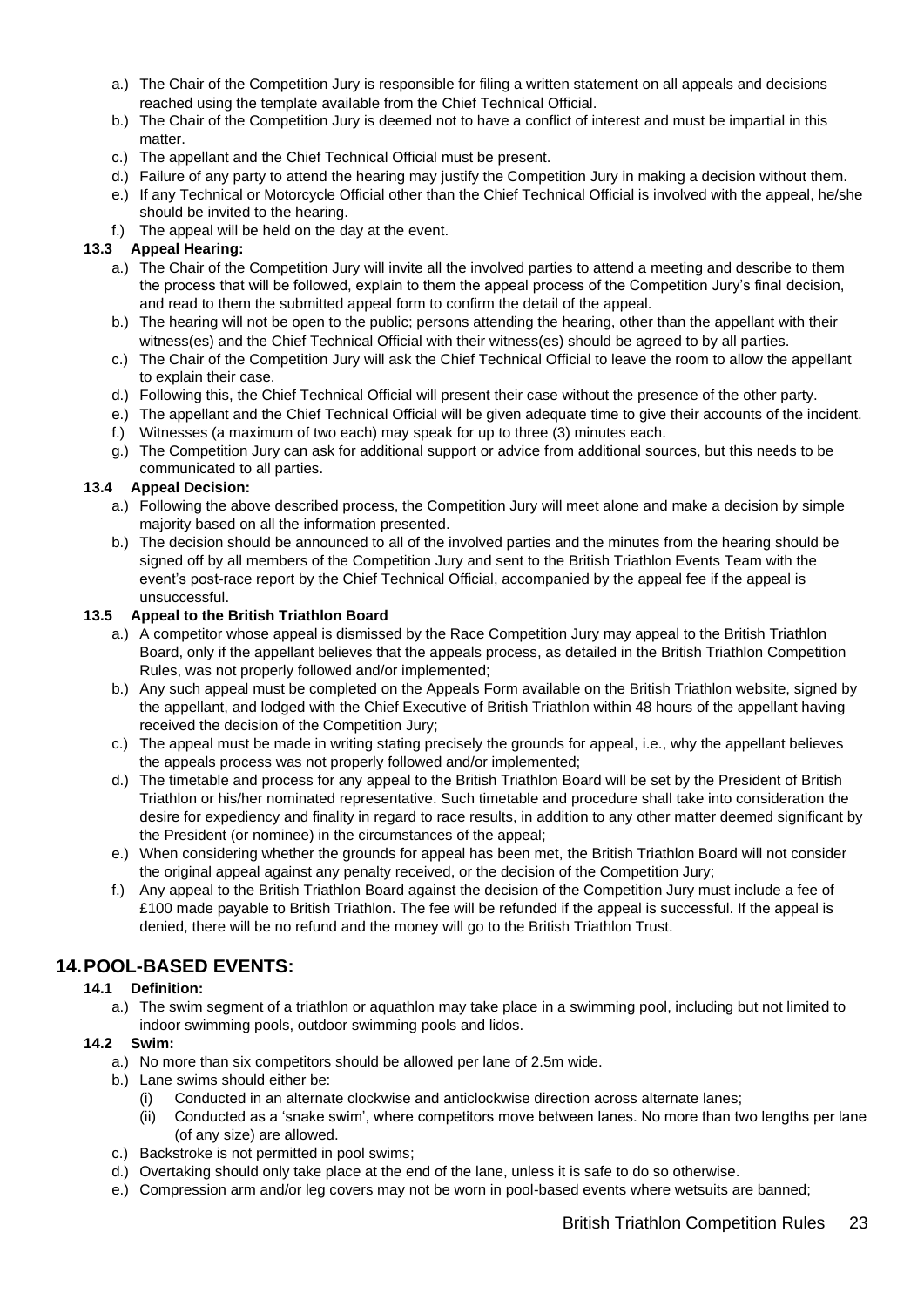a.) The Chair of the Competition Jury is responsible for filing a written statement on all appeals and decisions reached using the template available from the Chief Technical Official.
b.) The Chair of the Competition Jury is deemed not to have a conflict of interest and must be impartial in this matter.
c.) The appellant and the Chief Technical Official must be present.
d.) Failure of any party to attend the hearing may justify the Competition Jury in making a decision without them.
e.) If any Technical or Motorcycle Official other than the Chief Technical Official is involved with the appeal, he/she should be invited to the hearing.
f.) The appeal will be held on the day at the event.

**13.3 Appeal Hearing:**

a.) The Chair of the Competition Jury will invite all the involved parties to attend a meeting and describe to them the process that will be followed, explain to them the appeal process of the Competition Jury's final decision, and read to them the submitted appeal form to confirm the detail of the appeal.
b.) The hearing will not be open to the public; persons attending the hearing, other than the appellant with their witness(es) and the Chief Technical Official with their witness(es) should be agreed to by all parties.
c.) The Chair of the Competition Jury will ask the Chief Technical Official to leave the room to allow the appellant to explain their case.
d.) Following this, the Chief Technical Official will present their case without the presence of the other party.
e.) The appellant and the Chief Technical Official will be given adequate time to give their accounts of the incident.
f.) Witnesses (a maximum of two each) may speak for up to three (3) minutes each.
g.) The Competition Jury can ask for additional support or advice from additional sources, but this needs to be communicated to all parties.

**13.4 Appeal Decision:**

a.) Following the above described process, the Competition Jury will meet alone and make a decision by simple majority based on all the information presented.
b.) The decision should be announced to all of the involved parties and the minutes from the hearing should be signed off by all members of the Competition Jury and sent to the British Triathlon Events Team with the event's post-race report by the Chief Technical Official, accompanied by the appeal fee if the appeal is unsuccessful.

**13.5 Appeal to the British Triathlon Board**

a.) A competitor whose appeal is dismissed by the Race Competition Jury may appeal to the British Triathlon Board, only if the appellant believes that the appeals process, as detailed in the British Triathlon Competition Rules, was not properly followed and/or implemented;
b.) Any such appeal must be completed on the Appeals Form available on the British Triathlon website, signed by the appellant, and lodged with the Chief Executive of British Triathlon within 48 hours of the appellant having received the decision of the Competition Jury;
c.) The appeal must be made in writing stating precisely the grounds for appeal, i.e., why the appellant believes the appeals process was not properly followed and/or implemented;
d.) The timetable and process for any appeal to the British Triathlon Board will be set by the President of British Triathlon or his/her nominated representative. Such timetable and procedure shall take into consideration the desire for expediency and finality in regard to race results, in addition to any other matter deemed significant by the President (or nominee) in the circumstances of the appeal;
e.) When considering whether the grounds for appeal has been met, the British Triathlon Board will not consider the original appeal against any penalty received, or the decision of the Competition Jury;
f.) Any appeal to the British Triathlon Board against the decision of the Competition Jury must include a fee of £100 made payable to British Triathlon. The fee will be refunded if the appeal is successful. If the appeal is denied, there will be no refund and the money will go to the British Triathlon Trust.

## 14. POOL-BASED EVENTS:

**14.1 Definition:**

a.) The swim segment of a triathlon or aquathlon may take place in a swimming pool, including but not limited to indoor swimming pools, outdoor swimming pools and lidos.

**14.2 Swim:**

a.) No more than six competitors should be allowed per lane of 2.5m wide.
b.) Lane swims should either be:
   (i) Conducted in an alternate clockwise and anticlockwise direction across alternate lanes;
   (ii) Conducted as a 'snake swim', where competitors move between lanes. No more than two lengths per lane (of any size) are allowed.
c.) Backstroke is not permitted in pool swims;
d.) Overtaking should only take place at the end of the lane, unless it is safe to do so otherwise.
e.) Compression arm and/or leg covers may not be worn in pool-based events where wetsuits are banned;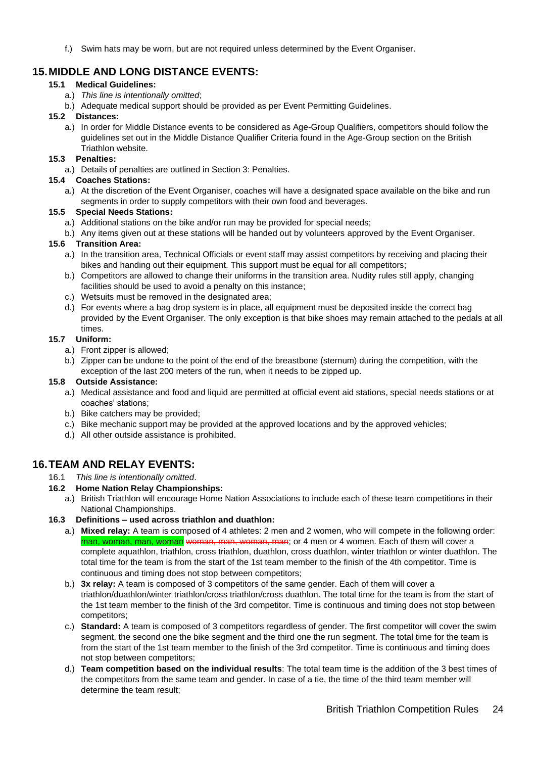f.) Swim hats may be worn, but are not required unless determined by the Event Organiser.

## 15. MIDDLE AND LONG DISTANCE EVENTS:

**15.1 Medical Guidelines:**

a.) *This line is intentionally omitted*;

b.) Adequate medical support should be provided as per Event Permitting Guidelines.

**15.2 Distances:**

a.) In order for Middle Distance events to be considered as Age-Group Qualifiers, competitors should follow the guidelines set out in the Middle Distance Qualifier Criteria found in the Age-Group section on the British Triathlon website.

**15.3 Penalties:**

a.) Details of penalties are outlined in Section 3: Penalties.

**15.4 Coaches Stations:**

a.) At the discretion of the Event Organiser, coaches will have a designated space available on the bike and run segments in order to supply competitors with their own food and beverages.

**15.5 Special Needs Stations:**

a.) Additional stations on the bike and/or run may be provided for special needs;

b.) Any items given out at these stations will be handed out by volunteers approved by the Event Organiser.

**15.6 Transition Area:**

a.) In the transition area, Technical Officials or event staff may assist competitors by receiving and placing their bikes and handing out their equipment. This support must be equal for all competitors;

b.) Competitors are allowed to change their uniforms in the transition area. Nudity rules still apply, changing facilities should be used to avoid a penalty on this instance;

c.) Wetsuits must be removed in the designated area;

d.) For events where a bag drop system is in place, all equipment must be deposited inside the correct bag provided by the Event Organiser. The only exception is that bike shoes may remain attached to the pedals at all times.

**15.7 Uniform:**

a.) Front zipper is allowed;

b.) Zipper can be undone to the point of the end of the breastbone (sternum) during the competition, with the exception of the last 200 meters of the run, when it needs to be zipped up.

**15.8 Outside Assistance:**

a.) Medical assistance and food and liquid are permitted at official event aid stations, special needs stations or at coaches' stations;

b.) Bike catchers may be provided;

c.) Bike mechanic support may be provided at the approved locations and by the approved vehicles;

d.) All other outside assistance is prohibited.

## 16. TEAM AND RELAY EVENTS:

16.1 *This line is intentionally omitted*.

**16.2 Home Nation Relay Championships:**

a.) British Triathlon will encourage Home Nation Associations to include each of these team competitions in their National Championships.

**16.3 Definitions – used across triathlon and duathlon:**

a.) **Mixed relay:** A team is composed of 4 athletes: 2 men and 2 women, who will compete in the following order: man, woman, man, woman ~~woman, man, woman, man~~; or 4 men or 4 women. Each of them will cover a complete aquathlon, triathlon, cross triathlon, duathlon, cross duathlon, winter triathlon or winter duathlon. The total time for the team is from the start of the 1st team member to the finish of the 4th competitor. Time is continuous and timing does not stop between competitors;

b.) **3x relay:** A team is composed of 3 competitors of the same gender. Each of them will cover a triathlon/duathlon/winter triathlon/cross triathlon/cross duathlon. The total time for the team is from the start of the 1st team member to the finish of the 3rd competitor. Time is continuous and timing does not stop between competitors;

c.) **Standard:** A team is composed of 3 competitors regardless of gender. The first competitor will cover the swim segment, the second one the bike segment and the third one the run segment. The total time for the team is from the start of the 1st team member to the finish of the 3rd competitor. Time is continuous and timing does not stop between competitors;

d.) **Team competition based on the individual results**: The total team time is the addition of the 3 best times of the competitors from the same team and gender. In case of a tie, the time of the third team member will determine the team result;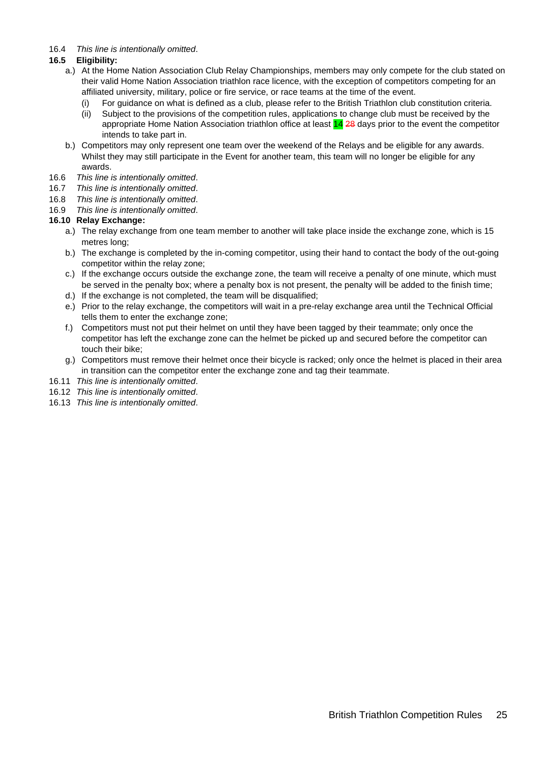16.4 *This line is intentionally omitted*.

**16.5 Eligibility:**

a.) At the Home Nation Association Club Relay Championships, members may only compete for the club stated on their valid Home Nation Association triathlon race licence, with the exception of competitors competing for an affiliated university, military, police or fire service, or race teams at the time of the event.

   (i) For guidance on what is defined as a club, please refer to the British Triathlon club constitution criteria.

   (ii) Subject to the provisions of the competition rules, applications to change club must be received by the appropriate Home Nation Association triathlon office at least 14 ~~28~~ days prior to the event the competitor intends to take part in.

b.) Competitors may only represent one team over the weekend of the Relays and be eligible for any awards. Whilst they may still participate in the Event for another team, this team will no longer be eligible for any awards.

16.6 *This line is intentionally omitted*.

16.7 *This line is intentionally omitted*.

16.8 *This line is intentionally omitted*.

16.9 *This line is intentionally omitted*.

**16.10 Relay Exchange:**

a.) The relay exchange from one team member to another will take place inside the exchange zone, which is 15 metres long;

b.) The exchange is completed by the in-coming competitor, using their hand to contact the body of the out-going competitor within the relay zone;

c.) If the exchange occurs outside the exchange zone, the team will receive a penalty of one minute, which must be served in the penalty box; where a penalty box is not present, the penalty will be added to the finish time;

d.) If the exchange is not completed, the team will be disqualified;

e.) Prior to the relay exchange, the competitors will wait in a pre-relay exchange area until the Technical Official tells them to enter the exchange zone;

f.) Competitors must not put their helmet on until they have been tagged by their teammate; only once the competitor has left the exchange zone can the helmet be picked up and secured before the competitor can touch their bike;

g.) Competitors must remove their helmet once their bicycle is racked; only once the helmet is placed in their area in transition can the competitor enter the exchange zone and tag their teammate.

16.11 *This line is intentionally omitted*.

16.12 *This line is intentionally omitted*.

16.13 *This line is intentionally omitted*.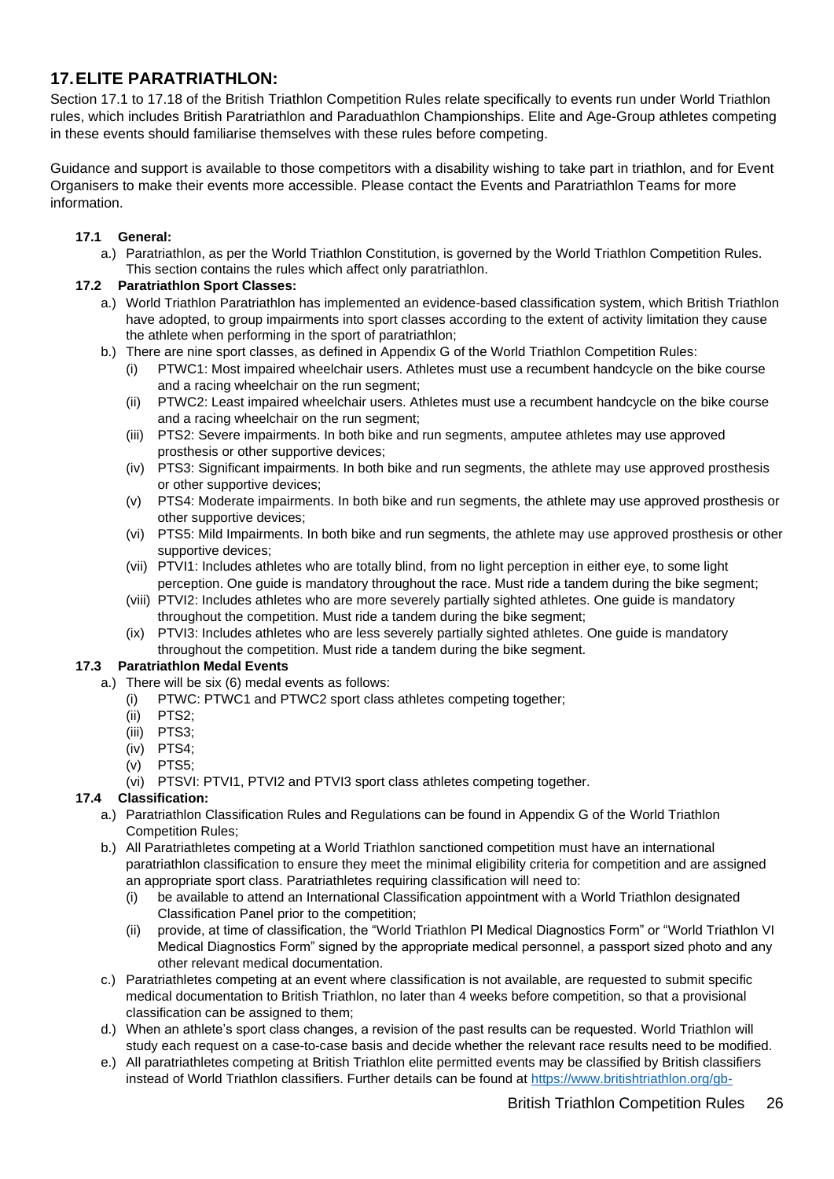## 17. ELITE PARATRIATHLON:

Section 17.1 to 17.18 of the British Triathlon Competition Rules relate specifically to events run under World Triathlon rules, which includes British Paratriathlon and Paraduathlon Championships. Elite and Age-Group athletes competing in these events should familiarise themselves with these rules before competing.

Guidance and support is available to those competitors with a disability wishing to take part in triathlon, and for Event Organisers to make their events more accessible. Please contact the Events and Paratriathlon Teams for more information.

### 17.1 General:

a.) Paratriathlon, as per the World Triathlon Constitution, is governed by the World Triathlon Competition Rules. This section contains the rules which affect only paratriathlon.

### 17.2 Paratriathlon Sport Classes:

a.) World Triathlon Paratriathlon has implemented an evidence-based classification system, which British Triathlon have adopted, to group impairments into sport classes according to the extent of activity limitation they cause the athlete when performing in the sport of paratriathlon;

b.) There are nine sport classes, as defined in Appendix G of the World Triathlon Competition Rules:

- (i) PTWC1: Most impaired wheelchair users. Athletes must use a recumbent handcycle on the bike course and a racing wheelchair on the run segment;
- (ii) PTWC2: Least impaired wheelchair users. Athletes must use a recumbent handcycle on the bike course and a racing wheelchair on the run segment;
- (iii) PTS2: Severe impairments. In both bike and run segments, amputee athletes may use approved prosthesis or other supportive devices;
- (iv) PTS3: Significant impairments. In both bike and run segments, the athlete may use approved prosthesis or other supportive devices;
- (v) PTS4: Moderate impairments. In both bike and run segments, the athlete may use approved prosthesis or other supportive devices;
- (vi) PTS5: Mild Impairments. In both bike and run segments, the athlete may use approved prosthesis or other supportive devices;
- (vii) PTVI1: Includes athletes who are totally blind, from no light perception in either eye, to some light perception. One guide is mandatory throughout the race. Must ride a tandem during the bike segment;
- (viii) PTVI2: Includes athletes who are more severely partially sighted athletes. One guide is mandatory throughout the competition. Must ride a tandem during the bike segment;
- (ix) PTVI3: Includes athletes who are less severely partially sighted athletes. One guide is mandatory throughout the competition. Must ride a tandem during the bike segment.

### 17.3 Paratriathlon Medal Events

a.) There will be six (6) medal events as follows:

- (i) PTWC: PTWC1 and PTWC2 sport class athletes competing together;
- (ii) PTS2;
- (iii) PTS3;
- (iv) PTS4;
- (v) PTS5;
- (vi) PTSVI: PTVI1, PTVI2 and PTVI3 sport class athletes competing together.

### 17.4 Classification:

a.) Paratriathlon Classification Rules and Regulations can be found in Appendix G of the World Triathlon Competition Rules;

b.) All Paratriathletes competing at a World Triathlon sanctioned competition must have an international paratriathlon classification to ensure they meet the minimal eligibility criteria for competition and are assigned an appropriate sport class. Paratriathletes requiring classification will need to:

- (i) be available to attend an International Classification appointment with a World Triathlon designated Classification Panel prior to the competition;
- (ii) provide, at time of classification, the "World Triathlon PI Medical Diagnostics Form" or "World Triathlon VI Medical Diagnostics Form" signed by the appropriate medical personnel, a passport sized photo and any other relevant medical documentation.

c.) Paratriathletes competing at an event where classification is not available, are requested to submit specific medical documentation to British Triathlon, no later than 4 weeks before competition, so that a provisional classification can be assigned to them;

d.) When an athlete's sport class changes, a revision of the past results can be requested. World Triathlon will study each request on a case-to-case basis and decide whether the relevant race results need to be modified.

e.) All paratriathletes competing at British Triathlon elite permitted events may be classified by British classifiers instead of World Triathlon classifiers. Further details can be found at https://www.britishtriathlon.org/gb-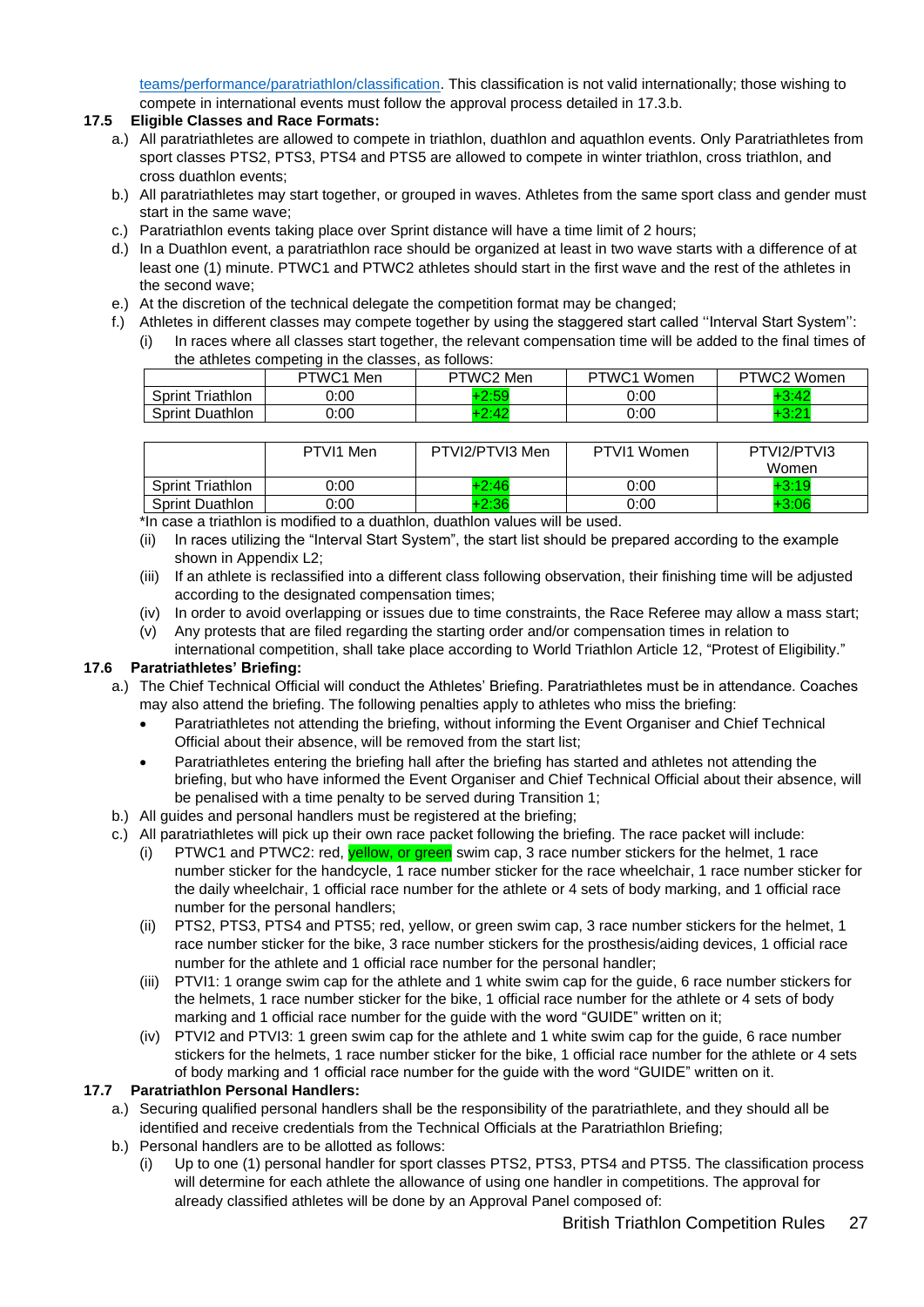teams/performance/paratriathlon/classification. This classification is not valid internationally; those wishing to compete in international events must follow the approval process detailed in 17.3.b.

**17.5 Eligible Classes and Race Formats:**

a.) All paratriathletes are allowed to compete in triathlon, duathlon and aquathlon events. Only Paratriathletes from sport classes PTS2, PTS3, PTS4 and PTS5 are allowed to compete in winter triathlon, cross triathlon, and cross duathlon events;

b.) All paratriathletes may start together, or grouped in waves. Athletes from the same sport class and gender must start in the same wave;

c.) Paratriathlon events taking place over Sprint distance will have a time limit of 2 hours;

d.) In a Duathlon event, a paratriathlon race should be organized at least in two wave starts with a difference of at least one (1) minute. PTWC1 and PTWC2 athletes should start in the first wave and the rest of the athletes in the second wave;

e.) At the discretion of the technical delegate the competition format may be changed;

f.) Athletes in different classes may compete together by using the staggered start called "Interval Start System":

(i) In races where all classes start together, the relevant compensation time will be added to the final times of the athletes competing in the classes, as follows:

| | PTWC1 Men | PTWC2 Men | PTWC1 Women | PTWC2 Women |
|---|---|---|---|---|
| Sprint Triathlon | 0:00 | +2:59 | 0:00 | +3:42 |
| Sprint Duathlon | 0:00 | +2:42 | 0:00 | +3:21 |

| | PTVI1 Men | PTVI2/PTVI3 Men | PTVI1 Women | PTVI2/PTVI3 Women |
|---|---|---|---|---|
| Sprint Triathlon | 0:00 | +2:46 | 0:00 | +3:19 |
| Sprint Duathlon | 0:00 | +2:36 | 0:00 | +3:06 |

*In case a triathlon is modified to a duathlon, duathlon values will be used.

(ii) In races utilizing the "Interval Start System", the start list should be prepared according to the example shown in Appendix L2;

(iii) If an athlete is reclassified into a different class following observation, their finishing time will be adjusted according to the designated compensation times;

(iv) In order to avoid overlapping or issues due to time constraints, the Race Referee may allow a mass start;

(v) Any protests that are filed regarding the starting order and/or compensation times in relation to international competition, shall take place according to World Triathlon Article 12, "Protest of Eligibility."

**17.6 Paratriathletes' Briefing:**

a.) The Chief Technical Official will conduct the Athletes' Briefing. Paratriathletes must be in attendance. Coaches may also attend the briefing. The following penalties apply to athletes who miss the briefing:

- Paratriathletes not attending the briefing, without informing the Event Organiser and Chief Technical Official about their absence, will be removed from the start list;
- Paratriathletes entering the briefing hall after the briefing has started and athletes not attending the briefing, but who have informed the Event Organiser and Chief Technical Official about their absence, will be penalised with a time penalty to be served during Transition 1;

b.) All guides and personal handlers must be registered at the briefing;

c.) All paratriathletes will pick up their own race packet following the briefing. The race packet will include:

(i) PTWC1 and PTWC2: red, yellow, or green swim cap, 3 race number stickers for the helmet, 1 race number sticker for the handcycle, 1 race number sticker for the race wheelchair, 1 race number sticker for the daily wheelchair, 1 official race number for the athlete or 4 sets of body marking, and 1 official race number for the personal handlers;

(ii) PTS2, PTS3, PTS4 and PTS5; red, yellow, or green swim cap, 3 race number stickers for the helmet, 1 race number sticker for the bike, 3 race number stickers for the prosthesis/aiding devices, 1 official race number for the athlete and 1 official race number for the personal handler;

(iii) PTVI1: 1 orange swim cap for the athlete and 1 white swim cap for the guide, 6 race number stickers for the helmets, 1 race number sticker for the bike, 1 official race number for the athlete or 4 sets of body marking and 1 official race number for the guide with the word "GUIDE" written on it;

(iv) PTVI2 and PTVI3: 1 green swim cap for the athlete and 1 white swim cap for the guide, 6 race number stickers for the helmets, 1 race number sticker for the bike, 1 official race number for the athlete or 4 sets of body marking and 1 official race number for the guide with the word "GUIDE" written on it.

**17.7 Paratriathlon Personal Handlers:**

a.) Securing qualified personal handlers shall be the responsibility of the paratriathlete, and they should all be identified and receive credentials from the Technical Officials at the Paratriathlon Briefing;

b.) Personal handlers are to be allotted as follows:

(i) Up to one (1) personal handler for sport classes PTS2, PTS3, PTS4 and PTS5. The classification process will determine for each athlete the allowance of using one handler in competitions. The approval for already classified athletes will be done by an Approval Panel composed of: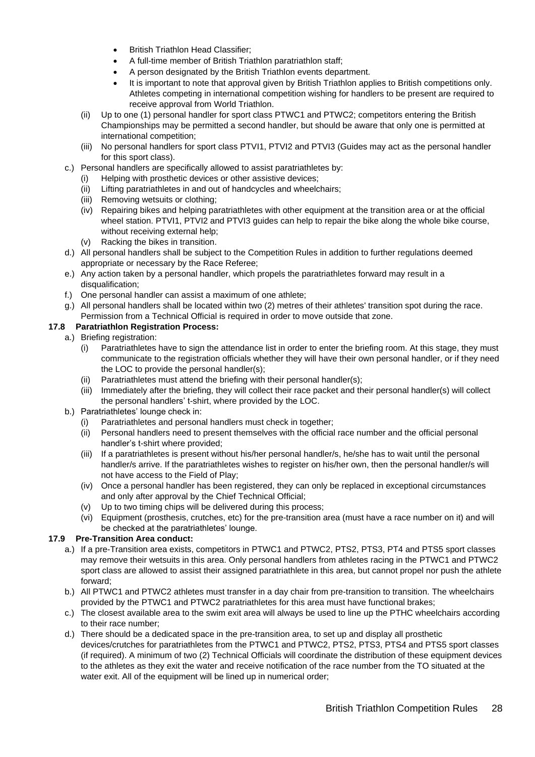- British Triathlon Head Classifier;
- A full-time member of British Triathlon paratriathlon staff;
- A person designated by the British Triathlon events department.
- It is important to note that approval given by British Triathlon applies to British competitions only. Athletes competing in international competition wishing for handlers to be present are required to receive approval from World Triathlon.

(ii) Up to one (1) personal handler for sport class PTWC1 and PTWC2; competitors entering the British Championships may be permitted a second handler, but should be aware that only one is permitted at international competition;

(iii) No personal handlers for sport class PTVI1, PTVI2 and PTVI3 (Guides may act as the personal handler for this sport class).

c.) Personal handlers are specifically allowed to assist paratriathletes by:

(i) Helping with prosthetic devices or other assistive devices;

(ii) Lifting paratriathletes in and out of handcycles and wheelchairs;

(iii) Removing wetsuits or clothing;

(iv) Repairing bikes and helping paratriathletes with other equipment at the transition area or at the official wheel station. PTVI1, PTVI2 and PTVI3 guides can help to repair the bike along the whole bike course, without receiving external help;

(v) Racking the bikes in transition.

d.) All personal handlers shall be subject to the Competition Rules in addition to further regulations deemed appropriate or necessary by the Race Referee;

e.) Any action taken by a personal handler, which propels the paratriathletes forward may result in a disqualification;

f.) One personal handler can assist a maximum of one athlete;

g.) All personal handlers shall be located within two (2) metres of their athletes' transition spot during the race. Permission from a Technical Official is required in order to move outside that zone.

**17.8 Paratriathlon Registration Process:**

a.) Briefing registration:

(i) Paratriathletes have to sign the attendance list in order to enter the briefing room. At this stage, they must communicate to the registration officials whether they will have their own personal handler, or if they need the LOC to provide the personal handler(s);

(ii) Paratriathletes must attend the briefing with their personal handler(s);

(iii) Immediately after the briefing, they will collect their race packet and their personal handler(s) will collect the personal handlers' t-shirt, where provided by the LOC.

b.) Paratriathletes' lounge check in:

(i) Paratriathletes and personal handlers must check in together;

(ii) Personal handlers need to present themselves with the official race number and the official personal handler's t-shirt where provided;

(iii) If a paratriathletes is present without his/her personal handler/s, he/she has to wait until the personal handler/s arrive. If the paratriathletes wishes to register on his/her own, then the personal handler/s will not have access to the Field of Play;

(iv) Once a personal handler has been registered, they can only be replaced in exceptional circumstances and only after approval by the Chief Technical Official;

(v) Up to two timing chips will be delivered during this process;

(vi) Equipment (prosthesis, crutches, etc) for the pre-transition area (must have a race number on it) and will be checked at the paratriathletes' lounge.

**17.9 Pre-Transition Area conduct:**

a.) If a pre-Transition area exists, competitors in PTWC1 and PTWC2, PTS2, PTS3, PT4 and PTS5 sport classes may remove their wetsuits in this area. Only personal handlers from athletes racing in the PTWC1 and PTWC2 sport class are allowed to assist their assigned paratriathlete in this area, but cannot propel nor push the athlete forward;

b.) All PTWC1 and PTWC2 athletes must transfer in a day chair from pre-transition to transition. The wheelchairs provided by the PTWC1 and PTWC2 paratriathletes for this area must have functional brakes;

c.) The closest available area to the swim exit area will always be used to line up the PTHC wheelchairs according to their race number;

d.) There should be a dedicated space in the pre-transition area, to set up and display all prosthetic devices/crutches for paratriathletes from the PTWC1 and PTWC2, PTS2, PTS3, PTS4 and PTS5 sport classes (if required). A minimum of two (2) Technical Officials will coordinate the distribution of these equipment devices to the athletes as they exit the water and receive notification of the race number from the TO situated at the water exit. All of the equipment will be lined up in numerical order;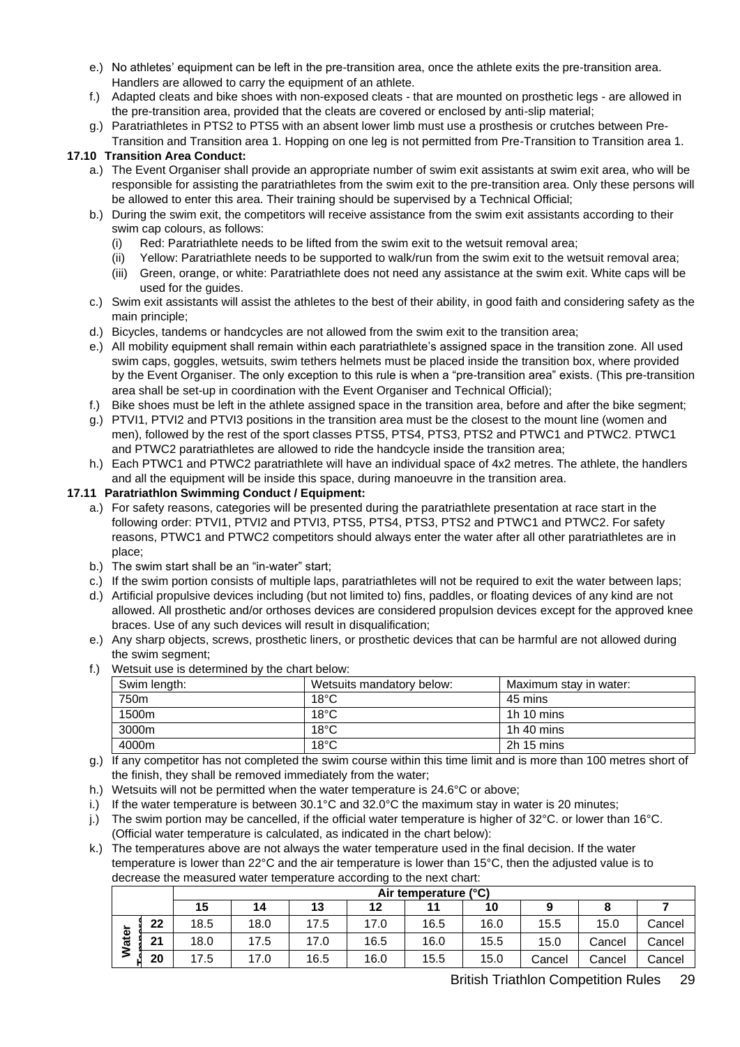e.) No athletes' equipment can be left in the pre-transition area, once the athlete exits the pre-transition area. Handlers are allowed to carry the equipment of an athlete.

f.) Adapted cleats and bike shoes with non-exposed cleats - that are mounted on prosthetic legs - are allowed in the pre-transition area, provided that the cleats are covered or enclosed by anti-slip material;

g.) Paratriathletes in PTS2 to PTS5 with an absent lower limb must use a prosthesis or crutches between Pre-Transition and Transition area 1. Hopping on one leg is not permitted from Pre-Transition to Transition area 1.

**17.10 Transition Area Conduct:**

a.) The Event Organiser shall provide an appropriate number of swim exit assistants at swim exit area, who will be responsible for assisting the paratriathletes from the swim exit to the pre-transition area. Only these persons will be allowed to enter this area. Their training should be supervised by a Technical Official;

b.) During the swim exit, the competitors will receive assistance from the swim exit assistants according to their swim cap colours, as follows:

(i) Red: Paratriathlete needs to be lifted from the swim exit to the wetsuit removal area;

(ii) Yellow: Paratriathlete needs to be supported to walk/run from the swim exit to the wetsuit removal area;

(iii) Green, orange, or white: Paratriathlete does not need any assistance at the swim exit. White caps will be used for the guides.

c.) Swim exit assistants will assist the athletes to the best of their ability, in good faith and considering safety as the main principle;

d.) Bicycles, tandems or handcycles are not allowed from the swim exit to the transition area;

e.) All mobility equipment shall remain within each paratriathlete's assigned space in the transition zone. All used swim caps, goggles, wetsuits, swim tethers helmets must be placed inside the transition box, where provided by the Event Organiser. The only exception to this rule is when a "pre-transition area" exists. (This pre-transition area shall be set-up in coordination with the Event Organiser and Technical Official);

f.) Bike shoes must be left in the athlete assigned space in the transition area, before and after the bike segment;

g.) PTVI1, PTVI2 and PTVI3 positions in the transition area must be the closest to the mount line (women and men), followed by the rest of the sport classes PTS5, PTS4, PTS3, PTS2 and PTWC1 and PTWC2. PTWC1 and PTWC2 paratriathletes are allowed to ride the handcycle inside the transition area;

h.) Each PTWC1 and PTWC2 paratriathlete will have an individual space of 4x2 metres. The athlete, the handlers and all the equipment will be inside this space, during manoeuvre in the transition area.

**17.11 Paratriathlon Swimming Conduct / Equipment:**

a.) For safety reasons, categories will be presented during the paratriathlete presentation at race start in the following order: PTVI1, PTVI2 and PTVI3, PTS5, PTS4, PTS3, PTS2 and PTWC1 and PTWC2. For safety reasons, PTWC1 and PTWC2 competitors should always enter the water after all other paratriathletes are in place;

b.) The swim start shall be an "in-water" start;

c.) If the swim portion consists of multiple laps, paratriathletes will not be required to exit the water between laps;

d.) Artificial propulsive devices including (but not limited to) fins, paddles, or floating devices of any kind are not allowed. All prosthetic and/or orthoses devices are considered propulsion devices except for the approved knee braces. Use of any such devices will result in disqualification;

e.) Any sharp objects, screws, prosthetic liners, or prosthetic devices that can be harmful are not allowed during the swim segment;

f.) Wetsuit use is determined by the chart below:

| Swim length: | Wetsuits mandatory below: | Maximum stay in water: |
|---|---|---|
| 750m | 18°C | 45 mins |
| 1500m | 18°C | 1h 10 mins |
| 3000m | 18°C | 1h 40 mins |
| 4000m | 18°C | 2h 15 mins |

g.) If any competitor has not completed the swim course within this time limit and is more than 100 metres short of the finish, they shall be removed immediately from the water;

h.) Wetsuits will not be permitted when the water temperature is 24.6°C or above;

i.) If the water temperature is between 30.1°C and 32.0°C the maximum stay in water is 20 minutes;

j.) The swim portion may be cancelled, if the official water temperature is higher of 32°C. or lower than 16°C. (Official water temperature is calculated, as indicated in the chart below):

k.) The temperatures above are not always the water temperature used in the final decision. If the water temperature is lower than 22°C and the air temperature is lower than 15°C, then the adjusted value is to decrease the measured water temperature according to the next chart:

| | Air temperature (°C) | | | | | | | | |
|---|---|---|---|---|---|---|---|---|---|
| **Water Temperature** | **15** | **14** | **13** | **12** | **11** | **10** | **9** | **8** | **7** |
| **22** | 18.5 | 18.0 | 17.5 | 17.0 | 16.5 | 16.0 | 15.5 | 15.0 | Cancel |
| **21** | 18.0 | 17.5 | 17.0 | 16.5 | 16.0 | 15.5 | 15.0 | Cancel | Cancel |
| **20** | 17.5 | 17.0 | 16.5 | 16.0 | 15.5 | 15.0 | Cancel | Cancel | Cancel |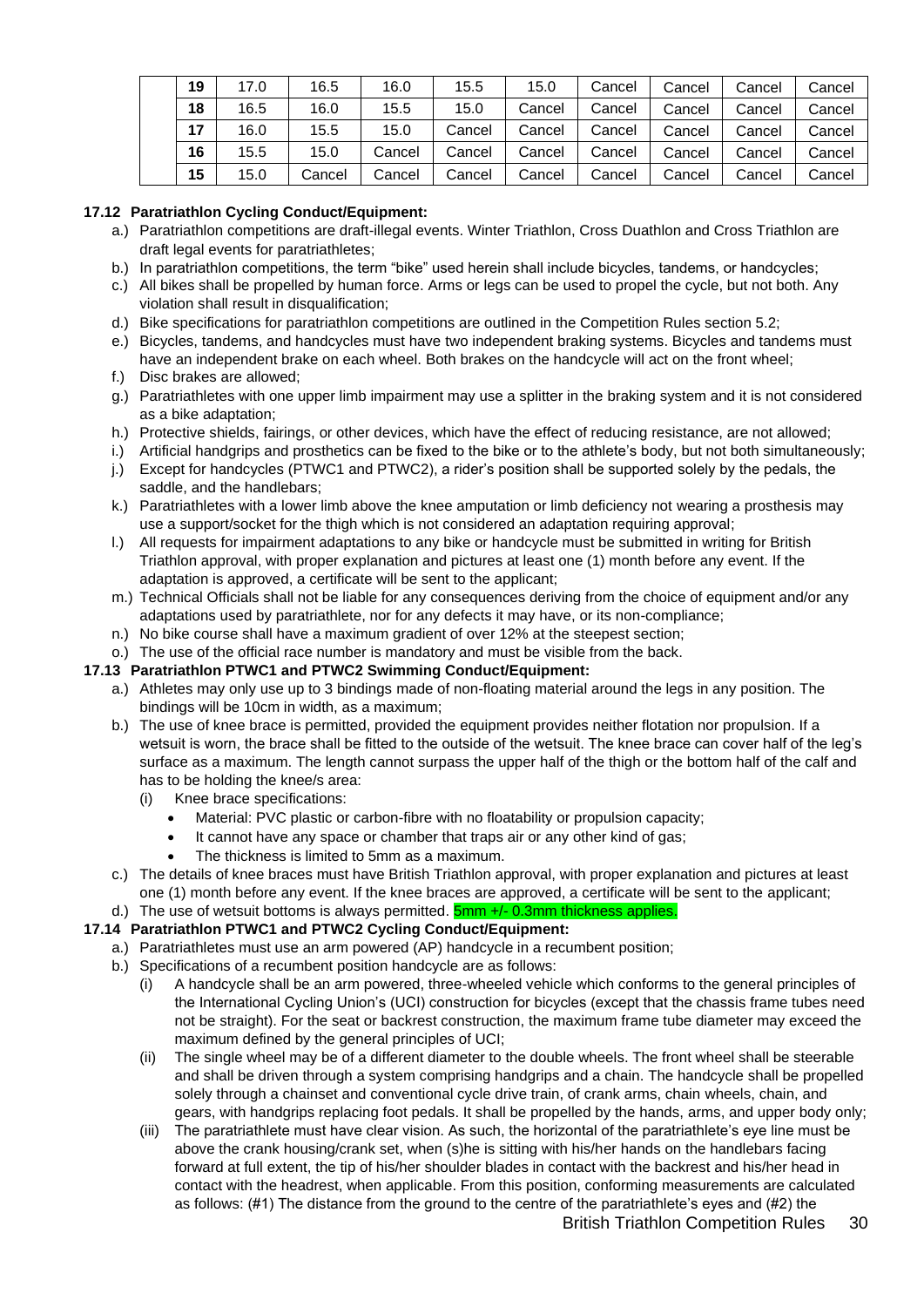| | 19 | 17.0 | 16.5 | 16.0 | 15.5 | 15.0 | Cancel | Cancel | Cancel | Cancel |
|---|---|---|---|---|---|---|---|---|---|---|
| | 18 | 16.5 | 16.0 | 15.5 | 15.0 | Cancel | Cancel | Cancel | Cancel | Cancel |
| | 17 | 16.0 | 15.5 | 15.0 | Cancel | Cancel | Cancel | Cancel | Cancel | Cancel |
| | 16 | 15.5 | 15.0 | Cancel | Cancel | Cancel | Cancel | Cancel | Cancel | Cancel |
| | 15 | 15.0 | Cancel | Cancel | Cancel | Cancel | Cancel | Cancel | Cancel | Cancel |

**17.12 Paratriathlon Cycling Conduct/Equipment:**

a.) Paratriathlon competitions are draft-illegal events. Winter Triathlon, Cross Duathlon and Cross Triathlon are draft legal events for paratriathletes;

b.) In paratriathlon competitions, the term "bike" used herein shall include bicycles, tandems, or handcycles;

c.) All bikes shall be propelled by human force. Arms or legs can be used to propel the cycle, but not both. Any violation shall result in disqualification;

d.) Bike specifications for paratriathlon competitions are outlined in the Competition Rules section 5.2;

e.) Bicycles, tandems, and handcycles must have two independent braking systems. Bicycles and tandems must have an independent brake on each wheel. Both brakes on the handcycle will act on the front wheel;

f.) Disc brakes are allowed;

g.) Paratriathletes with one upper limb impairment may use a splitter in the braking system and it is not considered as a bike adaptation;

h.) Protective shields, fairings, or other devices, which have the effect of reducing resistance, are not allowed;

i.) Artificial handgrips and prosthetics can be fixed to the bike or to the athlete's body, but not both simultaneously;

j.) Except for handcycles (PTWC1 and PTWC2), a rider's position shall be supported solely by the pedals, the saddle, and the handlebars;

k.) Paratriathletes with a lower limb above the knee amputation or limb deficiency not wearing a prosthesis may use a support/socket for the thigh which is not considered an adaptation requiring approval;

l.) All requests for impairment adaptations to any bike or handcycle must be submitted in writing for British Triathlon approval, with proper explanation and pictures at least one (1) month before any event. If the adaptation is approved, a certificate will be sent to the applicant;

m.) Technical Officials shall not be liable for any consequences deriving from the choice of equipment and/or any adaptations used by paratriathlete, nor for any defects it may have, or its non-compliance;

n.) No bike course shall have a maximum gradient of over 12% at the steepest section;

o.) The use of the official race number is mandatory and must be visible from the back.

**17.13 Paratriathlon PTWC1 and PTWC2 Swimming Conduct/Equipment:**

a.) Athletes may only use up to 3 bindings made of non-floating material around the legs in any position. The bindings will be 10cm in width, as a maximum;

b.) The use of knee brace is permitted, provided the equipment provides neither flotation nor propulsion. If a wetsuit is worn, the brace shall be fitted to the outside of the wetsuit. The knee brace can cover half of the leg's surface as a maximum. The length cannot surpass the upper half of the thigh or the bottom half of the calf and has to be holding the knee/s area:

(i) Knee brace specifications:

- Material: PVC plastic or carbon-fibre with no floatability or propulsion capacity;
- It cannot have any space or chamber that traps air or any other kind of gas;
- The thickness is limited to 5mm as a maximum.

c.) The details of knee braces must have British Triathlon approval, with proper explanation and pictures at least one (1) month before any event. If the knee braces are approved, a certificate will be sent to the applicant;

d.) The use of wetsuit bottoms is always permitted. 5mm +/- 0.3mm thickness applies.

**17.14 Paratriathlon PTWC1 and PTWC2 Cycling Conduct/Equipment:**

a.) Paratriathletes must use an arm powered (AP) handcycle in a recumbent position;

b.) Specifications of a recumbent position handcycle are as follows:

(i) A handcycle shall be an arm powered, three-wheeled vehicle which conforms to the general principles of the International Cycling Union's (UCI) construction for bicycles (except that the chassis frame tubes need not be straight). For the seat or backrest construction, the maximum frame tube diameter may exceed the maximum defined by the general principles of UCI;

(ii) The single wheel may be of a different diameter to the double wheels. The front wheel shall be steerable and shall be driven through a system comprising handgrips and a chain. The handcycle shall be propelled solely through a chainset and conventional cycle drive train, of crank arms, chain wheels, chain, and gears, with handgrips replacing foot pedals. It shall be propelled by the hands, arms, and upper body only;

(iii) The paratriathlete must have clear vision. As such, the horizontal of the paratriathlete's eye line must be above the crank housing/crank set, when (s)he is sitting with his/her hands on the handlebars facing forward at full extent, the tip of his/her shoulder blades in contact with the backrest and his/her head in contact with the headrest, when applicable. From this position, conforming measurements are calculated as follows: (#1) The distance from the ground to the centre of the paratriathlete's eyes and (#2) the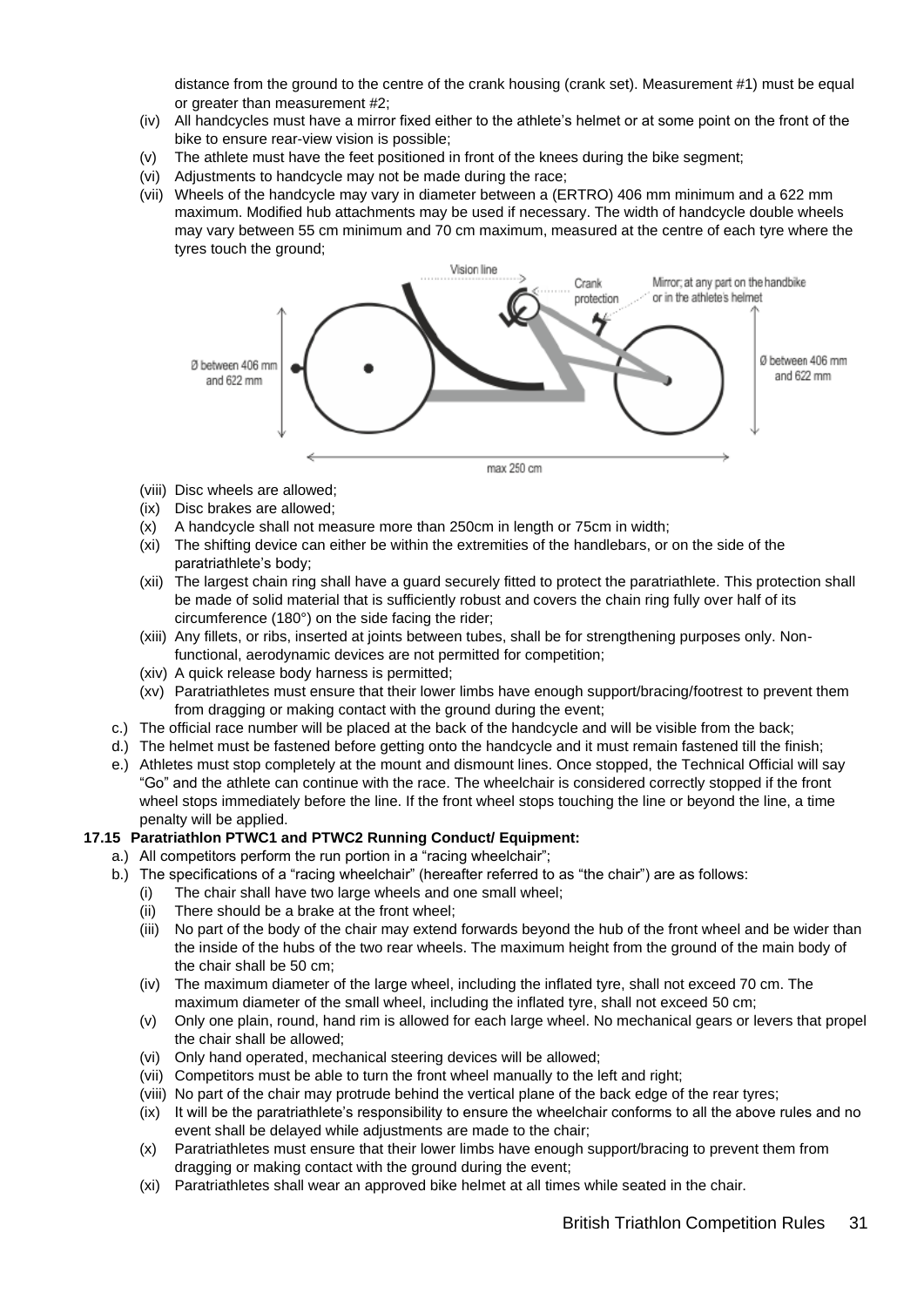distance from the ground to the centre of the crank housing (crank set). Measurement #1) must be equal or greater than measurement #2;

(iv) All handcycles must have a mirror fixed either to the athlete's helmet or at some point on the front of the bike to ensure rear-view vision is possible;

(v) The athlete must have the feet positioned in front of the knees during the bike segment;

(vi) Adjustments to handcycle may not be made during the race;

(vii) Wheels of the handcycle may vary in diameter between a (ERTRO) 406 mm minimum and a 622 mm maximum. Modified hub attachments may be used if necessary. The width of handcycle double wheels may vary between 55 cm minimum and 70 cm maximum, measured at the centre of each tyre where the tyres touch the ground;

(viii) Disc wheels are allowed;

(ix) Disc brakes are allowed;

(x) A handcycle shall not measure more than 250cm in length or 75cm in width;

(xi) The shifting device can either be within the extremities of the handlebars, or on the side of the paratriathlete's body;

(xii) The largest chain ring shall have a guard securely fitted to protect the paratriathlete. This protection shall be made of solid material that is sufficiently robust and covers the chain ring fully over half of its circumference (180°) on the side facing the rider;

(xiii) Any fillets, or ribs, inserted at joints between tubes, shall be for strengthening purposes only. Non-functional, aerodynamic devices are not permitted for competition;

(xiv) A quick release body harness is permitted;

(xv) Paratriathletes must ensure that their lower limbs have enough support/bracing/footrest to prevent them from dragging or making contact with the ground during the event;

c.) The official race number will be placed at the back of the handcycle and will be visible from the back;

d.) The helmet must be fastened before getting onto the handcycle and it must remain fastened till the finish;

e.) Athletes must stop completely at the mount and dismount lines. Once stopped, the Technical Official will say "Go" and the athlete can continue with the race. The wheelchair is considered correctly stopped if the front wheel stops immediately before the line. If the front wheel stops touching the line or beyond the line, a time penalty will be applied.

**17.15 Paratriathlon PTWC1 and PTWC2 Running Conduct/ Equipment:**

a.) All competitors perform the run portion in a "racing wheelchair";

b.) The specifications of a "racing wheelchair" (hereafter referred to as "the chair") are as follows:

(i) The chair shall have two large wheels and one small wheel;

(ii) There should be a brake at the front wheel;

(iii) No part of the body of the chair may extend forwards beyond the hub of the front wheel and be wider than the inside of the hubs of the two rear wheels. The maximum height from the ground of the main body of the chair shall be 50 cm;

(iv) The maximum diameter of the large wheel, including the inflated tyre, shall not exceed 70 cm. The maximum diameter of the small wheel, including the inflated tyre, shall not exceed 50 cm;

(v) Only one plain, round, hand rim is allowed for each large wheel. No mechanical gears or levers that propel the chair shall be allowed;

(vi) Only hand operated, mechanical steering devices will be allowed;

(vii) Competitors must be able to turn the front wheel manually to the left and right;

(viii) No part of the chair may protrude behind the vertical plane of the back edge of the rear tyres;

(ix) It will be the paratriathlete's responsibility to ensure the wheelchair conforms to all the above rules and no event shall be delayed while adjustments are made to the chair;

(x) Paratriathletes must ensure that their lower limbs have enough support/bracing to prevent them from dragging or making contact with the ground during the event;

(xi) Paratriathletes shall wear an approved bike helmet at all times while seated in the chair.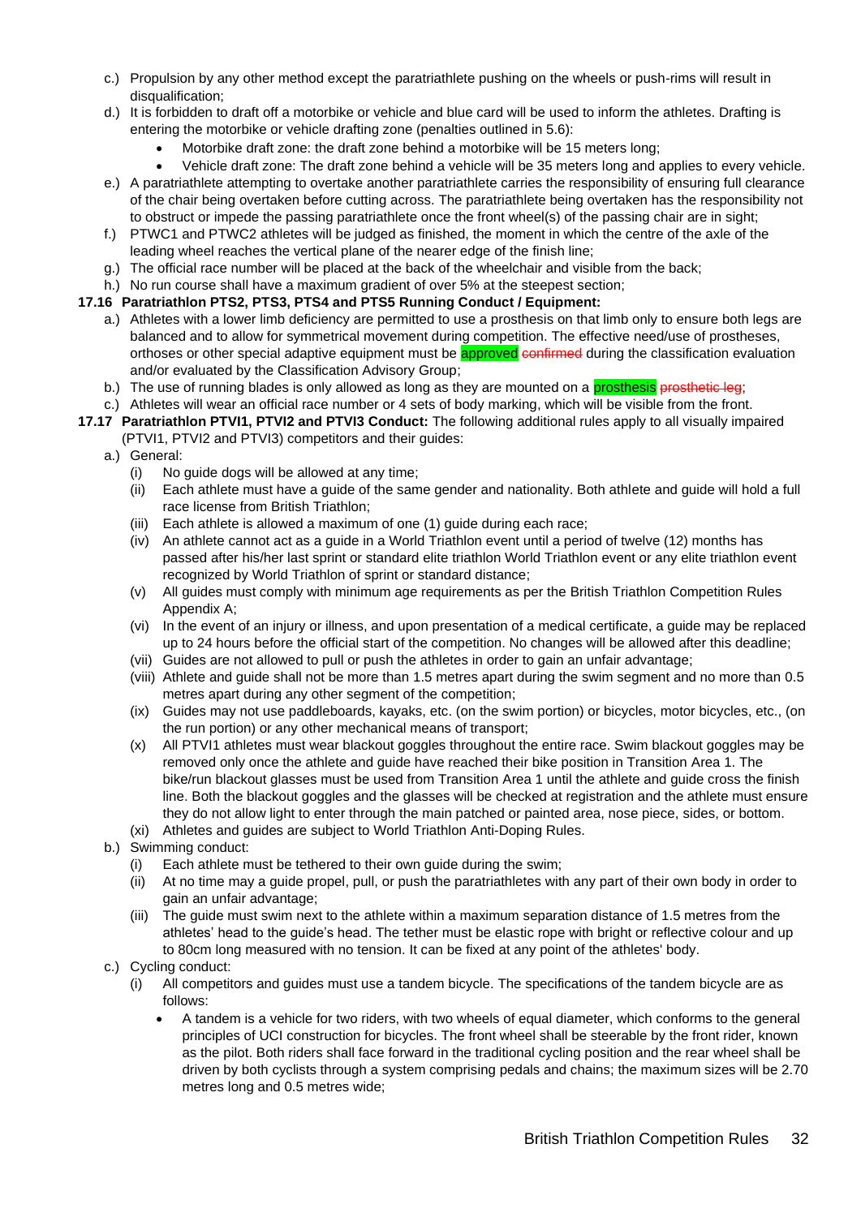c.) Propulsion by any other method except the paratriathlete pushing on the wheels or push-rims will result in disqualification;

d.) It is forbidden to draft off a motorbike or vehicle and blue card will be used to inform the athletes. Drafting is entering the motorbike or vehicle drafting zone (penalties outlined in 5.6):
   - Motorbike draft zone: the draft zone behind a motorbike will be 15 meters long;
   - Vehicle draft zone: The draft zone behind a vehicle will be 35 meters long and applies to every vehicle.

e.) A paratriathlete attempting to overtake another paratriathlete carries the responsibility of ensuring full clearance of the chair being overtaken before cutting across. The paratriathlete being overtaken has the responsibility not to obstruct or impede the passing paratriathlete once the front wheel(s) of the passing chair are in sight;

f.) PTWC1 and PTWC2 athletes will be judged as finished, the moment in which the centre of the axle of the leading wheel reaches the vertical plane of the nearer edge of the finish line;

g.) The official race number will be placed at the back of the wheelchair and visible from the back;

h.) No run course shall have a maximum gradient of over 5% at the steepest section;

**17.16 Paratriathlon PTS2, PTS3, PTS4 and PTS5 Running Conduct / Equipment:**

a.) Athletes with a lower limb deficiency are permitted to use a prosthesis on that limb only to ensure both legs are balanced and to allow for symmetrical movement during competition. The effective need/use of prostheses, orthoses or other special adaptive equipment must be approved ~~confirmed~~ during the classification evaluation and/or evaluated by the Classification Advisory Group;

b.) The use of running blades is only allowed as long as they are mounted on a prosthesis ~~prosthetic leg~~;

c.) Athletes will wear an official race number or 4 sets of body marking, which will be visible from the front.

**17.17 Paratriathlon PTVI1, PTVI2 and PTVI3 Conduct:** The following additional rules apply to all visually impaired (PTVI1, PTVI2 and PTVI3) competitors and their guides:

a.) General:

   (i) No guide dogs will be allowed at any time;

   (ii) Each athlete must have a guide of the same gender and nationality. Both athlete and guide will hold a full race license from British Triathlon;

   (iii) Each athlete is allowed a maximum of one (1) guide during each race;

   (iv) An athlete cannot act as a guide in a World Triathlon event until a period of twelve (12) months has passed after his/her last sprint or standard elite triathlon World Triathlon event or any elite triathlon event recognized by World Triathlon of sprint or standard distance;

   (v) All guides must comply with minimum age requirements as per the British Triathlon Competition Rules Appendix A;

   (vi) In the event of an injury or illness, and upon presentation of a medical certificate, a guide may be replaced up to 24 hours before the official start of the competition. No changes will be allowed after this deadline;

   (vii) Guides are not allowed to pull or push the athletes in order to gain an unfair advantage;

   (viii) Athlete and guide shall not be more than 1.5 metres apart during the swim segment and no more than 0.5 metres apart during any other segment of the competition;

   (ix) Guides may not use paddleboards, kayaks, etc. (on the swim portion) or bicycles, motor bicycles, etc., (on the run portion) or any other mechanical means of transport;

   (x) All PTVI1 athletes must wear blackout goggles throughout the entire race. Swim blackout goggles may be removed only once the athlete and guide have reached their bike position in Transition Area 1. The bike/run blackout glasses must be used from Transition Area 1 until the athlete and guide cross the finish line. Both the blackout goggles and the glasses will be checked at registration and the athlete must ensure they do not allow light to enter through the main patched or painted area, nose piece, sides, or bottom.

   (xi) Athletes and guides are subject to World Triathlon Anti-Doping Rules.

b.) Swimming conduct:

   (i) Each athlete must be tethered to their own guide during the swim;

   (ii) At no time may a guide propel, pull, or push the paratriathletes with any part of their own body in order to gain an unfair advantage;

   (iii) The guide must swim next to the athlete within a maximum separation distance of 1.5 metres from the athletes' head to the guide's head. The tether must be elastic rope with bright or reflective colour and up to 80cm long measured with no tension. It can be fixed at any point of the athletes' body.

c.) Cycling conduct:

   (i) All competitors and guides must use a tandem bicycle. The specifications of the tandem bicycle are as follows:
      - A tandem is a vehicle for two riders, with two wheels of equal diameter, which conforms to the general principles of UCI construction for bicycles. The front wheel shall be steerable by the front rider, known as the pilot. Both riders shall face forward in the traditional cycling position and the rear wheel shall be driven by both cyclists through a system comprising pedals and chains; the maximum sizes will be 2.70 metres long and 0.5 metres wide;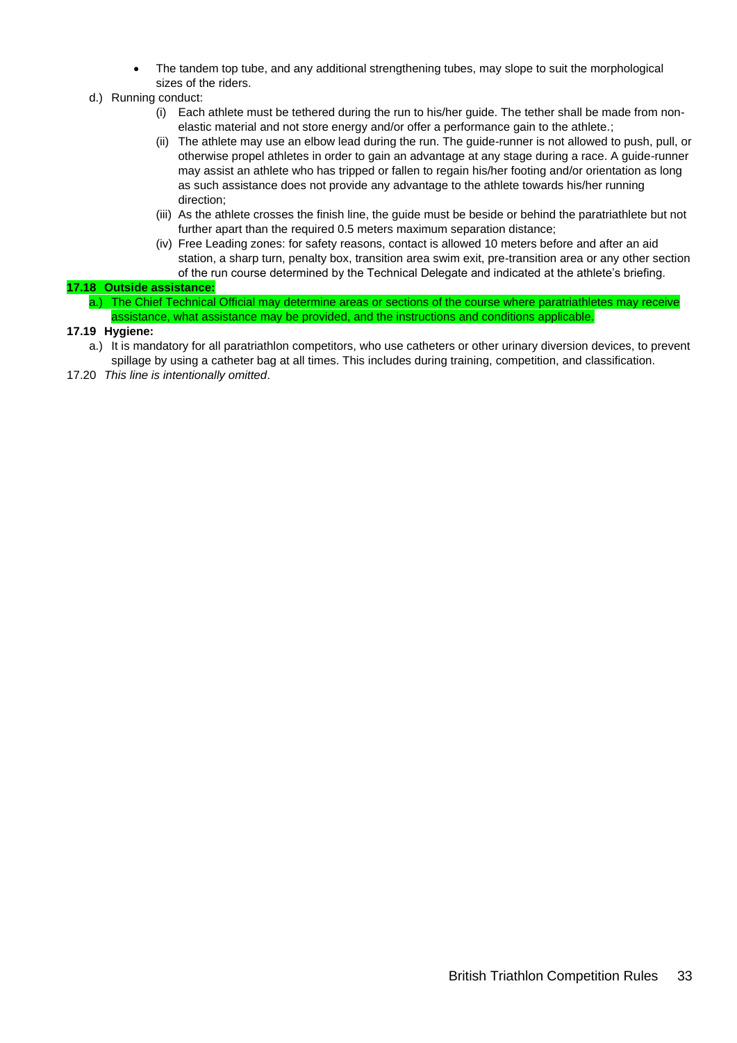- The tandem top tube, and any additional strengthening tubes, may slope to suit the morphological sizes of the riders.

d.) Running conduct:

(i) Each athlete must be tethered during the run to his/her guide. The tether shall be made from non-elastic material and not store energy and/or offer a performance gain to the athlete.;

(ii) The athlete may use an elbow lead during the run. The guide-runner is not allowed to push, pull, or otherwise propel athletes in order to gain an advantage at any stage during a race. A guide-runner may assist an athlete who has tripped or fallen to regain his/her footing and/or orientation as long as such assistance does not provide any advantage to the athlete towards his/her running direction;

(iii) As the athlete crosses the finish line, the guide must be beside or behind the paratriathlete but not further apart than the required 0.5 meters maximum separation distance;

(iv) Free Leading zones: for safety reasons, contact is allowed 10 meters before and after an aid station, a sharp turn, penalty box, transition area swim exit, pre-transition area or any other section of the run course determined by the Technical Delegate and indicated at the athlete's briefing.

**17.18 Outside assistance:**

a.) The Chief Technical Official may determine areas or sections of the course where paratriathletes may receive assistance, what assistance may be provided, and the instructions and conditions applicable.

**17.19 Hygiene:**

a.) It is mandatory for all paratriathlon competitors, who use catheters or other urinary diversion devices, to prevent spillage by using a catheter bag at all times. This includes during training, competition, and classification.

17.20 *This line is intentionally omitted*.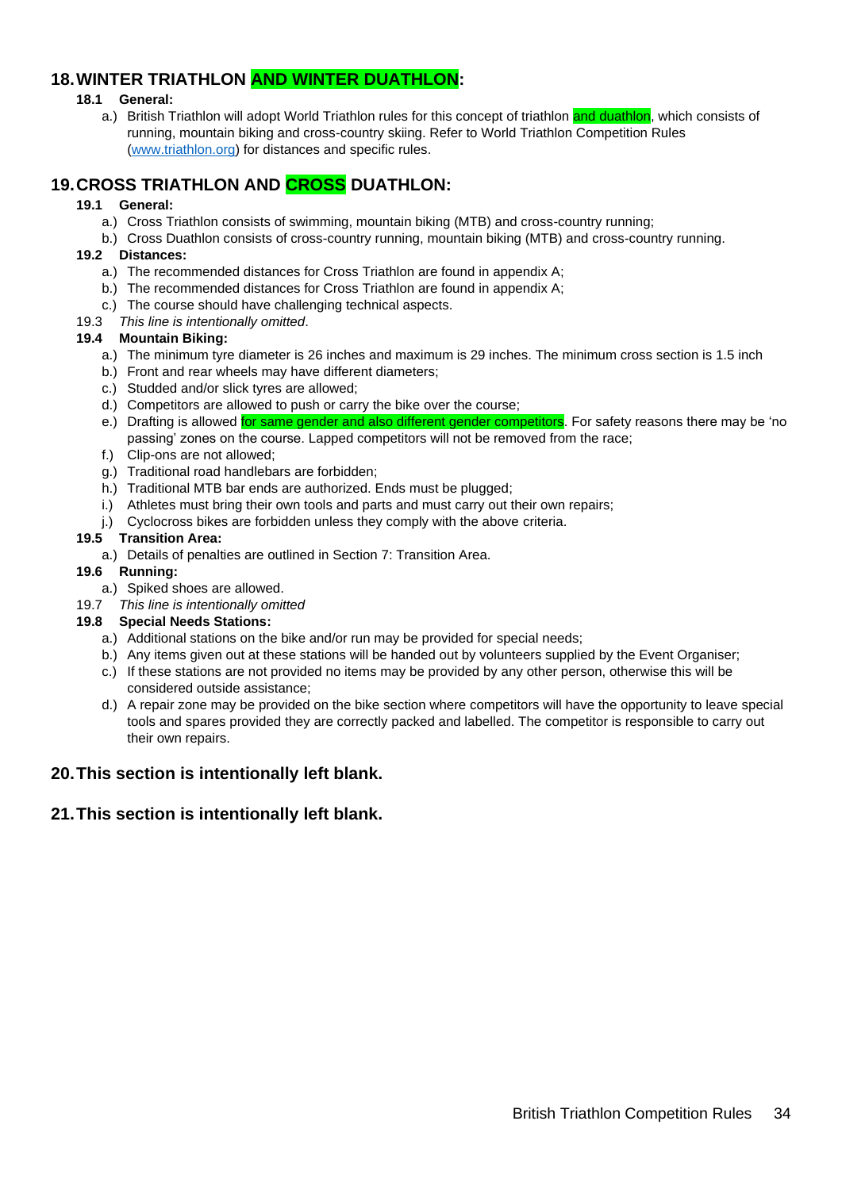## 18. WINTER TRIATHLON AND WINTER DUATHLON:

**18.1 General:**

a.) British Triathlon will adopt World Triathlon rules for this concept of triathlon and duathlon, which consists of running, mountain biking and cross-country skiing. Refer to World Triathlon Competition Rules (www.triathlon.org) for distances and specific rules.

## 19. CROSS TRIATHLON AND CROSS DUATHLON:

**19.1 General:**

a.) Cross Triathlon consists of swimming, mountain biking (MTB) and cross-country running;
b.) Cross Duathlon consists of cross-country running, mountain biking (MTB) and cross-country running.

**19.2 Distances:**

a.) The recommended distances for Cross Triathlon are found in appendix A;
b.) The recommended distances for Cross Triathlon are found in appendix A;
c.) The course should have challenging technical aspects.

19.3 *This line is intentionally omitted*.

**19.4 Mountain Biking:**

a.) The minimum tyre diameter is 26 inches and maximum is 29 inches. The minimum cross section is 1.5 inch
b.) Front and rear wheels may have different diameters;
c.) Studded and/or slick tyres are allowed;
d.) Competitors are allowed to push or carry the bike over the course;
e.) Drafting is allowed for same gender and also different gender competitors. For safety reasons there may be 'no passing' zones on the course. Lapped competitors will not be removed from the race;
f.) Clip-ons are not allowed;
g.) Traditional road handlebars are forbidden;
h.) Traditional MTB bar ends are authorized. Ends must be plugged;
i.) Athletes must bring their own tools and parts and must carry out their own repairs;
j.) Cyclocross bikes are forbidden unless they comply with the above criteria.

**19.5 Transition Area:**

a.) Details of penalties are outlined in Section 7: Transition Area.

**19.6 Running:**

a.) Spiked shoes are allowed.

19.7 *This line is intentionally omitted*

**19.8 Special Needs Stations:**

a.) Additional stations on the bike and/or run may be provided for special needs;
b.) Any items given out at these stations will be handed out by volunteers supplied by the Event Organiser;
c.) If these stations are not provided no items may be provided by any other person, otherwise this will be considered outside assistance;
d.) A repair zone may be provided on the bike section where competitors will have the opportunity to leave special tools and spares provided they are correctly packed and labelled. The competitor is responsible to carry out their own repairs.

## 20. This section is intentionally left blank.

## 21. This section is intentionally left blank.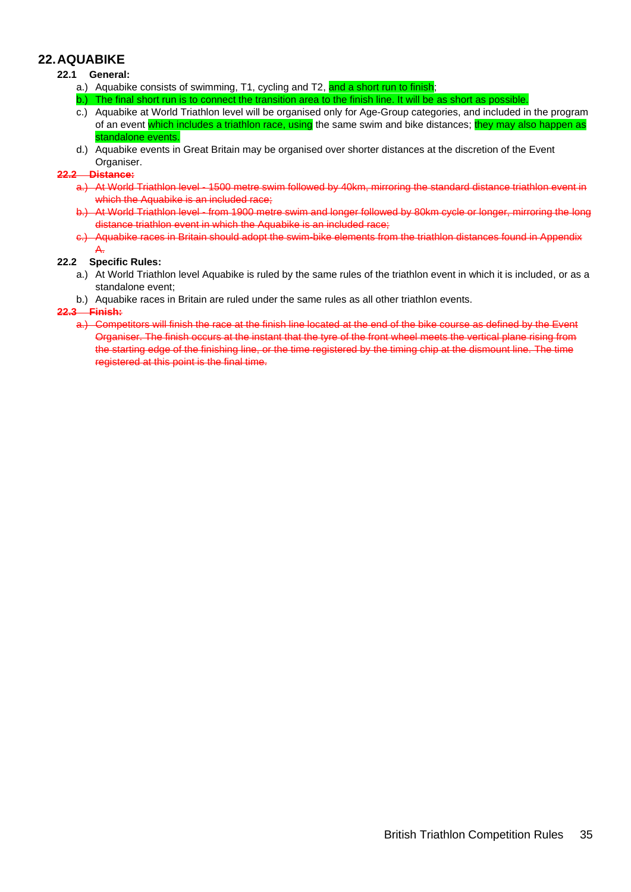# 22. AQUABIKE

## 22.1 General:

a.) Aquabike consists of swimming, T1, cycling and T2, and a short run to finish;

b.) The final short run is to connect the transition area to the finish line. It will be as short as possible.

c.) Aquabike at World Triathlon level will be organised only for Age-Group categories, and included in the program of an event which includes a triathlon race, using the same swim and bike distances; they may also happen as standalone events.

d.) Aquabike events in Great Britain may be organised over shorter distances at the discretion of the Event Organiser.

## ~~22.2 Distance:~~

~~a.) At World Triathlon level - 1500 metre swim followed by 40km, mirroring the standard distance triathlon event in which the Aquabike is an included race;~~

~~b.) At World Triathlon level - from 1900 metre swim and longer followed by 80km cycle or longer, mirroring the long distance triathlon event in which the Aquabike is an included race;~~

~~c.) Aquabike races in Britain should adopt the swim-bike elements from the triathlon distances found in Appendix A.~~

## 22.2 Specific Rules:

a.) At World Triathlon level Aquabike is ruled by the same rules of the triathlon event in which it is included, or as a standalone event;

b.) Aquabike races in Britain are ruled under the same rules as all other triathlon events.

## ~~22.3 Finish:~~

~~a.) Competitors will finish the race at the finish line located at the end of the bike course as defined by the Event Organiser. The finish occurs at the instant that the tyre of the front wheel meets the vertical plane rising from the starting edge of the finishing line, or the time registered by the timing chip at the dismount line. The time registered at this point is the final time.~~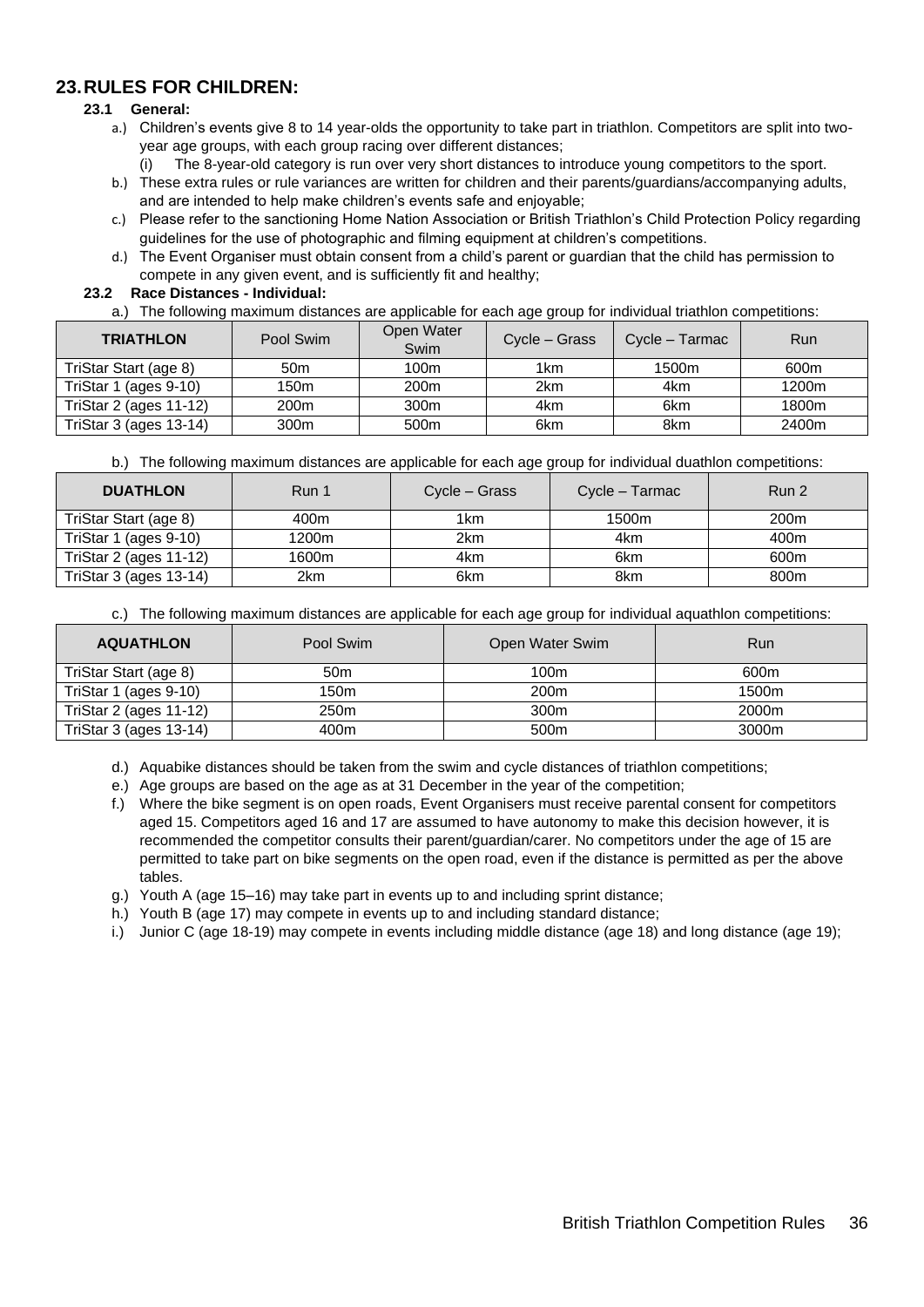## 23. RULES FOR CHILDREN:

### 23.1 General:

a.) Children's events give 8 to 14 year-olds the opportunity to take part in triathlon. Competitors are split into two-year age groups, with each group racing over different distances;
   (i) The 8-year-old category is run over very short distances to introduce young competitors to the sport.

b.) These extra rules or rule variances are written for children and their parents/guardians/accompanying adults, and are intended to help make children's events safe and enjoyable;

c.) Please refer to the sanctioning Home Nation Association or British Triathlon's Child Protection Policy regarding guidelines for the use of photographic and filming equipment at children's competitions.

d.) The Event Organiser must obtain consent from a child's parent or guardian that the child has permission to compete in any given event, and is sufficiently fit and healthy;

### 23.2 Race Distances - Individual:

a.) The following maximum distances are applicable for each age group for individual triathlon competitions:

| TRIATHLON | Pool Swim | Open Water Swim | Cycle – Grass | Cycle – Tarmac | Run |
|---|---|---|---|---|---|
| TriStar Start (age 8) | 50m | 100m | 1km | 1500m | 600m |
| TriStar 1 (ages 9-10) | 150m | 200m | 2km | 4km | 1200m |
| TriStar 2 (ages 11-12) | 200m | 300m | 4km | 6km | 1800m |
| TriStar 3 (ages 13-14) | 300m | 500m | 6km | 8km | 2400m |

b.) The following maximum distances are applicable for each age group for individual duathlon competitions:

| DUATHLON | Run 1 | Cycle – Grass | Cycle – Tarmac | Run 2 |
|---|---|---|---|---|
| TriStar Start (age 8) | 400m | 1km | 1500m | 200m |
| TriStar 1 (ages 9-10) | 1200m | 2km | 4km | 400m |
| TriStar 2 (ages 11-12) | 1600m | 4km | 6km | 600m |
| TriStar 3 (ages 13-14) | 2km | 6km | 8km | 800m |

c.) The following maximum distances are applicable for each age group for individual aquathlon competitions:

| AQUATHLON | Pool Swim | Open Water Swim | Run |
|---|---|---|---|
| TriStar Start (age 8) | 50m | 100m | 600m |
| TriStar 1 (ages 9-10) | 150m | 200m | 1500m |
| TriStar 2 (ages 11-12) | 250m | 300m | 2000m |
| TriStar 3 (ages 13-14) | 400m | 500m | 3000m |

d.) Aquabike distances should be taken from the swim and cycle distances of triathlon competitions;

e.) Age groups are based on the age as at 31 December in the year of the competition;

f.) Where the bike segment is on open roads, Event Organisers must receive parental consent for competitors aged 15. Competitors aged 16 and 17 are assumed to have autonomy to make this decision however, it is recommended the competitor consults their parent/guardian/carer. No competitors under the age of 15 are permitted to take part on bike segments on the open road, even if the distance is permitted as per the above tables.

g.) Youth A (age 15–16) may take part in events up to and including sprint distance;

h.) Youth B (age 17) may compete in events up to and including standard distance;

i.) Junior C (age 18-19) may compete in events including middle distance (age 18) and long distance (age 19);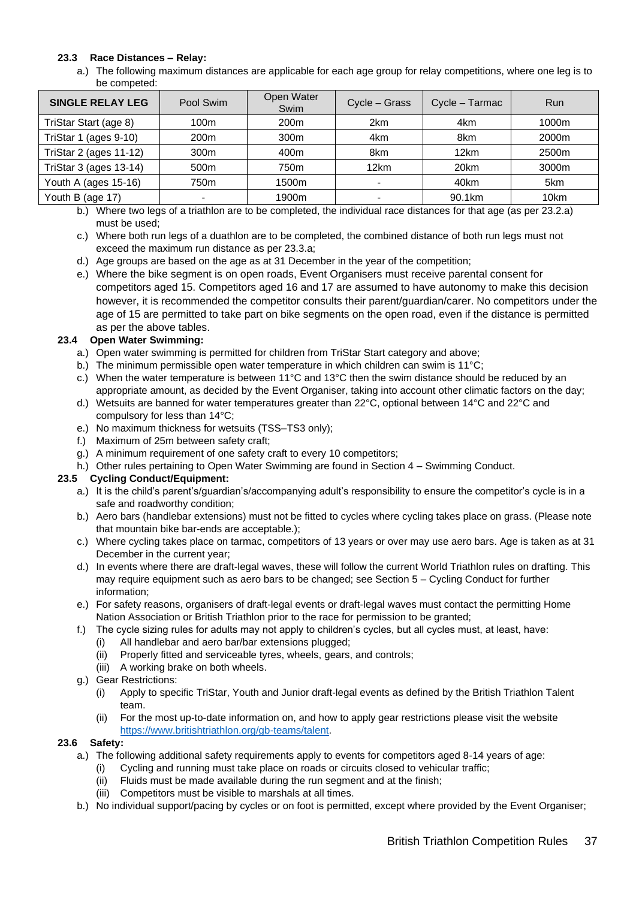#### 23.3 Race Distances – Relay:

a.) The following maximum distances are applicable for each age group for relay competitions, where one leg is to be competed:

| SINGLE RELAY LEG | Pool Swim | Open Water Swim | Cycle – Grass | Cycle – Tarmac | Run |
|---|---|---|---|---|---|
| TriStar Start (age 8) | 100m | 200m | 2km | 4km | 1000m |
| TriStar 1 (ages 9-10) | 200m | 300m | 4km | 8km | 2000m |
| TriStar 2 (ages 11-12) | 300m | 400m | 8km | 12km | 2500m |
| TriStar 3 (ages 13-14) | 500m | 750m | 12km | 20km | 3000m |
| Youth A (ages 15-16) | 750m | 1500m | - | 40km | 5km |
| Youth B (age 17) | - | 1900m | - | 90.1km | 10km |

b.) Where two legs of a triathlon are to be completed, the individual race distances for that age (as per 23.2.a) must be used;

c.) Where both run legs of a duathlon are to be completed, the combined distance of both run legs must not exceed the maximum run distance as per 23.3.a;

d.) Age groups are based on the age as at 31 December in the year of the competition;

e.) Where the bike segment is on open roads, Event Organisers must receive parental consent for competitors aged 15. Competitors aged 16 and 17 are assumed to have autonomy to make this decision however, it is recommended the competitor consults their parent/guardian/carer. No competitors under the age of 15 are permitted to take part on bike segments on the open road, even if the distance is permitted as per the above tables.

#### 23.4 Open Water Swimming:

a.) Open water swimming is permitted for children from TriStar Start category and above;

b.) The minimum permissible open water temperature in which children can swim is 11°C;

c.) When the water temperature is between 11°C and 13°C then the swim distance should be reduced by an appropriate amount, as decided by the Event Organiser, taking into account other climatic factors on the day;

d.) Wetsuits are banned for water temperatures greater than 22°C, optional between 14°C and 22°C and compulsory for less than 14°C;

e.) No maximum thickness for wetsuits (TSS–TS3 only);

f.) Maximum of 25m between safety craft;

g.) A minimum requirement of one safety craft to every 10 competitors;

h.) Other rules pertaining to Open Water Swimming are found in Section 4 – Swimming Conduct.

#### 23.5 Cycling Conduct/Equipment:

a.) It is the child's parent's/guardian's/accompanying adult's responsibility to ensure the competitor's cycle is in a safe and roadworthy condition;

b.) Aero bars (handlebar extensions) must not be fitted to cycles where cycling takes place on grass. (Please note that mountain bike bar-ends are acceptable.);

c.) Where cycling takes place on tarmac, competitors of 13 years or over may use aero bars. Age is taken as at 31 December in the current year;

d.) In events where there are draft-legal waves, these will follow the current World Triathlon rules on drafting. This may require equipment such as aero bars to be changed; see Section 5 – Cycling Conduct for further information;

e.) For safety reasons, organisers of draft-legal events or draft-legal waves must contact the permitting Home Nation Association or British Triathlon prior to the race for permission to be granted;

f.) The cycle sizing rules for adults may not apply to children's cycles, but all cycles must, at least, have:
   (i) All handlebar and aero bar/bar extensions plugged;
   (ii) Properly fitted and serviceable tyres, wheels, gears, and controls;
   (iii) A working brake on both wheels.

g.) Gear Restrictions:
   (i) Apply to specific TriStar, Youth and Junior draft-legal events as defined by the British Triathlon Talent team.
   (ii) For the most up-to-date information on, and how to apply gear restrictions please visit the website https://www.britishtriathlon.org/gb-teams/talent.

#### 23.6 Safety:

a.) The following additional safety requirements apply to events for competitors aged 8-14 years of age:
   (i) Cycling and running must take place on roads or circuits closed to vehicular traffic;
   (ii) Fluids must be made available during the run segment and at the finish;
   (iii) Competitors must be visible to marshals at all times.

b.) No individual support/pacing by cycles or on foot is permitted, except where provided by the Event Organiser;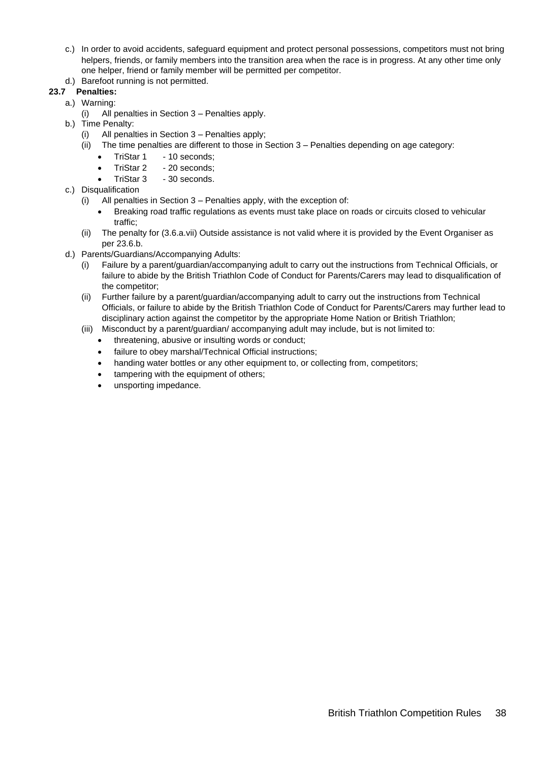c.) In order to avoid accidents, safeguard equipment and protect personal possessions, competitors must not bring helpers, friends, or family members into the transition area when the race is in progress. At any other time only one helper, friend or family member will be permitted per competitor.

d.) Barefoot running is not permitted.

**23.7 Penalties:**

a.) Warning:

  (i) All penalties in Section 3 – Penalties apply.

b.) Time Penalty:

  (i) All penalties in Section 3 – Penalties apply;

  (ii) The time penalties are different to those in Section 3 – Penalties depending on age category:

  - TriStar 1 - 10 seconds;
  - TriStar 2 - 20 seconds;
  - TriStar 3 - 30 seconds.

c.) Disqualification

  (i) All penalties in Section 3 – Penalties apply, with the exception of:

  - Breaking road traffic regulations as events must take place on roads or circuits closed to vehicular traffic;

  (ii) The penalty for (3.6.a.vii) Outside assistance is not valid where it is provided by the Event Organiser as per 23.6.b.

d.) Parents/Guardians/Accompanying Adults:

  (i) Failure by a parent/guardian/accompanying adult to carry out the instructions from Technical Officials, or failure to abide by the British Triathlon Code of Conduct for Parents/Carers may lead to disqualification of the competitor;

  (ii) Further failure by a parent/guardian/accompanying adult to carry out the instructions from Technical Officials, or failure to abide by the British Triathlon Code of Conduct for Parents/Carers may further lead to disciplinary action against the competitor by the appropriate Home Nation or British Triathlon;

  (iii) Misconduct by a parent/guardian/ accompanying adult may include, but is not limited to:

  - threatening, abusive or insulting words or conduct;
  - failure to obey marshal/Technical Official instructions;
  - handing water bottles or any other equipment to, or collecting from, competitors;
  - tampering with the equipment of others;
  - unsporting impedance.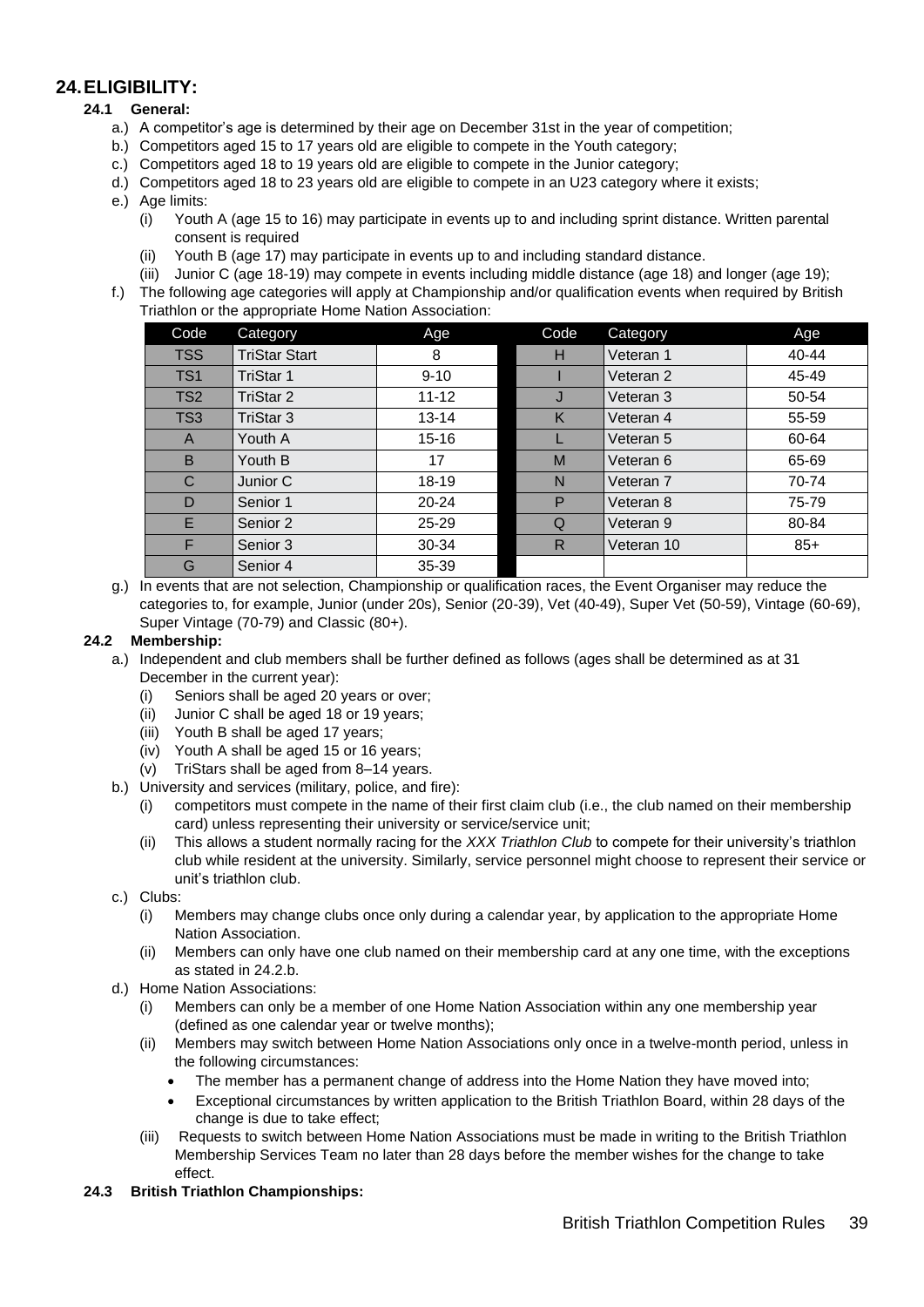## 24. ELIGIBILITY:

### 24.1 General:

a.) A competitor's age is determined by their age on December 31st in the year of competition;

b.) Competitors aged 15 to 17 years old are eligible to compete in the Youth category;

c.) Competitors aged 18 to 19 years old are eligible to compete in the Junior category;

d.) Competitors aged 18 to 23 years old are eligible to compete in an U23 category where it exists;

e.) Age limits:

(i) Youth A (age 15 to 16) may participate in events up to and including sprint distance. Written parental consent is required

(ii) Youth B (age 17) may participate in events up to and including standard distance.

(iii) Junior C (age 18-19) may compete in events including middle distance (age 18) and longer (age 19);

f.) The following age categories will apply at Championship and/or qualification events when required by British Triathlon or the appropriate Home Nation Association:

| Code | Category | Age | Code | Category | Age |
|---|---|---|---|---|---|
| TSS | TriStar Start | 8 | H | Veteran 1 | 40-44 |
| TS1 | TriStar 1 | 9-10 | I | Veteran 2 | 45-49 |
| TS2 | TriStar 2 | 11-12 | J | Veteran 3 | 50-54 |
| TS3 | TriStar 3 | 13-14 | K | Veteran 4 | 55-59 |
| A | Youth A | 15-16 | L | Veteran 5 | 60-64 |
| B | Youth B | 17 | M | Veteran 6 | 65-69 |
| C | Junior C | 18-19 | N | Veteran 7 | 70-74 |
| D | Senior 1 | 20-24 | P | Veteran 8 | 75-79 |
| E | Senior 2 | 25-29 | Q | Veteran 9 | 80-84 |
| F | Senior 3 | 30-34 | R | Veteran 10 | 85+ |
| G | Senior 4 | 35-39 | | | |

g.) In events that are not selection, Championship or qualification races, the Event Organiser may reduce the categories to, for example, Junior (under 20s), Senior (20-39), Vet (40-49), Super Vet (50-59), Vintage (60-69), Super Vintage (70-79) and Classic (80+).

### 24.2 Membership:

a.) Independent and club members shall be further defined as follows (ages shall be determined as at 31 December in the current year):

(i) Seniors shall be aged 20 years or over;

(ii) Junior C shall be aged 18 or 19 years;

(iii) Youth B shall be aged 17 years;

(iv) Youth A shall be aged 15 or 16 years;

(v) TriStars shall be aged from 8–14 years.

b.) University and services (military, police, and fire):

(i) competitors must compete in the name of their first claim club (i.e., the club named on their membership card) unless representing their university or service/service unit;

(ii) This allows a student normally racing for the *XXX Triathlon Club* to compete for their university's triathlon club while resident at the university. Similarly, service personnel might choose to represent their service or unit's triathlon club.

c.) Clubs:

(i) Members may change clubs once only during a calendar year, by application to the appropriate Home Nation Association.

(ii) Members can only have one club named on their membership card at any one time, with the exceptions as stated in 24.2.b.

d.) Home Nation Associations:

(i) Members can only be a member of one Home Nation Association within any one membership year (defined as one calendar year or twelve months);

(ii) Members may switch between Home Nation Associations only once in a twelve-month period, unless in the following circumstances:

- The member has a permanent change of address into the Home Nation they have moved into;
- Exceptional circumstances by written application to the British Triathlon Board, within 28 days of the change is due to take effect;

(iii) Requests to switch between Home Nation Associations must be made in writing to the British Triathlon Membership Services Team no later than 28 days before the member wishes for the change to take effect.

### 24.3 British Triathlon Championships: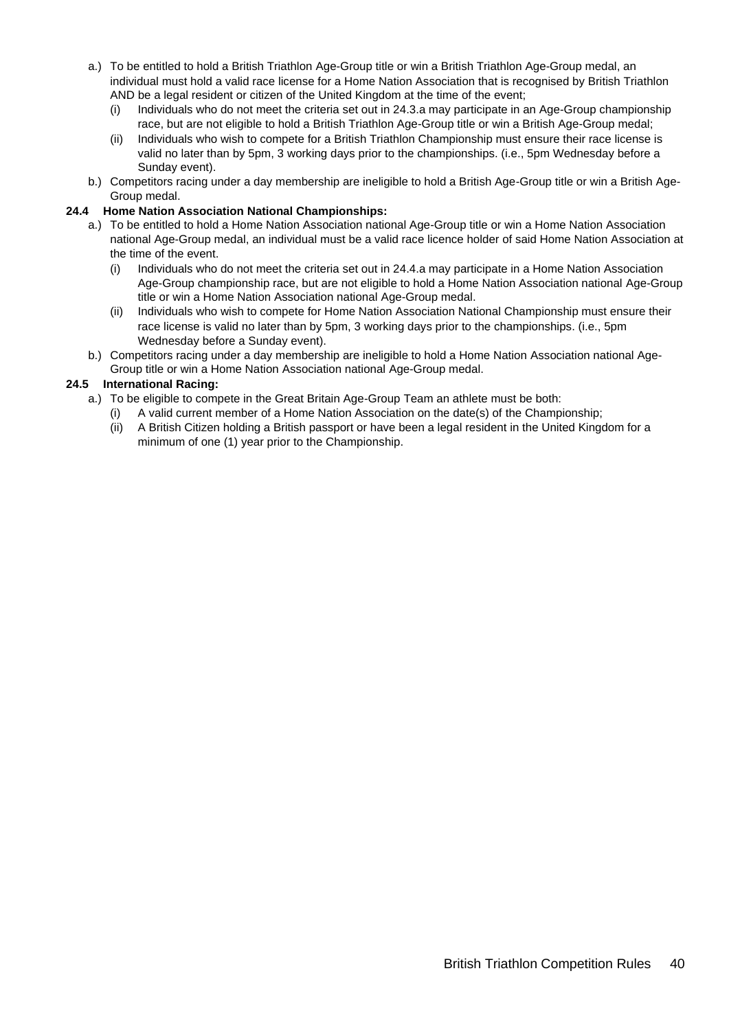a.) To be entitled to hold a British Triathlon Age-Group title or win a British Triathlon Age-Group medal, an individual must hold a valid race license for a Home Nation Association that is recognised by British Triathlon AND be a legal resident or citizen of the United Kingdom at the time of the event;
   - (i) Individuals who do not meet the criteria set out in 24.3.a may participate in an Age-Group championship race, but are not eligible to hold a British Triathlon Age-Group title or win a British Age-Group medal;
   - (ii) Individuals who wish to compete for a British Triathlon Championship must ensure their race license is valid no later than by 5pm, 3 working days prior to the championships. (i.e., 5pm Wednesday before a Sunday event).

b.) Competitors racing under a day membership are ineligible to hold a British Age-Group title or win a British Age-Group medal.

**24.4 Home Nation Association National Championships:**

a.) To be entitled to hold a Home Nation Association national Age-Group title or win a Home Nation Association national Age-Group medal, an individual must be a valid race licence holder of said Home Nation Association at the time of the event.
   - (i) Individuals who do not meet the criteria set out in 24.4.a may participate in a Home Nation Association Age-Group championship race, but are not eligible to hold a Home Nation Association national Age-Group title or win a Home Nation Association national Age-Group medal.
   - (ii) Individuals who wish to compete for Home Nation Association National Championship must ensure their race license is valid no later than by 5pm, 3 working days prior to the championships. (i.e., 5pm Wednesday before a Sunday event).

b.) Competitors racing under a day membership are ineligible to hold a Home Nation Association national Age-Group title or win a Home Nation Association national Age-Group medal.

**24.5 International Racing:**

a.) To be eligible to compete in the Great Britain Age-Group Team an athlete must be both:
   - (i) A valid current member of a Home Nation Association on the date(s) of the Championship;
   - (ii) A British Citizen holding a British passport or have been a legal resident in the United Kingdom for a minimum of one (1) year prior to the Championship.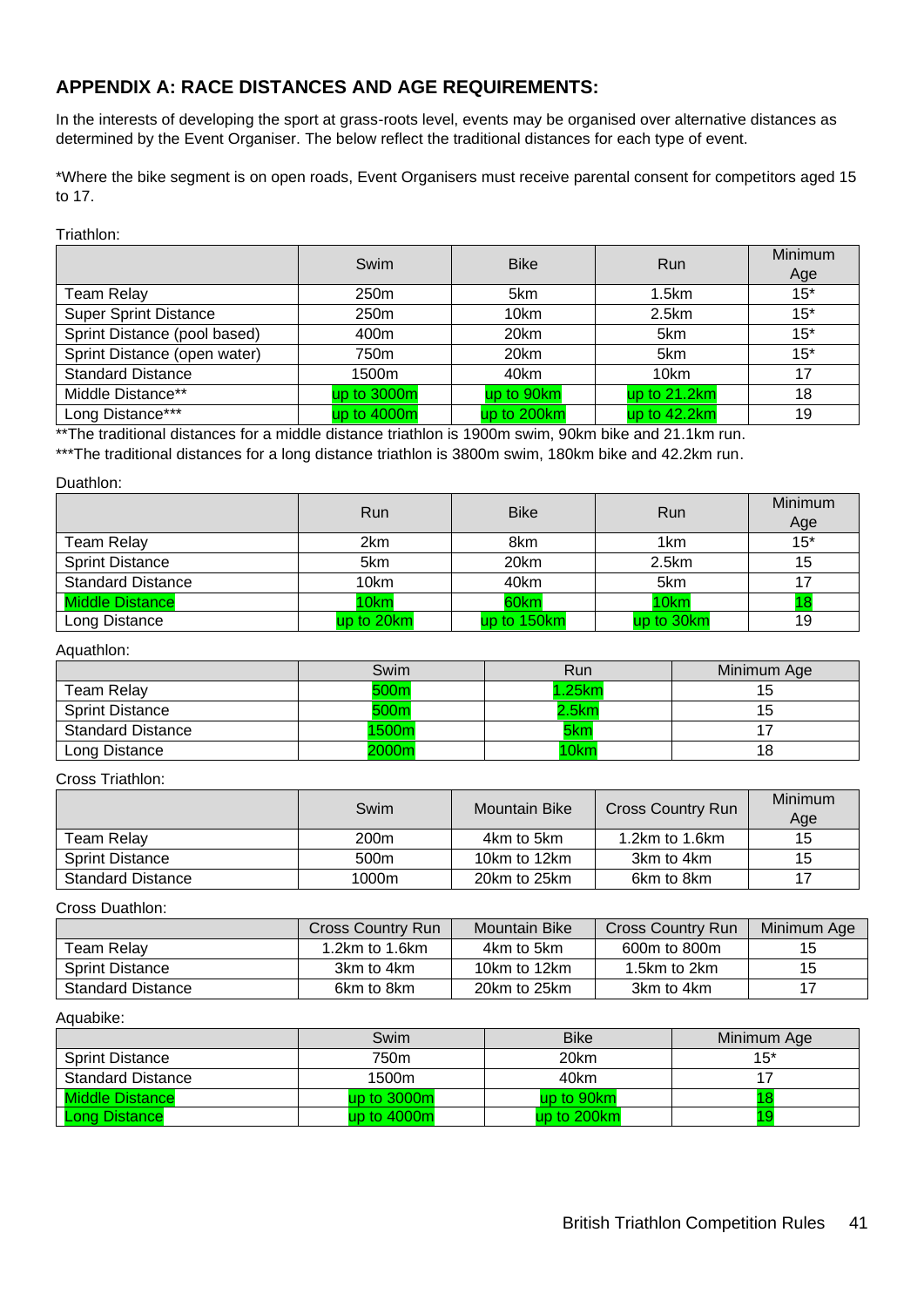## APPENDIX A: RACE DISTANCES AND AGE REQUIREMENTS:

In the interests of developing the sport at grass-roots level, events may be organised over alternative distances as determined by the Event Organiser. The below reflect the traditional distances for each type of event.

*Where the bike segment is on open roads, Event Organisers must receive parental consent for competitors aged 15 to 17.

Triathlon:

| | Swim | Bike | Run | Minimum Age |
|---|---|---|---|---|
| Team Relay | 250m | 5km | 1.5km | 15* |
| Super Sprint Distance | 250m | 10km | 2.5km | 15* |
| Sprint Distance (pool based) | 400m | 20km | 5km | 15* |
| Sprint Distance (open water) | 750m | 20km | 5km | 15* |
| Standard Distance | 1500m | 40km | 10km | 17 |
| Middle Distance** | up to 3000m | up to 90km | up to 21.2km | 18 |
| Long Distance*** | up to 4000m | up to 200km | up to 42.2km | 19 |

**The traditional distances for a middle distance triathlon is 1900m swim, 90km bike and 21.1km run.

***The traditional distances for a long distance triathlon is 3800m swim, 180km bike and 42.2km run.

Duathlon:

| | Run | Bike | Run | Minimum Age |
|---|---|---|---|---|
| Team Relay | 2km | 8km | 1km | 15* |
| Sprint Distance | 5km | 20km | 2.5km | 15 |
| Standard Distance | 10km | 40km | 5km | 17 |
| Middle Distance | 10km | 60km | 10km | 18 |
| Long Distance | up to 20km | up to 150km | up to 30km | 19 |

Aquathlon:

| | Swim | Run | Minimum Age |
|---|---|---|---|
| Team Relay | 500m | 1.25km | 15 |
| Sprint Distance | 500m | 2.5km | 15 |
| Standard Distance | 1500m | 5km | 17 |
| Long Distance | 2000m | 10km | 18 |

Cross Triathlon:

| | Swim | Mountain Bike | Cross Country Run | Minimum Age |
|---|---|---|---|---|
| Team Relay | 200m | 4km to 5km | 1.2km to 1.6km | 15 |
| Sprint Distance | 500m | 10km to 12km | 3km to 4km | 15 |
| Standard Distance | 1000m | 20km to 25km | 6km to 8km | 17 |

Cross Duathlon:

| | Cross Country Run | Mountain Bike | Cross Country Run | Minimum Age |
|---|---|---|---|---|
| Team Relay | 1.2km to 1.6km | 4km to 5km | 600m to 800m | 15 |
| Sprint Distance | 3km to 4km | 10km to 12km | 1.5km to 2km | 15 |
| Standard Distance | 6km to 8km | 20km to 25km | 3km to 4km | 17 |

Aquabike:

| | Swim | Bike | Minimum Age |
|---|---|---|---|
| Sprint Distance | 750m | 20km | 15* |
| Standard Distance | 1500m | 40km | 17 |
| Middle Distance | up to 3000m | up to 90km | 18 |
| Long Distance | up to 4000m | up to 200km | 19 |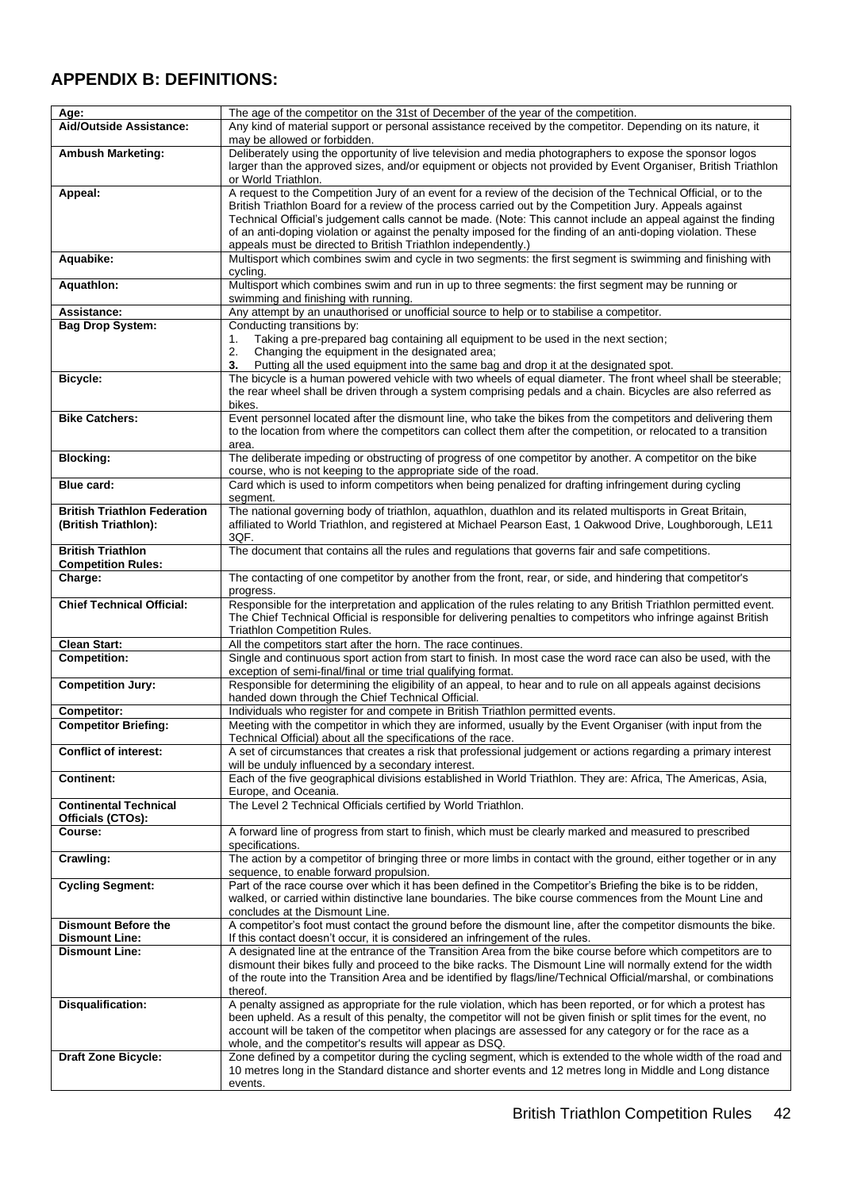## APPENDIX B: DEFINITIONS:

| | |
|---|---|
| **Age:** | The age of the competitor on the 31st of December of the year of the competition. |
| **Aid/Outside Assistance:** | Any kind of material support or personal assistance received by the competitor. Depending on its nature, it may be allowed or forbidden. |
| **Ambush Marketing:** | Deliberately using the opportunity of live television and media photographers to expose the sponsor logos larger than the approved sizes, and/or equipment or objects not provided by Event Organiser, British Triathlon or World Triathlon. |
| **Appeal:** | A request to the Competition Jury of an event for a review of the decision of the Technical Official, or to the British Triathlon Board for a review of the process carried out by the Competition Jury. Appeals against Technical Official's judgement calls cannot be made. (Note: This cannot include an appeal against the finding of an anti-doping violation or against the penalty imposed for the finding of an anti-doping violation. These appeals must be directed to British Triathlon independently.) |
| **Aquabike:** | Multisport which combines swim and cycle in two segments: the first segment is swimming and finishing with cycling. |
| **Aquathlon:** | Multisport which combines swim and run in up to three segments: the first segment may be running or swimming and finishing with running. |
| **Assistance:** | Any attempt by an unauthorised or unofficial source to help or to stabilise a competitor. |
| **Bag Drop System:** | Conducting transitions by: 1. Taking a pre-prepared bag containing all equipment to be used in the next section; 2. Changing the equipment in the designated area; **3.** Putting all the used equipment into the same bag and drop it at the designated spot. |
| **Bicycle:** | The bicycle is a human powered vehicle with two wheels of equal diameter. The front wheel shall be steerable; the rear wheel shall be driven through a system comprising pedals and a chain. Bicycles are also referred as bikes. |
| **Bike Catchers:** | Event personnel located after the dismount line, who take the bikes from the competitors and delivering them to the location from where the competitors can collect them after the competition, or relocated to a transition area. |
| **Blocking:** | The deliberate impeding or obstructing of progress of one competitor by another. A competitor on the bike course, who is not keeping to the appropriate side of the road. |
| **Blue card:** | Card which is used to inform competitors when being penalized for drafting infringement during cycling segment. |
| **British Triathlon Federation (British Triathlon):** | The national governing body of triathlon, aquathlon, duathlon and its related multisports in Great Britain, affiliated to World Triathlon, and registered at Michael Pearson East, 1 Oakwood Drive, Loughborough, LE11 3QF. |
| **British Triathlon Competition Rules:** | The document that contains all the rules and regulations that governs fair and safe competitions. |
| **Charge:** | The contacting of one competitor by another from the front, rear, or side, and hindering that competitor's progress. |
| **Chief Technical Official:** | Responsible for the interpretation and application of the rules relating to any British Triathlon permitted event. The Chief Technical Official is responsible for delivering penalties to competitors who infringe against British Triathlon Competition Rules. |
| **Clean Start:** | All the competitors start after the horn. The race continues. |
| **Competition:** | Single and continuous sport action from start to finish. In most case the word race can also be used, with the exception of semi-final/final or time trial qualifying format. |
| **Competition Jury:** | Responsible for determining the eligibility of an appeal, to hear and to rule on all appeals against decisions handed down through the Chief Technical Official. |
| **Competitor:** | Individuals who register for and compete in British Triathlon permitted events. |
| **Competitor Briefing:** | Meeting with the competitor in which they are informed, usually by the Event Organiser (with input from the Technical Official) about all the specifications of the race. |
| **Conflict of interest:** | A set of circumstances that creates a risk that professional judgement or actions regarding a primary interest will be unduly influenced by a secondary interest. |
| **Continent:** | Each of the five geographical divisions established in World Triathlon. They are: Africa, The Americas, Asia, Europe, and Oceania. |
| **Continental Technical Officials (CTOs):** | The Level 2 Technical Officials certified by World Triathlon. |
| **Course:** | A forward line of progress from start to finish, which must be clearly marked and measured to prescribed specifications. |
| **Crawling:** | The action by a competitor of bringing three or more limbs in contact with the ground, either together or in any sequence, to enable forward propulsion. |
| **Cycling Segment:** | Part of the race course over which it has been defined in the Competitor's Briefing the bike is to be ridden, walked, or carried within distinctive lane boundaries. The bike course commences from the Mount Line and concludes at the Dismount Line. |
| **Dismount Before the Dismount Line:** | A competitor's foot must contact the ground before the dismount line, after the competitor dismounts the bike. If this contact doesn't occur, it is considered an infringement of the rules. |
| **Dismount Line:** | A designated line at the entrance of the Transition Area from the bike course before which competitors are to dismount their bikes fully and proceed to the bike racks. The Dismount Line will normally extend for the width of the route into the Transition Area and be identified by flags/line/Technical Official/marshal, or combinations thereof. |
| **Disqualification:** | A penalty assigned as appropriate for the rule violation, which has been reported, or for which a protest has been upheld. As a result of this penalty, the competitor will not be given finish or split times for the event, no account will be taken of the competitor when placings are assessed for any category or for the race as a whole, and the competitor's results will appear as DSQ. |
| **Draft Zone Bicycle:** | Zone defined by a competitor during the cycling segment, which is extended to the whole width of the road and 10 metres long in the Standard distance and shorter events and 12 metres long in Middle and Long distance events. |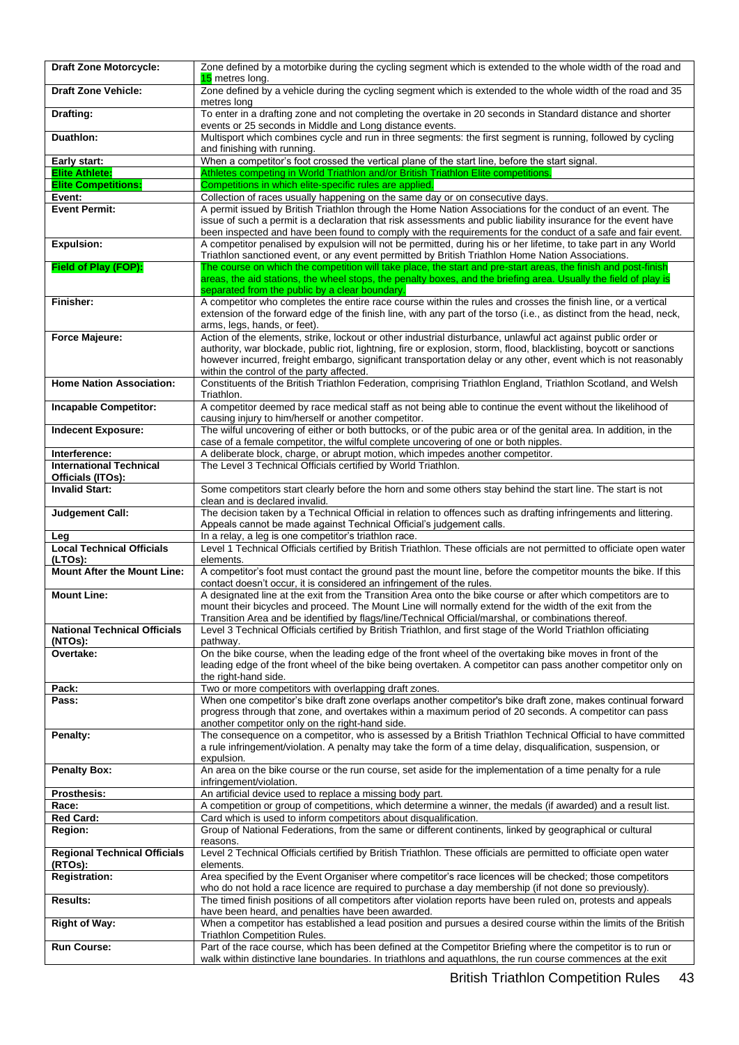| | |
|---|---|
| **Draft Zone Motorcycle:** | Zone defined by a motorbike during the cycling segment which is extended to the whole width of the road and 15 metres long. |
| **Draft Zone Vehicle:** | Zone defined by a vehicle during the cycling segment which is extended to the whole width of the road and 35 metres long |
| **Drafting:** | To enter in a drafting zone and not completing the overtake in 20 seconds in Standard distance and shorter events or 25 seconds in Middle and Long distance events. |
| **Duathlon:** | Multisport which combines cycle and run in three segments: the first segment is running, followed by cycling and finishing with running. |
| **Early start:** | When a competitor's foot crossed the vertical plane of the start line, before the start signal. |
| **Elite Athlete:** | Athletes competing in World Triathlon and/or British Triathlon Elite competitions. |
| **Elite Competitions:** | Competitions in which elite-specific rules are applied. |
| **Event:** | Collection of races usually happening on the same day or on consecutive days. |
| **Event Permit:** | A permit issued by British Triathlon through the Home Nation Associations for the conduct of an event. The issue of such a permit is a declaration that risk assessments and public liability insurance for the event have been inspected and have been found to comply with the requirements for the conduct of a safe and fair event. |
| **Expulsion:** | A competitor penalised by expulsion will not be permitted, during his or her lifetime, to take part in any World Triathlon sanctioned event, or any event permitted by British Triathlon Home Nation Associations. |
| **Field of Play (FOP):** | The course on which the competition will take place, the start and pre-start areas, the finish and post-finish areas, the aid stations, the wheel stops, the penalty boxes, and the briefing area. Usually the field of play is separated from the public by a clear boundary. |
| **Finisher:** | A competitor who completes the entire race course within the rules and crosses the finish line, or a vertical extension of the forward edge of the finish line, with any part of the torso (i.e., as distinct from the head, neck, arms, legs, hands, or feet). |
| **Force Majeure:** | Action of the elements, strike, lockout or other industrial disturbance, unlawful act against public order or authority, war blockade, public riot, lightning, fire or explosion, storm, flood, blacklisting, boycott or sanctions however incurred, freight embargo, significant transportation delay or any other, event which is not reasonably within the control of the party affected. |
| **Home Nation Association:** | Constituents of the British Triathlon Federation, comprising Triathlon England, Triathlon Scotland, and Welsh Triathlon. |
| **Incapable Competitor:** | A competitor deemed by race medical staff as not being able to continue the event without the likelihood of causing injury to him/herself or another competitor. |
| **Indecent Exposure:** | The wilful uncovering of either or both buttocks, or of the pubic area or of the genital area. In addition, in the case of a female competitor, the wilful complete uncovering of one or both nipples. |
| **Interference:** | A deliberate block, charge, or abrupt motion, which impedes another competitor. |
| **International Technical Officials (ITOs):** | The Level 3 Technical Officials certified by World Triathlon. |
| **Invalid Start:** | Some competitors start clearly before the horn and some others stay behind the start line. The start is not clean and is declared invalid. |
| **Judgement Call:** | The decision taken by a Technical Official in relation to offences such as drafting infringements and littering. Appeals cannot be made against Technical Official's judgement calls. |
| **Leg** | In a relay, a leg is one competitor's triathlon race. |
| **Local Technical Officials (LTOs):** | Level 1 Technical Officials certified by British Triathlon. These officials are not permitted to officiate open water elements. |
| **Mount After the Mount Line:** | A competitor's foot must contact the ground past the mount line, before the competitor mounts the bike. If this contact doesn't occur, it is considered an infringement of the rules. |
| **Mount Line:** | A designated line at the exit from the Transition Area onto the bike course or after which competitors are to mount their bicycles and proceed. The Mount Line will normally extend for the width of the exit from the Transition Area and be identified by flags/line/Technical Official/marshal, or combinations thereof. |
| **National Technical Officials (NTOs):** | Level 3 Technical Officials certified by British Triathlon, and first stage of the World Triathlon officiating pathway. |
| **Overtake:** | On the bike course, when the leading edge of the front wheel of the overtaking bike moves in front of the leading edge of the front wheel of the bike being overtaken. A competitor can pass another competitor only on the right-hand side. |
| **Pack:** | Two or more competitors with overlapping draft zones. |
| **Pass:** | When one competitor's bike draft zone overlaps another competitor's bike draft zone, makes continual forward progress through that zone, and overtakes within a maximum period of 20 seconds. A competitor can pass another competitor only on the right-hand side. |
| **Penalty:** | The consequence on a competitor, who is assessed by a British Triathlon Technical Official to have committed a rule infringement/violation. A penalty may take the form of a time delay, disqualification, suspension, or expulsion. |
| **Penalty Box:** | An area on the bike course or the run course, set aside for the implementation of a time penalty for a rule infringement/violation. |
| **Prosthesis:** | An artificial device used to replace a missing body part. |
| **Race:** | A competition or group of competitions, which determine a winner, the medals (if awarded) and a result list. |
| **Red Card:** | Card which is used to inform competitors about disqualification. |
| **Region:** | Group of National Federations, from the same or different continents, linked by geographical or cultural reasons. |
| **Regional Technical Officials (RTOs):** | Level 2 Technical Officials certified by British Triathlon. These officials are permitted to officiate open water elements. |
| **Registration:** | Area specified by the Event Organiser where competitor's race licences will be checked; those competitors who do not hold a race licence are required to purchase a day membership (if not done so previously). |
| **Results:** | The timed finish positions of all competitors after violation reports have been ruled on, protests and appeals have been heard, and penalties have been awarded. |
| **Right of Way:** | When a competitor has established a lead position and pursues a desired course within the limits of the British Triathlon Competition Rules. |
| **Run Course:** | Part of the race course, which has been defined at the Competitor Briefing where the competitor is to run or walk within distinctive lane boundaries. In triathlons and aquathlons, the run course commences at the exit |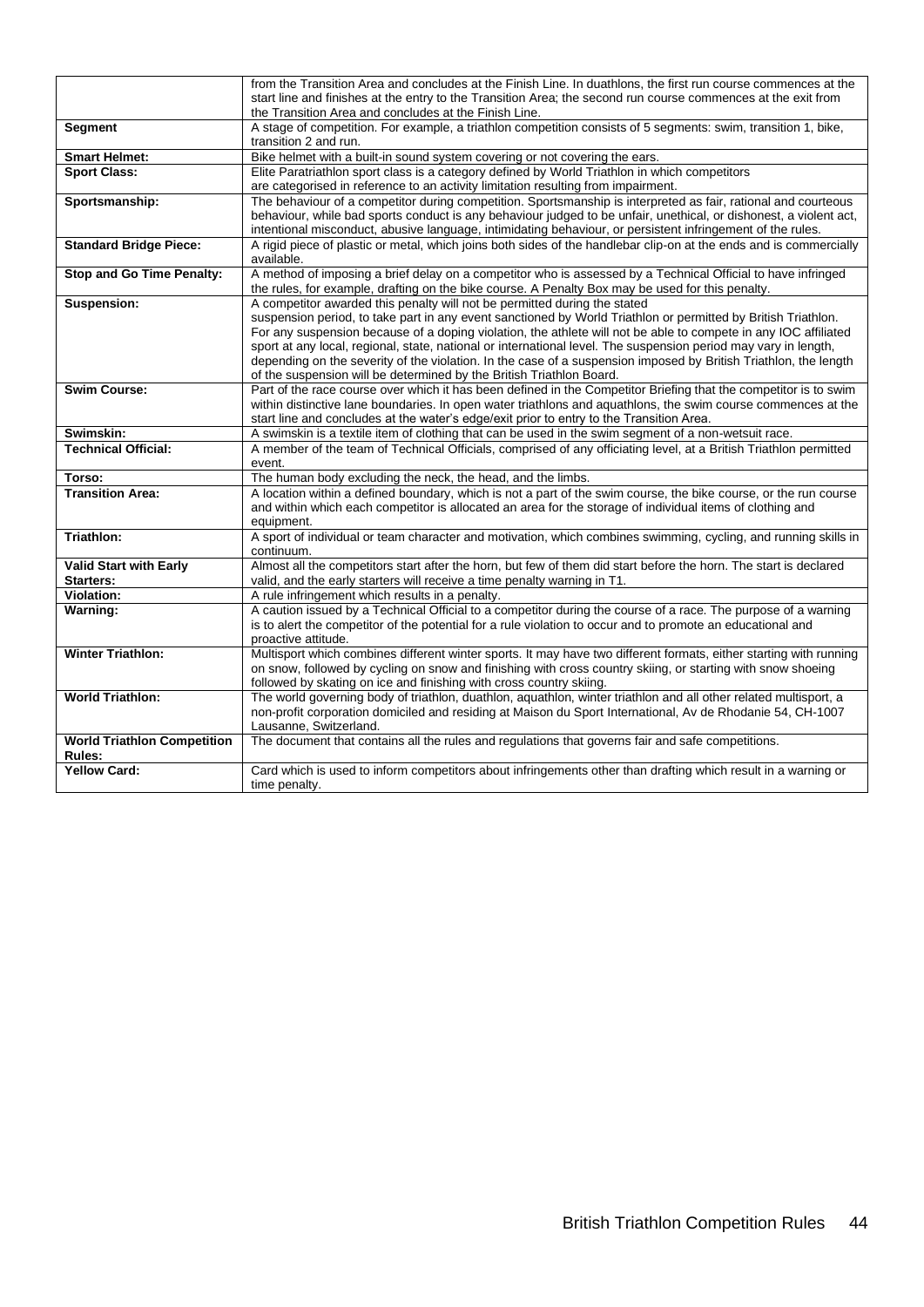| | |
|---|---|
| | from the Transition Area and concludes at the Finish Line. In duathlons, the first run course commences at the start line and finishes at the entry to the Transition Area; the second run course commences at the exit from the Transition Area and concludes at the Finish Line. |
| **Segment** | A stage of competition. For example, a triathlon competition consists of 5 segments: swim, transition 1, bike, transition 2 and run. |
| **Smart Helmet:** | Bike helmet with a built-in sound system covering or not covering the ears. |
| **Sport Class:** | Elite Paratriathlon sport class is a category defined by World Triathlon in which competitors are categorised in reference to an activity limitation resulting from impairment. |
| **Sportsmanship:** | The behaviour of a competitor during competition. Sportsmanship is interpreted as fair, rational and courteous behaviour, while bad sports conduct is any behaviour judged to be unfair, unethical, or dishonest, a violent act, intentional misconduct, abusive language, intimidating behaviour, or persistent infringement of the rules. |
| **Standard Bridge Piece:** | A rigid piece of plastic or metal, which joins both sides of the handlebar clip-on at the ends and is commercially available. |
| **Stop and Go Time Penalty:** | A method of imposing a brief delay on a competitor who is assessed by a Technical Official to have infringed the rules, for example, drafting on the bike course. A Penalty Box may be used for this penalty. |
| **Suspension:** | A competitor awarded this penalty will not be permitted during the stated suspension period, to take part in any event sanctioned by World Triathlon or permitted by British Triathlon. For any suspension because of a doping violation, the athlete will not be able to compete in any IOC affiliated sport at any local, regional, state, national or international level. The suspension period may vary in length, depending on the severity of the violation. In the case of a suspension imposed by British Triathlon, the length of the suspension will be determined by the British Triathlon Board. |
| **Swim Course:** | Part of the race course over which it has been defined in the Competitor Briefing that the competitor is to swim within distinctive lane boundaries. In open water triathlons and aquathlons, the swim course commences at the start line and concludes at the water's edge/exit prior to entry to the Transition Area. |
| **Swimskin:** | A swimskin is a textile item of clothing that can be used in the swim segment of a non-wetsuit race. |
| **Technical Official:** | A member of the team of Technical Officials, comprised of any officiating level, at a British Triathlon permitted event. |
| **Torso:** | The human body excluding the neck, the head, and the limbs. |
| **Transition Area:** | A location within a defined boundary, which is not a part of the swim course, the bike course, or the run course and within which each competitor is allocated an area for the storage of individual items of clothing and equipment. |
| **Triathlon:** | A sport of individual or team character and motivation, which combines swimming, cycling, and running skills in continuum. |
| **Valid Start with Early Starters:** | Almost all the competitors start after the horn, but few of them did start before the horn. The start is declared valid, and the early starters will receive a time penalty warning in T1. |
| **Violation:** | A rule infringement which results in a penalty. |
| **Warning:** | A caution issued by a Technical Official to a competitor during the course of a race. The purpose of a warning is to alert the competitor of the potential for a rule violation to occur and to promote an educational and proactive attitude. |
| **Winter Triathlon:** | Multisport which combines different winter sports. It may have two different formats, either starting with running on snow, followed by cycling on snow and finishing with cross country skiing, or starting with snow shoeing followed by skating on ice and finishing with cross country skiing. |
| **World Triathlon:** | The world governing body of triathlon, duathlon, aquathlon, winter triathlon and all other related multisport, a non-profit corporation domiciled and residing at Maison du Sport International, Av de Rhodanie 54, CH-1007 Lausanne, Switzerland. |
| **World Triathlon Competition Rules:** | The document that contains all the rules and regulations that governs fair and safe competitions. |
| **Yellow Card:** | Card which is used to inform competitors about infringements other than drafting which result in a warning or time penalty. |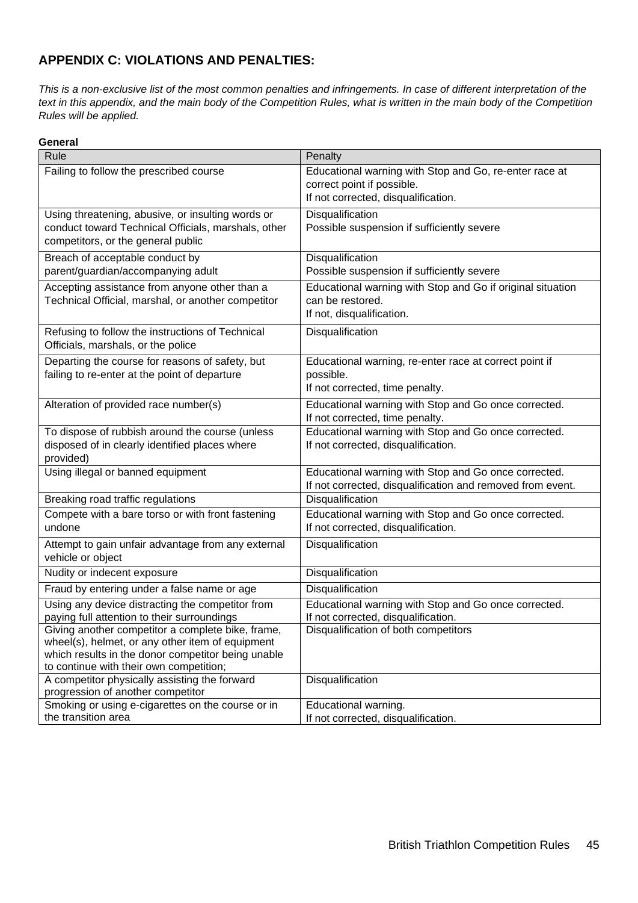## APPENDIX C: VIOLATIONS AND PENALTIES:

*This is a non-exclusive list of the most common penalties and infringements. In case of different interpretation of the text in this appendix, and the main body of the Competition Rules, what is written in the main body of the Competition Rules will be applied.*

**General**

| Rule | Penalty |
|---|---|
| Failing to follow the prescribed course | Educational warning with Stop and Go, re-enter race at correct point if possible.<br>If not corrected, disqualification. |
| Using threatening, abusive, or insulting words or conduct toward Technical Officials, marshals, other competitors, or the general public | Disqualification<br>Possible suspension if sufficiently severe |
| Breach of acceptable conduct by parent/guardian/accompanying adult | Disqualification<br>Possible suspension if sufficiently severe |
| Accepting assistance from anyone other than a Technical Official, marshal, or another competitor | Educational warning with Stop and Go if original situation can be restored.<br>If not, disqualification. |
| Refusing to follow the instructions of Technical Officials, marshals, or the police | Disqualification |
| Departing the course for reasons of safety, but failing to re-enter at the point of departure | Educational warning, re-enter race at correct point if possible.<br>If not corrected, time penalty. |
| Alteration of provided race number(s) | Educational warning with Stop and Go once corrected.<br>If not corrected, time penalty. |
| To dispose of rubbish around the course (unless disposed of in clearly identified places where provided) | Educational warning with Stop and Go once corrected.<br>If not corrected, disqualification. |
| Using illegal or banned equipment | Educational warning with Stop and Go once corrected.<br>If not corrected, disqualification and removed from event. |
| Breaking road traffic regulations | Disqualification |
| Compete with a bare torso or with front fastening undone | Educational warning with Stop and Go once corrected.<br>If not corrected, disqualification. |
| Attempt to gain unfair advantage from any external vehicle or object | Disqualification |
| Nudity or indecent exposure | Disqualification |
| Fraud by entering under a false name or age | Disqualification |
| Using any device distracting the competitor from paying full attention to their surroundings | Educational warning with Stop and Go once corrected.<br>If not corrected, disqualification. |
| Giving another competitor a complete bike, frame, wheel(s), helmet, or any other item of equipment which results in the donor competitor being unable to continue with their own competition; | Disqualification of both competitors |
| A competitor physically assisting the forward progression of another competitor | Disqualification |
| Smoking or using e-cigarettes on the course or in the transition area | Educational warning.<br>If not corrected, disqualification. |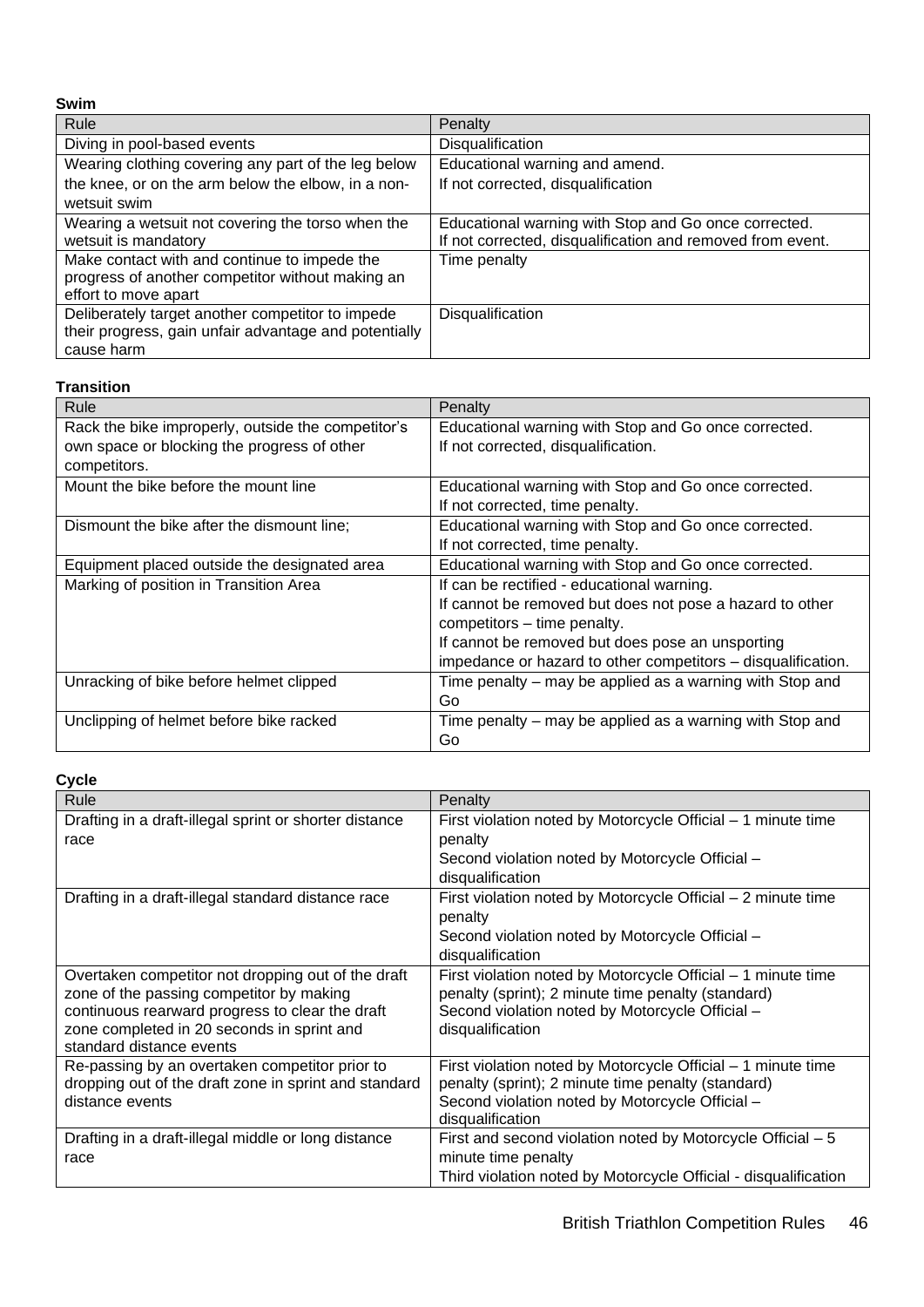**Swim**

| Rule | Penalty |
|---|---|
| Diving in pool-based events | Disqualification |
| Wearing clothing covering any part of the leg below the knee, or on the arm below the elbow, in a non-wetsuit swim | Educational warning and amend.<br>If not corrected, disqualification |
| Wearing a wetsuit not covering the torso when the wetsuit is mandatory | Educational warning with Stop and Go once corrected.<br>If not corrected, disqualification and removed from event. |
| Make contact with and continue to impede the progress of another competitor without making an effort to move apart | Time penalty |
| Deliberately target another competitor to impede their progress, gain unfair advantage and potentially cause harm | Disqualification |

**Transition**

| Rule | Penalty |
|---|---|
| Rack the bike improperly, outside the competitor's own space or blocking the progress of other competitors. | Educational warning with Stop and Go once corrected.<br>If not corrected, disqualification. |
| Mount the bike before the mount line | Educational warning with Stop and Go once corrected.<br>If not corrected, time penalty. |
| Dismount the bike after the dismount line; | Educational warning with Stop and Go once corrected.<br>If not corrected, time penalty. |
| Equipment placed outside the designated area | Educational warning with Stop and Go once corrected. |
| Marking of position in Transition Area | If can be rectified - educational warning.<br>If cannot be removed but does not pose a hazard to other competitors – time penalty.<br>If cannot be removed but does pose an unsporting impedance or hazard to other competitors – disqualification. |
| Unracking of bike before helmet clipped | Time penalty – may be applied as a warning with Stop and Go |
| Unclipping of helmet before bike racked | Time penalty – may be applied as a warning with Stop and Go |

**Cycle**

| Rule | Penalty |
|---|---|
| Drafting in a draft-illegal sprint or shorter distance race | First violation noted by Motorcycle Official – 1 minute time penalty<br>Second violation noted by Motorcycle Official – disqualification |
| Drafting in a draft-illegal standard distance race | First violation noted by Motorcycle Official – 2 minute time penalty<br>Second violation noted by Motorcycle Official – disqualification |
| Overtaken competitor not dropping out of the draft zone of the passing competitor by making continuous rearward progress to clear the draft zone completed in 20 seconds in sprint and standard distance events | First violation noted by Motorcycle Official – 1 minute time penalty (sprint); 2 minute time penalty (standard)<br>Second violation noted by Motorcycle Official – disqualification |
| Re-passing by an overtaken competitor prior to dropping out of the draft zone in sprint and standard distance events | First violation noted by Motorcycle Official – 1 minute time penalty (sprint); 2 minute time penalty (standard)<br>Second violation noted by Motorcycle Official – disqualification |
| Drafting in a draft-illegal middle or long distance race | First and second violation noted by Motorcycle Official – 5 minute time penalty<br>Third violation noted by Motorcycle Official - disqualification |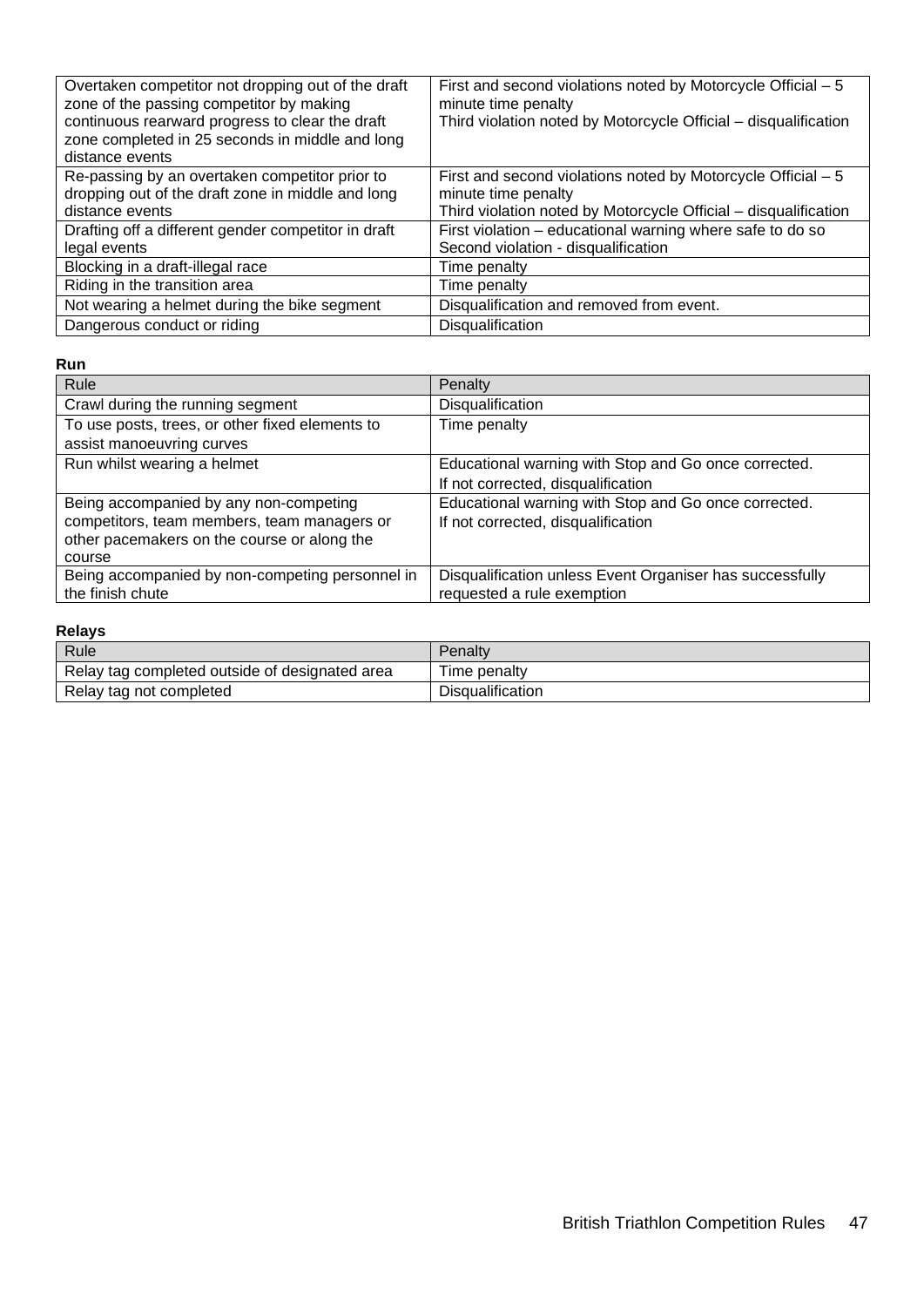| | |
|---|---|
| Overtaken competitor not dropping out of the draft zone of the passing competitor by making continuous rearward progress to clear the draft zone completed in 25 seconds in middle and long distance events | First and second violations noted by Motorcycle Official – 5 minute time penalty<br>Third violation noted by Motorcycle Official – disqualification |
| Re-passing by an overtaken competitor prior to dropping out of the draft zone in middle and long distance events | First and second violations noted by Motorcycle Official – 5 minute time penalty<br>Third violation noted by Motorcycle Official – disqualification |
| Drafting off a different gender competitor in draft legal events | First violation – educational warning where safe to do so<br>Second violation - disqualification |
| Blocking in a draft-illegal race | Time penalty |
| Riding in the transition area | Time penalty |
| Not wearing a helmet during the bike segment | Disqualification and removed from event. |
| Dangerous conduct or riding | Disqualification |

**Run**

| Rule | Penalty |
|---|---|
| Crawl during the running segment | Disqualification |
| To use posts, trees, or other fixed elements to assist manoeuvring curves | Time penalty |
| Run whilst wearing a helmet | Educational warning with Stop and Go once corrected.<br>If not corrected, disqualification |
| Being accompanied by any non-competing competitors, team members, team managers or other pacemakers on the course or along the course | Educational warning with Stop and Go once corrected.<br>If not corrected, disqualification |
| Being accompanied by non-competing personnel in the finish chute | Disqualification unless Event Organiser has successfully requested a rule exemption |

**Relays**

| Rule | Penalty |
|---|---|
| Relay tag completed outside of designated area | Time penalty |
| Relay tag not completed | Disqualification |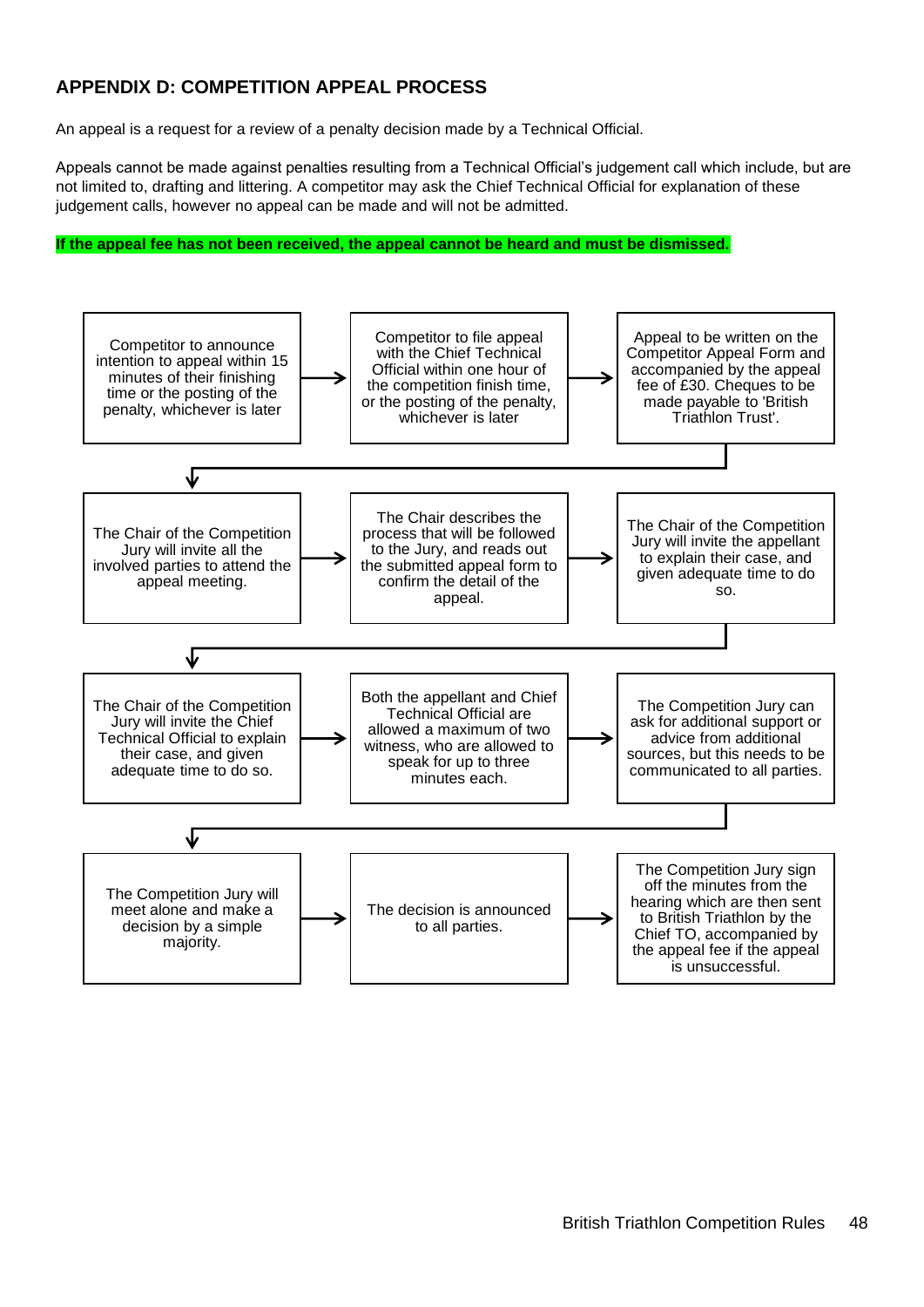## APPENDIX D: COMPETITION APPEAL PROCESS

An appeal is a request for a review of a penalty decision made by a Technical Official.

Appeals cannot be made against penalties resulting from a Technical Official's judgement call which include, but are not limited to, drafting and littering. A competitor may ask the Chief Technical Official for explanation of these judgement calls, however no appeal can be made and will not be admitted.

**If the appeal fee has not been received, the appeal cannot be heard and must be dismissed.**

1. Competitor to announce intention to appeal within 15 minutes of their finishing time or the posting of the penalty, whichever is later
2. Competitor to file appeal with the Chief Technical Official within one hour of the competition finish time, or the posting of the penalty, whichever is later
3. Appeal to be written on the Competitor Appeal Form and accompanied by the appeal fee of £30. Cheques to be made payable to 'British Triathlon Trust'.
4. The Chair of the Competition Jury will invite all the involved parties to attend the appeal meeting.
5. The Chair describes the process that will be followed to the Jury, and reads out the submitted appeal form to confirm the detail of the appeal.
6. The Chair of the Competition Jury will invite the appellant to explain their case, and given adequate time to do so.
7. The Chair of the Competition Jury will invite the Chief Technical Official to explain their case, and given adequate time to do so.
8. Both the appellant and Chief Technical Official are allowed a maximum of two witness, who are allowed to speak for up to three minutes each.
9. The Competition Jury can ask for additional support or advice from additional sources, but this needs to be communicated to all parties.
10. The Competition Jury will meet alone and make a decision by a simple majority.
11. The decision is announced to all parties.
12. The Competition Jury sign off the minutes from the hearing which are then sent to British Triathlon by the Chief TO, accompanied by the appeal fee if the appeal is unsuccessful.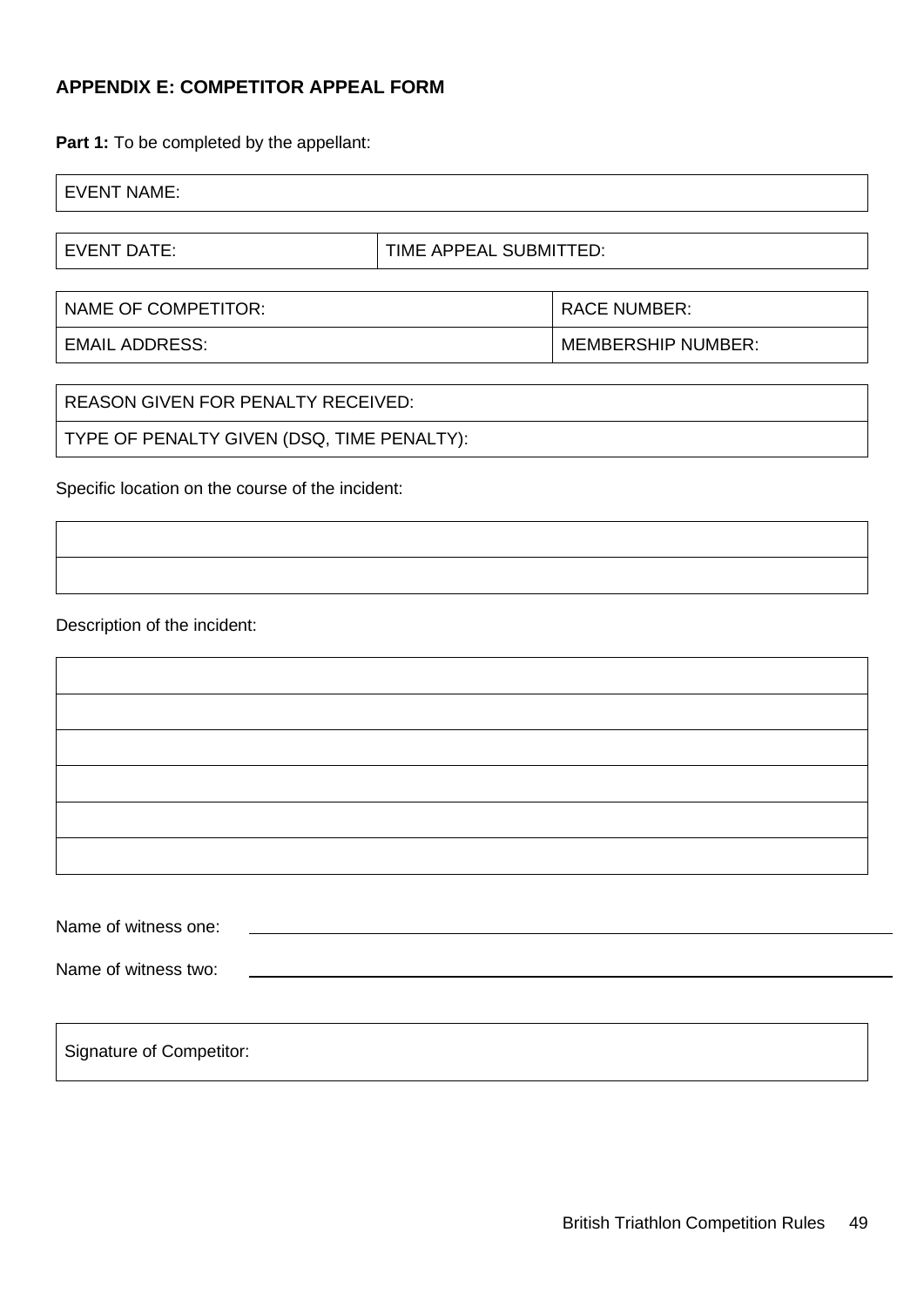## APPENDIX E: COMPETITOR APPEAL FORM

**Part 1:** To be completed by the appellant:

| EVENT NAME: |
|---|

| EVENT DATE: | TIME APPEAL SUBMITTED: |
|---|---|

| NAME OF COMPETITOR: | RACE NUMBER: |
|---|---|
| EMAIL ADDRESS: | MEMBERSHIP NUMBER: |

| REASON GIVEN FOR PENALTY RECEIVED: |
|---|
| TYPE OF PENALTY GIVEN (DSQ, TIME PENALTY): |

Specific location on the course of the incident:

| |
|---|
| |

Description of the incident:

| |
|---|
| |
| |
| |
| |
| |

Name of witness one: ______________________________________________

Name of witness two: ______________________________________________

| Signature of Competitor: |
|---|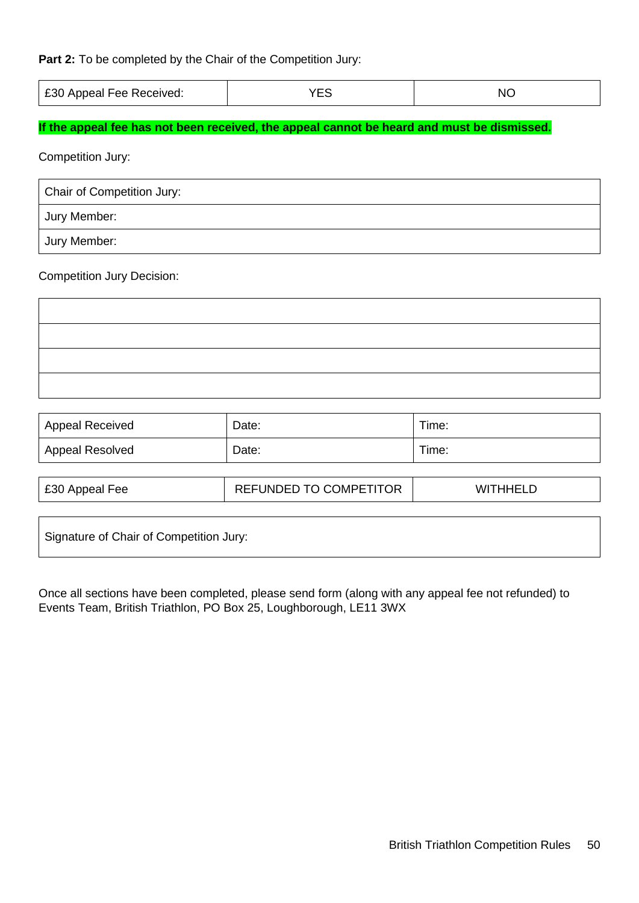**Part 2:** To be completed by the Chair of the Competition Jury:

| £30 Appeal Fee Received: | YES | NO |
|---|---|---|

**If the appeal fee has not been received, the appeal cannot be heard and must be dismissed.**

Competition Jury:

| Chair of Competition Jury: |
|---|
| Jury Member: |
| Jury Member: |

Competition Jury Decision:

| |
|---|
| |
| |
| |

| Appeal Received | Date: | Time: |
|---|---|---|
| Appeal Resolved | Date: | Time: |

| £30 Appeal Fee | REFUNDED TO COMPETITOR | WITHHELD |
|---|---|---|

| Signature of Chair of Competition Jury: |
|---|

Once all sections have been completed, please send form (along with any appeal fee not refunded) to Events Team, British Triathlon, PO Box 25, Loughborough, LE11 3WX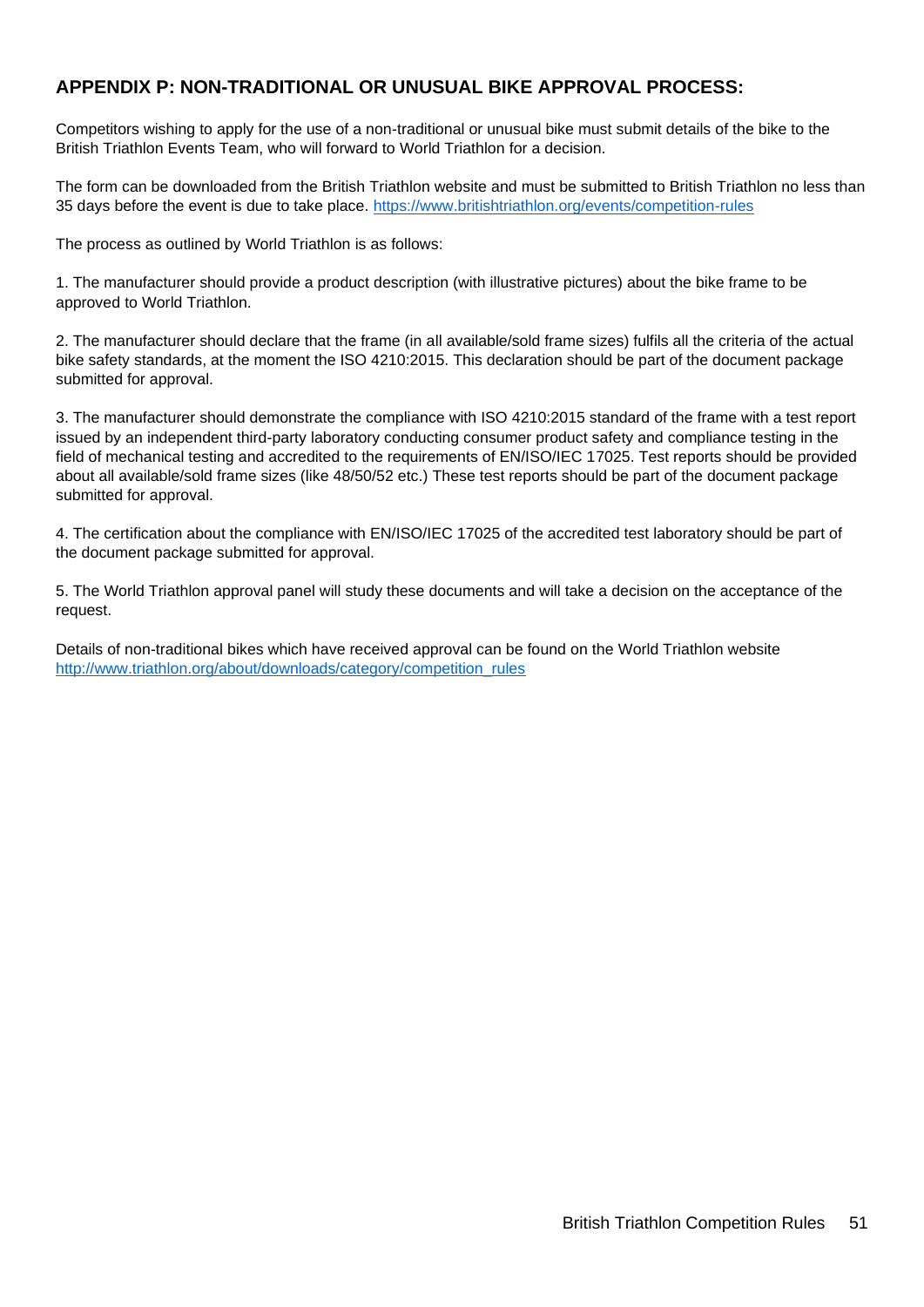## APPENDIX P: NON-TRADITIONAL OR UNUSUAL BIKE APPROVAL PROCESS:

Competitors wishing to apply for the use of a non-traditional or unusual bike must submit details of the bike to the British Triathlon Events Team, who will forward to World Triathlon for a decision.

The form can be downloaded from the British Triathlon website and must be submitted to British Triathlon no less than 35 days before the event is due to take place. https://www.britishtriathlon.org/events/competition-rules

The process as outlined by World Triathlon is as follows:

1. The manufacturer should provide a product description (with illustrative pictures) about the bike frame to be approved to World Triathlon.

2. The manufacturer should declare that the frame (in all available/sold frame sizes) fulfils all the criteria of the actual bike safety standards, at the moment the ISO 4210:2015. This declaration should be part of the document package submitted for approval.

3. The manufacturer should demonstrate the compliance with ISO 4210:2015 standard of the frame with a test report issued by an independent third-party laboratory conducting consumer product safety and compliance testing in the field of mechanical testing and accredited to the requirements of EN/ISO/IEC 17025. Test reports should be provided about all available/sold frame sizes (like 48/50/52 etc.) These test reports should be part of the document package submitted for approval.

4. The certification about the compliance with EN/ISO/IEC 17025 of the accredited test laboratory should be part of the document package submitted for approval.

5. The World Triathlon approval panel will study these documents and will take a decision on the acceptance of the request.

Details of non-traditional bikes which have received approval can be found on the World Triathlon website http://www.triathlon.org/about/downloads/category/competition_rules